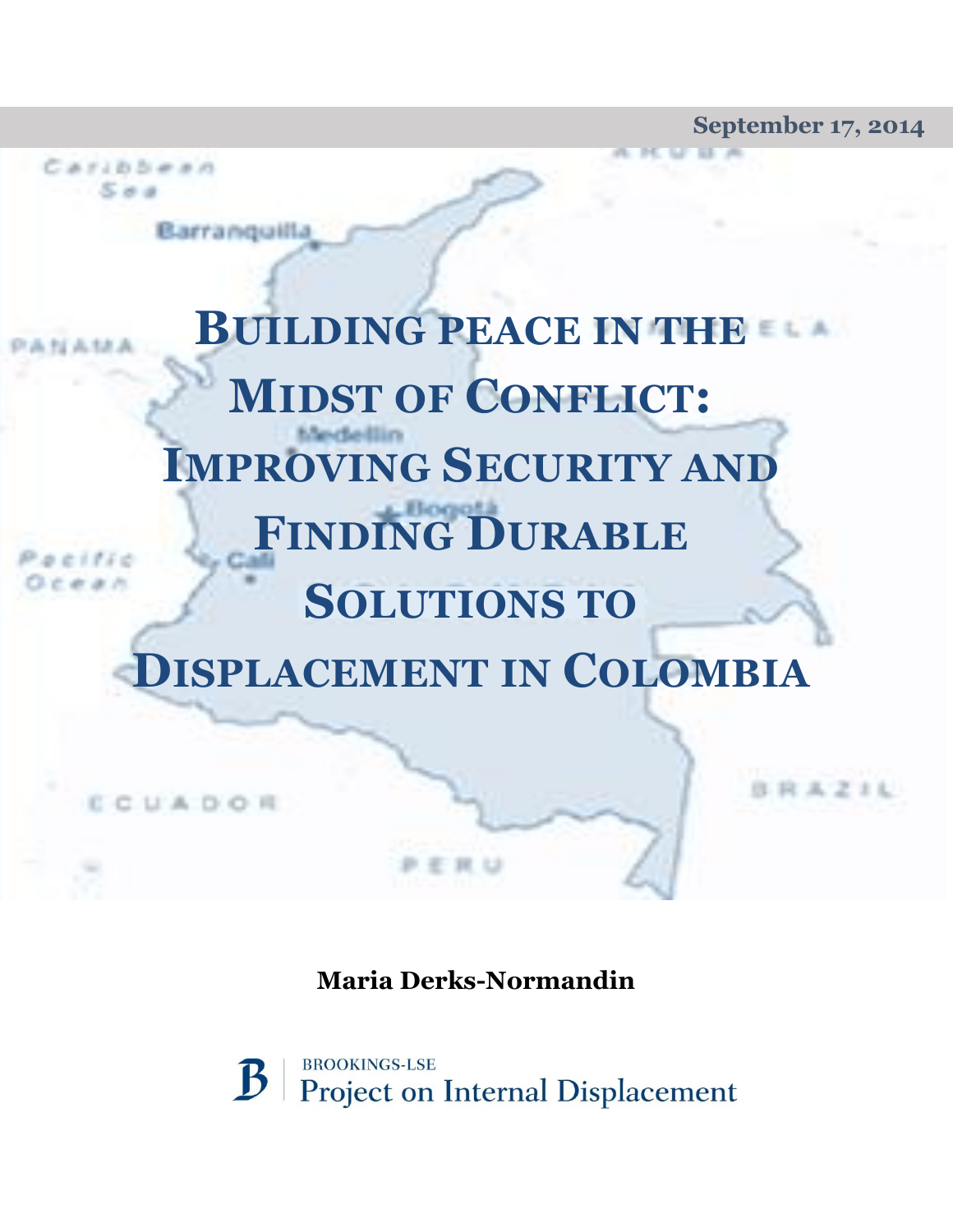September 17, 2014

# Building peace in the Midst of Conflict: Improving Security and Finding Durable Solutions to Displacement in Colombia

**Maria Derks-Normandin**

BROOKINGS-LSE
Project on Internal Displacement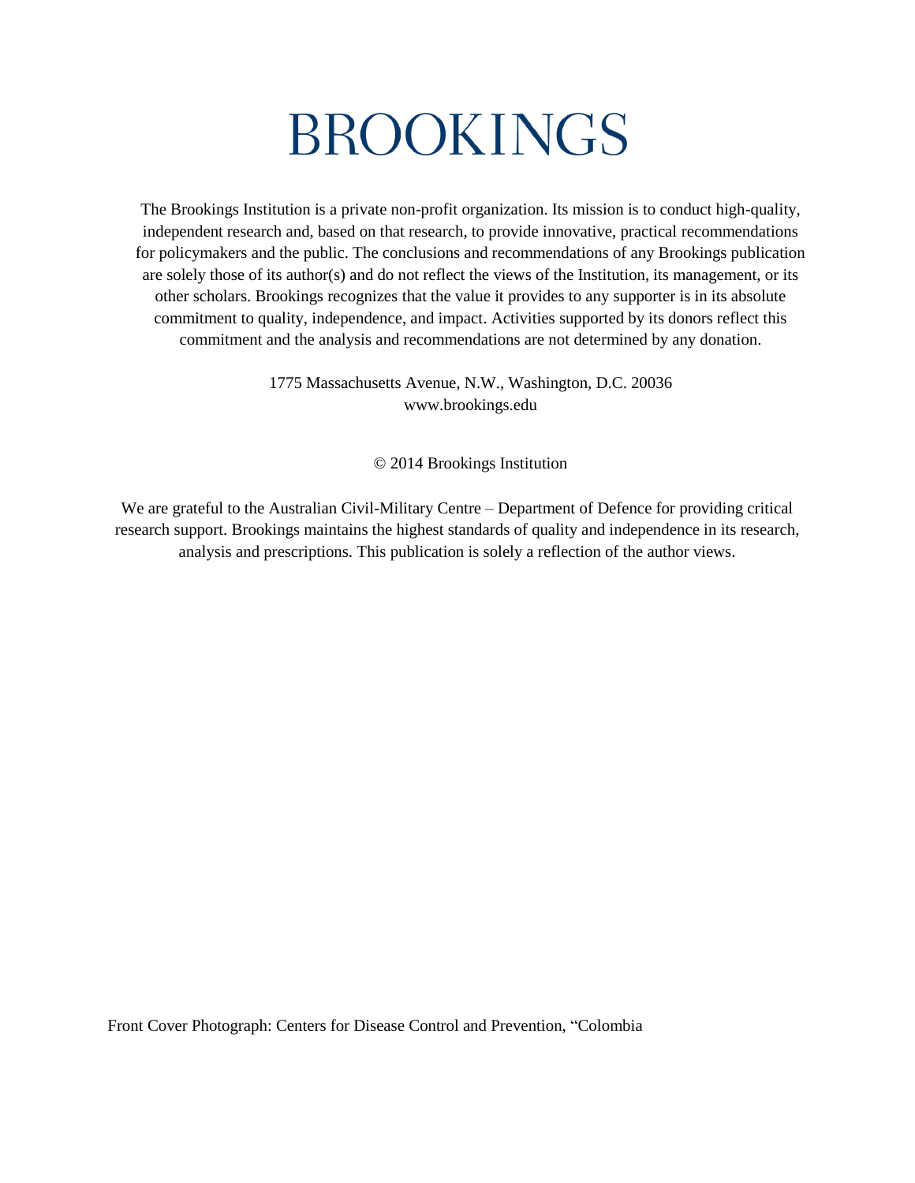# BROOKINGS

The Brookings Institution is a private non-profit organization. Its mission is to conduct high-quality, independent research and, based on that research, to provide innovative, practical recommendations for policymakers and the public. The conclusions and recommendations of any Brookings publication are solely those of its author(s) and do not reflect the views of the Institution, its management, or its other scholars. Brookings recognizes that the value it provides to any supporter is in its absolute commitment to quality, independence, and impact. Activities supported by its donors reflect this commitment and the analysis and recommendations are not determined by any donation.

1775 Massachusetts Avenue, N.W., Washington, D.C. 20036
www.brookings.edu

© 2014 Brookings Institution

We are grateful to the Australian Civil-Military Centre – Department of Defence for providing critical research support. Brookings maintains the highest standards of quality and independence in its research, analysis and prescriptions. This publication is solely a reflection of the author views.

Front Cover Photograph: Centers for Disease Control and Prevention, "Colombia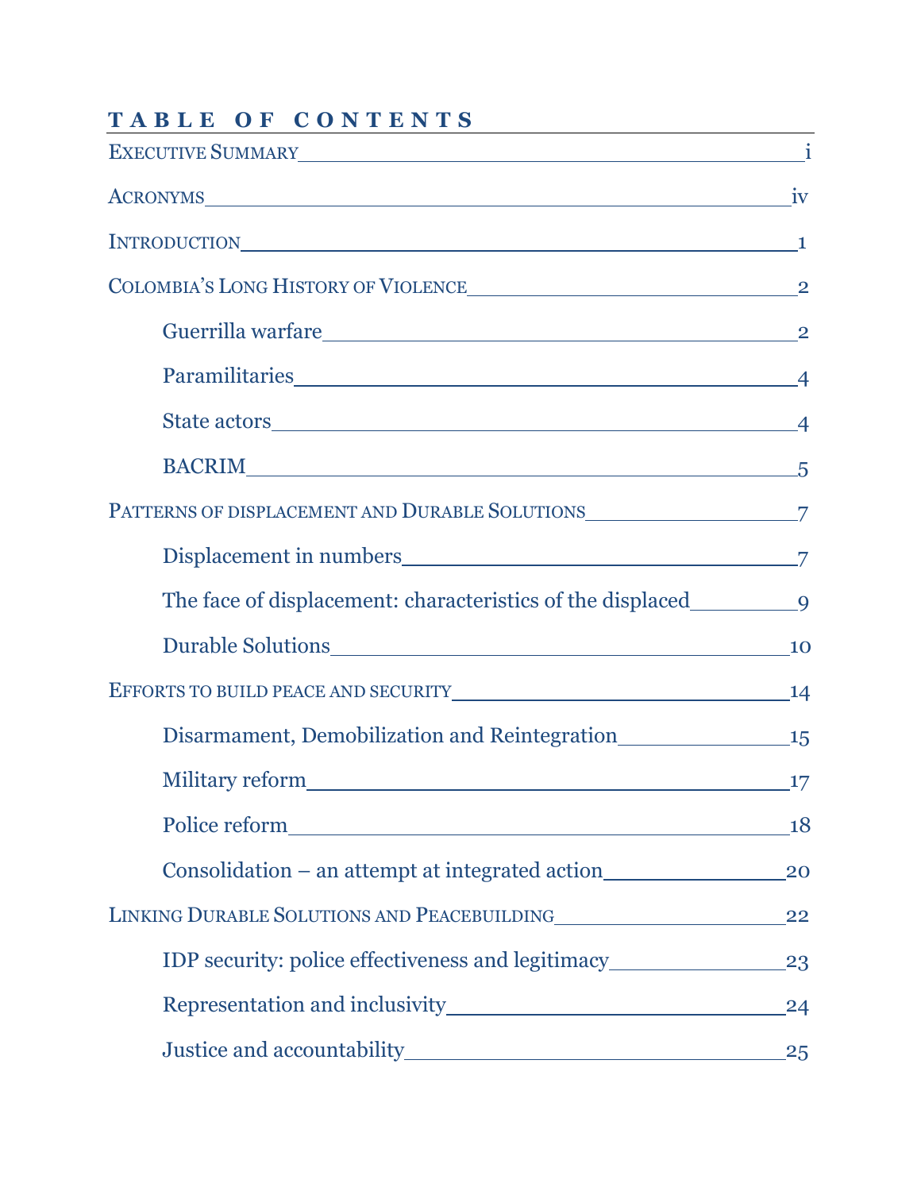## TABLE OF CONTENTS

- Executive Summary — i
- Acronyms — iv
- Introduction — 1
- Colombia's Long History of Violence — 2
  - Guerrilla warfare — 2
  - Paramilitaries — 4
  - State actors — 4
  - BACRIM — 5
- Patterns of displacement and Durable Solutions — 7
  - Displacement in numbers — 7
  - The face of displacement: characteristics of the displaced — 9
  - Durable Solutions — 10
- Efforts to build peace and security — 14
  - Disarmament, Demobilization and Reintegration — 15
  - Military reform — 17
  - Police reform — 18
  - Consolidation – an attempt at integrated action — 20
- Linking Durable Solutions and Peacebuilding — 22
  - IDP security: police effectiveness and legitimacy — 23
  - Representation and inclusivity — 24
  - Justice and accountability — 25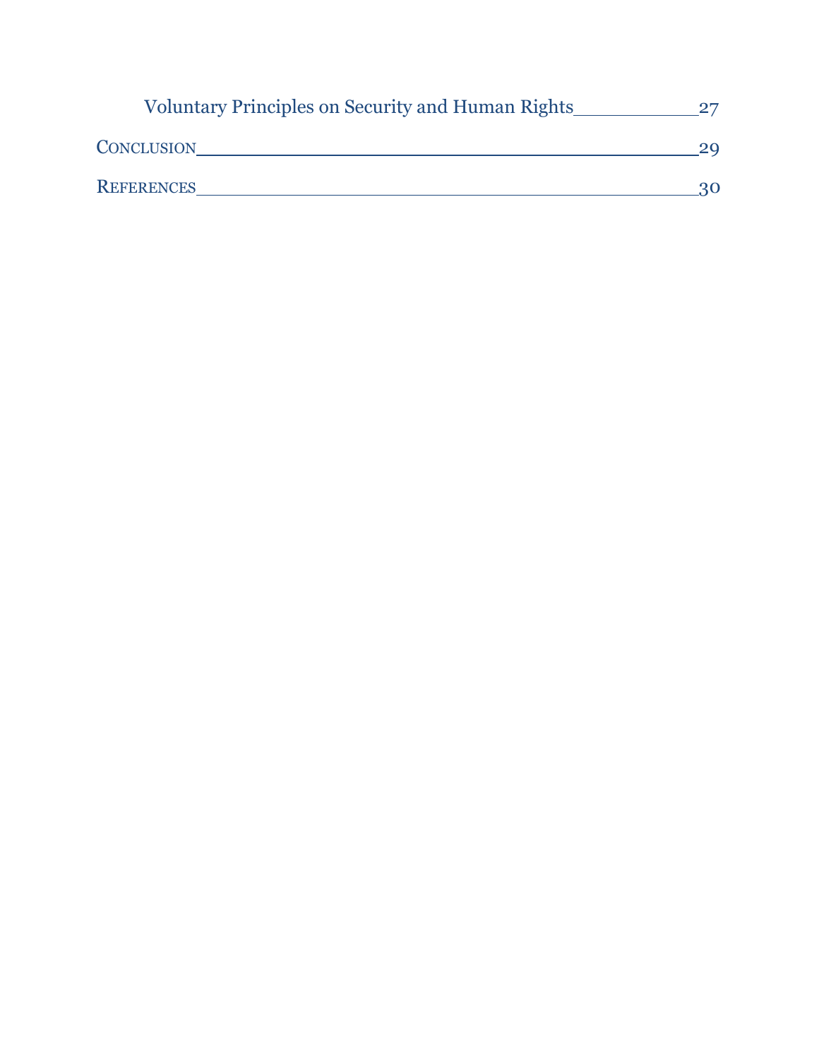Voluntary Principles on Security and Human Rights 27

CONCLUSION 29

REFERENCES 30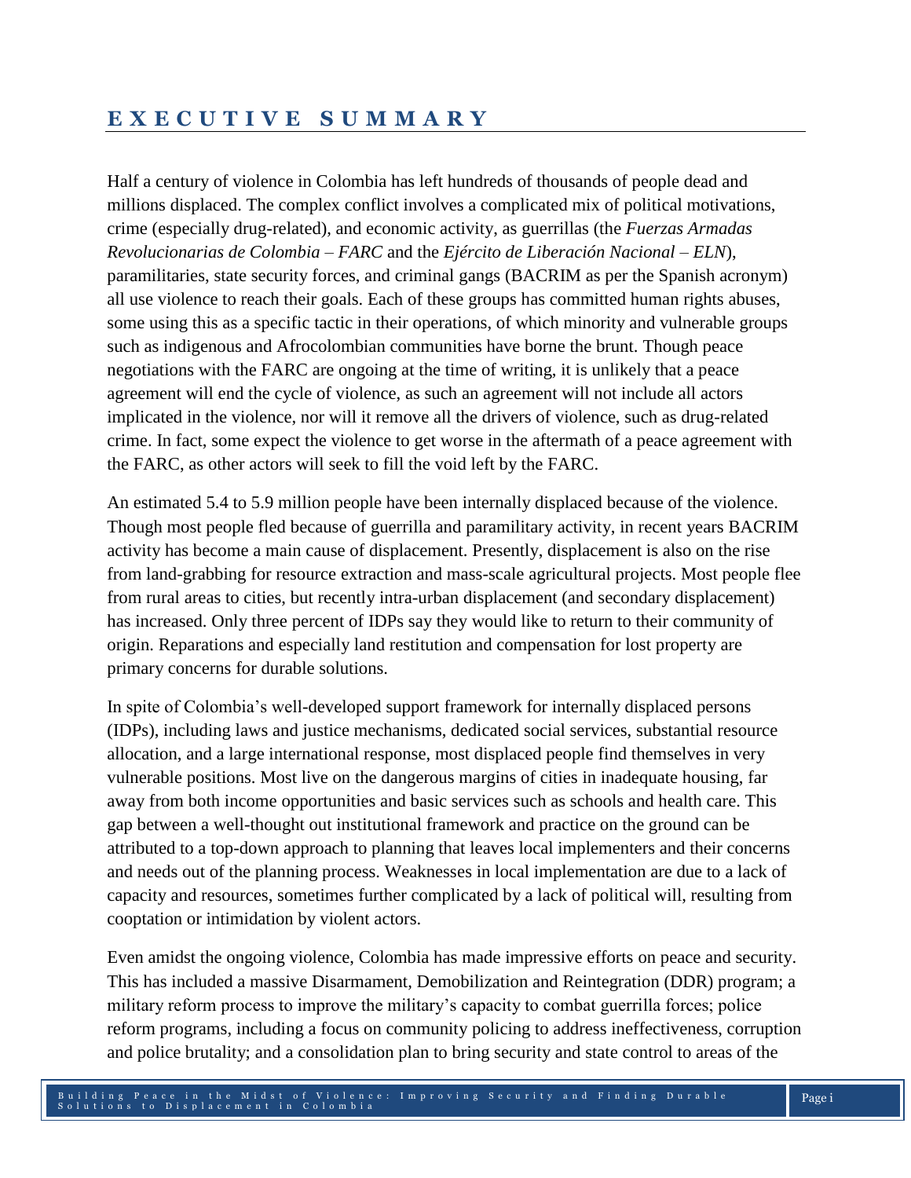# EXECUTIVE SUMMARY

Half a century of violence in Colombia has left hundreds of thousands of people dead and millions displaced. The complex conflict involves a complicated mix of political motivations, crime (especially drug-related), and economic activity, as guerrillas (the *Fuerzas Armadas Revolucionarias de Colombia – FARC* and the *Ejército de Liberación Nacional – ELN*), paramilitaries, state security forces, and criminal gangs (BACRIM as per the Spanish acronym) all use violence to reach their goals. Each of these groups has committed human rights abuses, some using this as a specific tactic in their operations, of which minority and vulnerable groups such as indigenous and Afrocolombian communities have borne the brunt. Though peace negotiations with the FARC are ongoing at the time of writing, it is unlikely that a peace agreement will end the cycle of violence, as such an agreement will not include all actors implicated in the violence, nor will it remove all the drivers of violence, such as drug-related crime. In fact, some expect the violence to get worse in the aftermath of a peace agreement with the FARC, as other actors will seek to fill the void left by the FARC.

An estimated 5.4 to 5.9 million people have been internally displaced because of the violence. Though most people fled because of guerrilla and paramilitary activity, in recent years BACRIM activity has become a main cause of displacement. Presently, displacement is also on the rise from land-grabbing for resource extraction and mass-scale agricultural projects. Most people flee from rural areas to cities, but recently intra-urban displacement (and secondary displacement) has increased. Only three percent of IDPs say they would like to return to their community of origin. Reparations and especially land restitution and compensation for lost property are primary concerns for durable solutions.

In spite of Colombia's well-developed support framework for internally displaced persons (IDPs), including laws and justice mechanisms, dedicated social services, substantial resource allocation, and a large international response, most displaced people find themselves in very vulnerable positions. Most live on the dangerous margins of cities in inadequate housing, far away from both income opportunities and basic services such as schools and health care. This gap between a well-thought out institutional framework and practice on the ground can be attributed to a top-down approach to planning that leaves local implementers and their concerns and needs out of the planning process. Weaknesses in local implementation are due to a lack of capacity and resources, sometimes further complicated by a lack of political will, resulting from cooptation or intimidation by violent actors.

Even amidst the ongoing violence, Colombia has made impressive efforts on peace and security. This has included a massive Disarmament, Demobilization and Reintegration (DDR) program; a military reform process to improve the military's capacity to combat guerrilla forces; police reform programs, including a focus on community policing to address ineffectiveness, corruption and police brutality; and a consolidation plan to bring security and state control to areas of the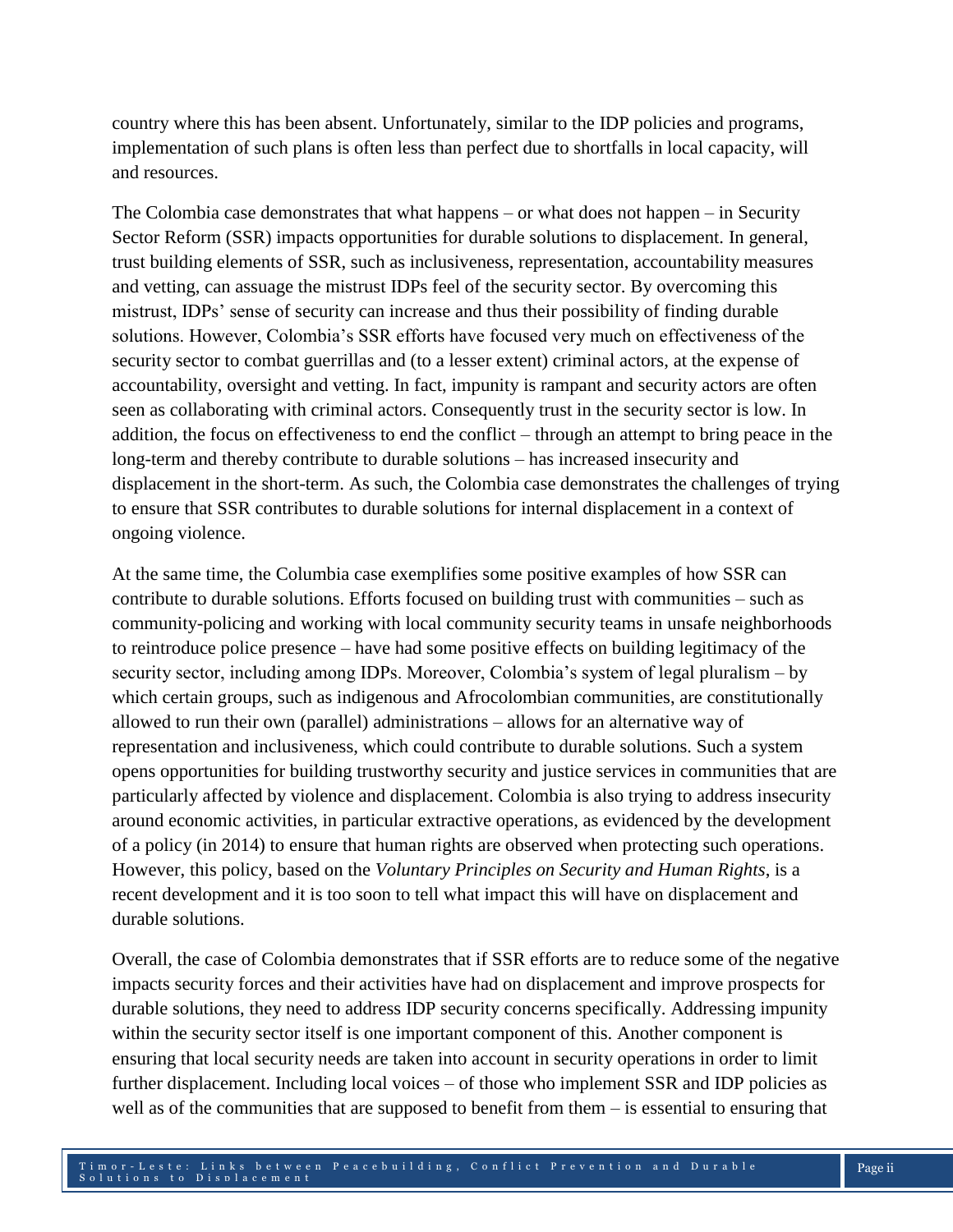country where this has been absent. Unfortunately, similar to the IDP policies and programs, implementation of such plans is often less than perfect due to shortfalls in local capacity, will and resources.

The Colombia case demonstrates that what happens – or what does not happen – in Security Sector Reform (SSR) impacts opportunities for durable solutions to displacement. In general, trust building elements of SSR, such as inclusiveness, representation, accountability measures and vetting, can assuage the mistrust IDPs feel of the security sector. By overcoming this mistrust, IDPs' sense of security can increase and thus their possibility of finding durable solutions. However, Colombia's SSR efforts have focused very much on effectiveness of the security sector to combat guerrillas and (to a lesser extent) criminal actors, at the expense of accountability, oversight and vetting. In fact, impunity is rampant and security actors are often seen as collaborating with criminal actors. Consequently trust in the security sector is low. In addition, the focus on effectiveness to end the conflict – through an attempt to bring peace in the long-term and thereby contribute to durable solutions – has increased insecurity and displacement in the short-term. As such, the Colombia case demonstrates the challenges of trying to ensure that SSR contributes to durable solutions for internal displacement in a context of ongoing violence.

At the same time, the Columbia case exemplifies some positive examples of how SSR can contribute to durable solutions. Efforts focused on building trust with communities – such as community-policing and working with local community security teams in unsafe neighborhoods to reintroduce police presence – have had some positive effects on building legitimacy of the security sector, including among IDPs. Moreover, Colombia's system of legal pluralism – by which certain groups, such as indigenous and Afrocolombian communities, are constitutionally allowed to run their own (parallel) administrations – allows for an alternative way of representation and inclusiveness, which could contribute to durable solutions. Such a system opens opportunities for building trustworthy security and justice services in communities that are particularly affected by violence and displacement. Colombia is also trying to address insecurity around economic activities, in particular extractive operations, as evidenced by the development of a policy (in 2014) to ensure that human rights are observed when protecting such operations. However, this policy, based on the *Voluntary Principles on Security and Human Rights*, is a recent development and it is too soon to tell what impact this will have on displacement and durable solutions.

Overall, the case of Colombia demonstrates that if SSR efforts are to reduce some of the negative impacts security forces and their activities have had on displacement and improve prospects for durable solutions, they need to address IDP security concerns specifically. Addressing impunity within the security sector itself is one important component of this. Another component is ensuring that local security needs are taken into account in security operations in order to limit further displacement. Including local voices – of those who implement SSR and IDP policies as well as of the communities that are supposed to benefit from them – is essential to ensuring that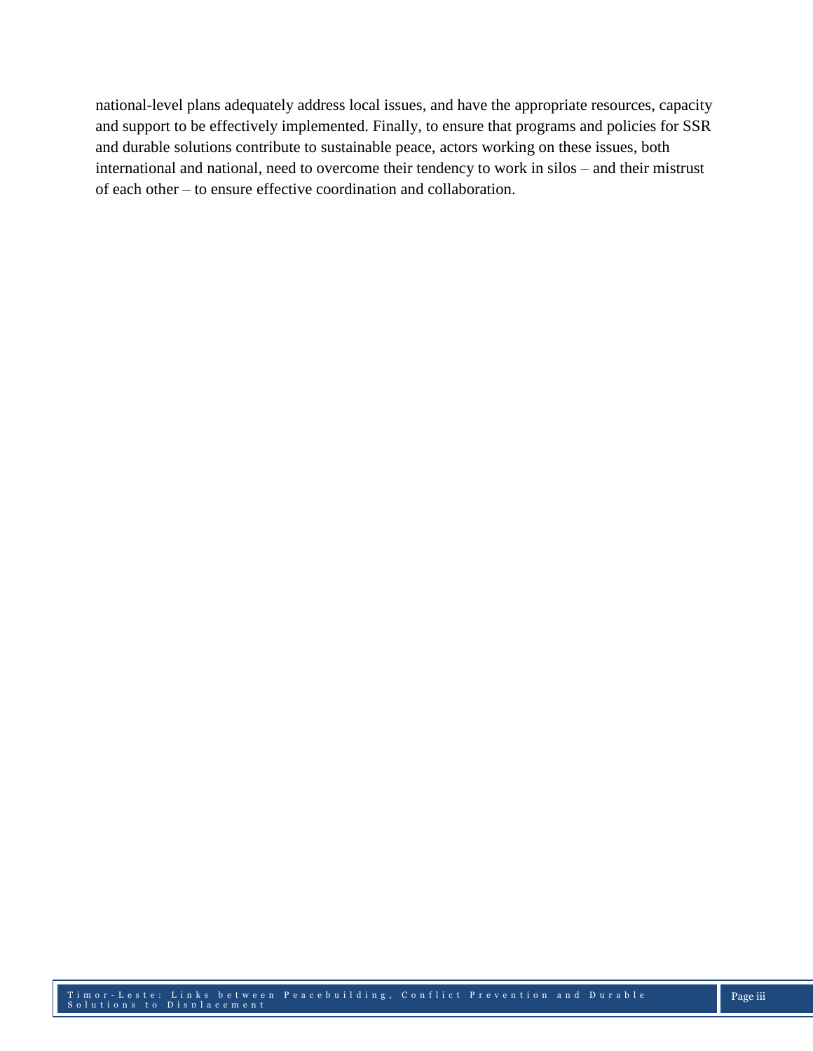national-level plans adequately address local issues, and have the appropriate resources, capacity and support to be effectively implemented. Finally, to ensure that programs and policies for SSR and durable solutions contribute to sustainable peace, actors working on these issues, both international and national, need to overcome their tendency to work in silos – and their mistrust of each other – to ensure effective coordination and collaboration.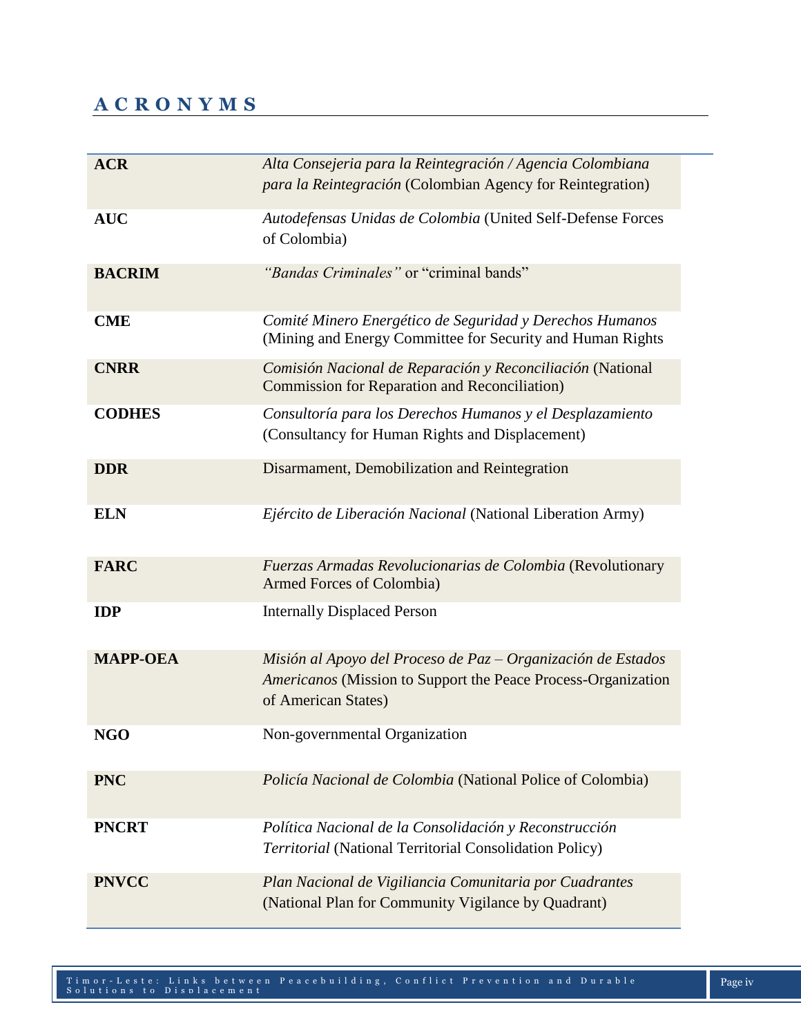## ACRONYMS

| | |
|---|---|
| **ACR** | *Alta Consejeria para la Reintegración / Agencia Colombiana para la Reintegración* (Colombian Agency for Reintegration) |
| **AUC** | *Autodefensas Unidas de Colombia* (United Self-Defense Forces of Colombia) |
| **BACRIM** | *"Bandas Criminales"* or "criminal bands" |
| **CME** | *Comité Minero Energético de Seguridad y Derechos Humanos* (Mining and Energy Committee for Security and Human Rights |
| **CNRR** | *Comisión Nacional de Reparación y Reconciliación* (National Commission for Reparation and Reconciliation) |
| **CODHES** | *Consultoría para los Derechos Humanos y el Desplazamiento* (Consultancy for Human Rights and Displacement) |
| **DDR** | Disarmament, Demobilization and Reintegration |
| **ELN** | *Ejército de Liberación Nacional* (National Liberation Army) |
| **FARC** | *Fuerzas Armadas Revolucionarias de Colombia* (Revolutionary Armed Forces of Colombia) |
| **IDP** | Internally Displaced Person |
| **MAPP-OEA** | *Misión al Apoyo del Proceso de Paz – Organización de Estados Americanos* (Mission to Support the Peace Process-Organization of American States) |
| **NGO** | Non-governmental Organization |
| **PNC** | *Policía Nacional de Colombia* (National Police of Colombia) |
| **PNCRT** | *Política Nacional de la Consolidación y Reconstrucción Territorial* (National Territorial Consolidation Policy) |
| **PNVCC** | *Plan Nacional de Vigiliancia Comunitaria por Cuadrantes* (National Plan for Community Vigilance by Quadrant) |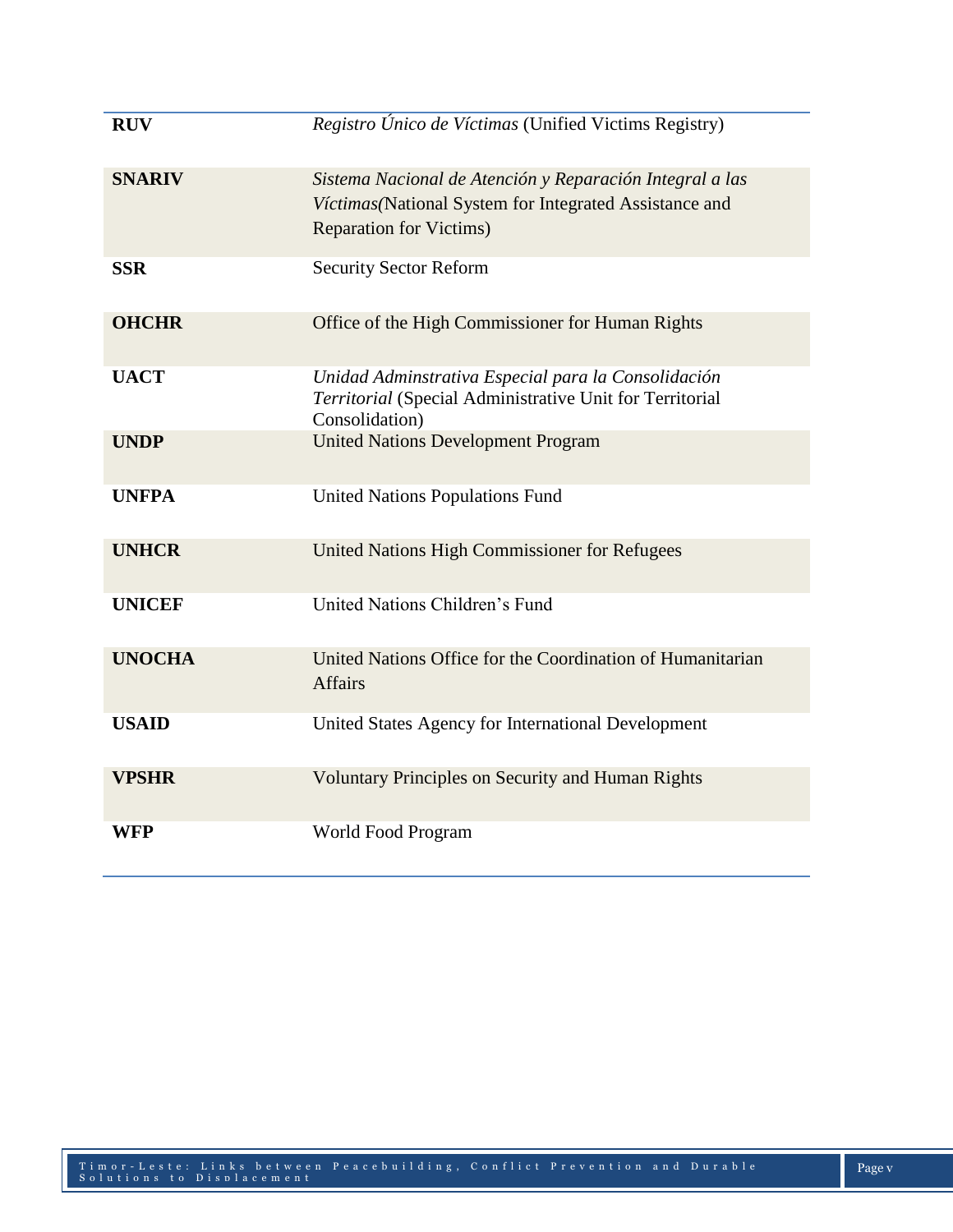| | |
|---|---|
| **RUV** | *Registro Único de Víctimas* (Unified Victims Registry) |
| **SNARIV** | *Sistema Nacional de Atención y Reparación Integral a las Víctimas(*National System for Integrated Assistance and Reparation for Victims) |
| **SSR** | Security Sector Reform |
| **OHCHR** | Office of the High Commissioner for Human Rights |
| **UACT** | *Unidad Adminstrativa Especial para la Consolidación Territorial* (Special Administrative Unit for Territorial Consolidation) |
| **UNDP** | United Nations Development Program |
| **UNFPA** | United Nations Populations Fund |
| **UNHCR** | United Nations High Commissioner for Refugees |
| **UNICEF** | United Nations Children's Fund |
| **UNOCHA** | United Nations Office for the Coordination of Humanitarian Affairs |
| **USAID** | United States Agency for International Development |
| **VPSHR** | Voluntary Principles on Security and Human Rights |
| **WFP** | World Food Program |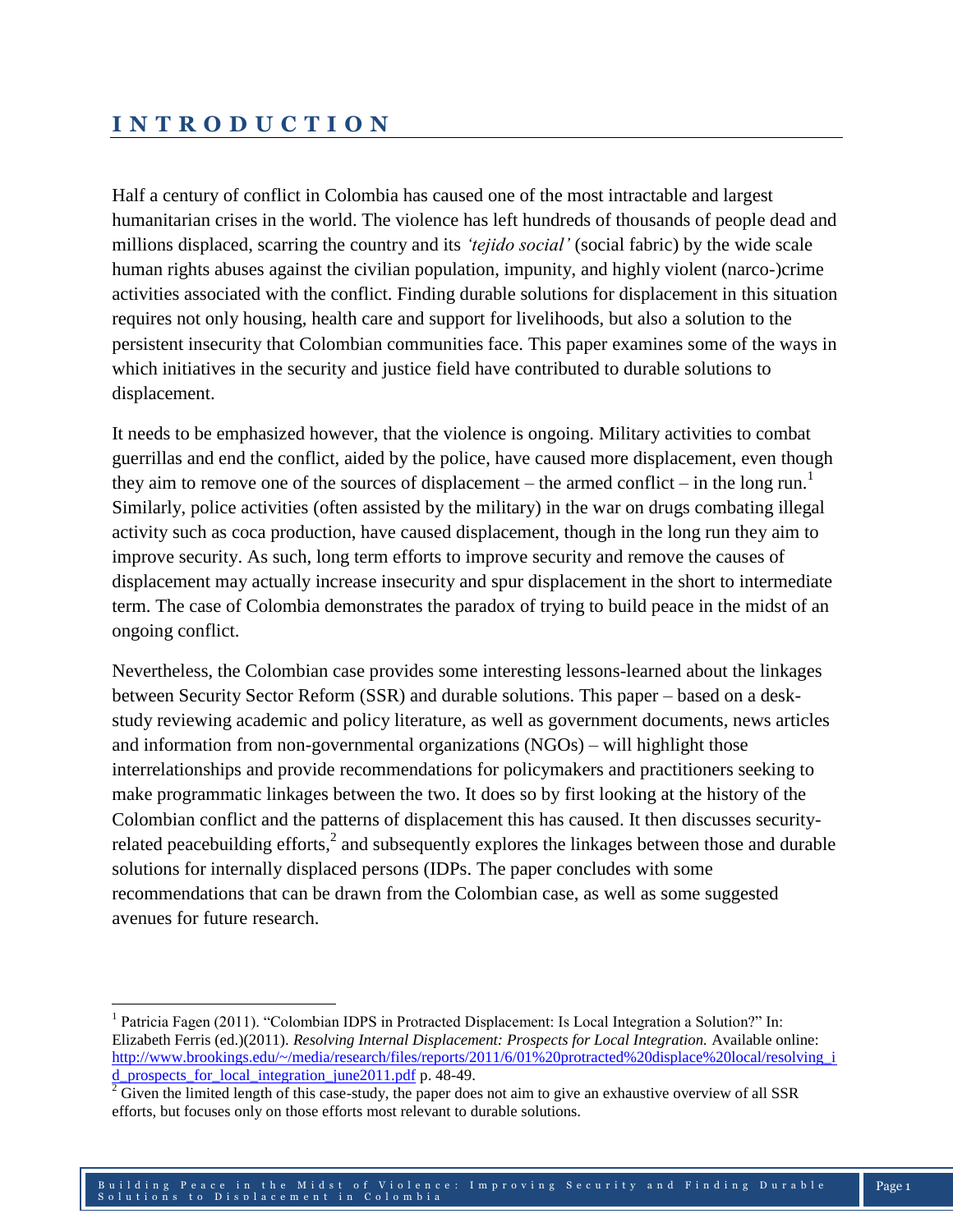# INTRODUCTION

Half a century of conflict in Colombia has caused one of the most intractable and largest humanitarian crises in the world. The violence has left hundreds of thousands of people dead and millions displaced, scarring the country and its *'tejido social'* (social fabric) by the wide scale human rights abuses against the civilian population, impunity, and highly violent (narco-)crime activities associated with the conflict. Finding durable solutions for displacement in this situation requires not only housing, health care and support for livelihoods, but also a solution to the persistent insecurity that Colombian communities face. This paper examines some of the ways in which initiatives in the security and justice field have contributed to durable solutions to displacement.

It needs to be emphasized however, that the violence is ongoing. Military activities to combat guerrillas and end the conflict, aided by the police, have caused more displacement, even though they aim to remove one of the sources of displacement – the armed conflict – in the long run.[1] Similarly, police activities (often assisted by the military) in the war on drugs combating illegal activity such as coca production, have caused displacement, though in the long run they aim to improve security. As such, long term efforts to improve security and remove the causes of displacement may actually increase insecurity and spur displacement in the short to intermediate term. The case of Colombia demonstrates the paradox of trying to build peace in the midst of an ongoing conflict.

Nevertheless, the Colombian case provides some interesting lessons-learned about the linkages between Security Sector Reform (SSR) and durable solutions. This paper – based on a desk-study reviewing academic and policy literature, as well as government documents, news articles and information from non-governmental organizations (NGOs) – will highlight those interrelationships and provide recommendations for policymakers and practitioners seeking to make programmatic linkages between the two. It does so by first looking at the history of the Colombian conflict and the patterns of displacement this has caused. It then discusses security-related peacebuilding efforts,[2] and subsequently explores the linkages between those and durable solutions for internally displaced persons (IDPs. The paper concludes with some recommendations that can be drawn from the Colombian case, as well as some suggested avenues for future research.

---

[1] Patricia Fagen (2011). "Colombian IDPS in Protracted Displacement: Is Local Integration a Solution?" In: Elizabeth Ferris (ed.)(2011). *Resolving Internal Displacement: Prospects for Local Integration.* Available online: http://www.brookings.edu/~/media/research/files/reports/2011/6/01%20protracted%20displace%20local/resolving_id_prospects_for_local_integration_june2011.pdf p. 48-49.

[2] Given the limited length of this case-study, the paper does not aim to give an exhaustive overview of all SSR efforts, but focuses only on those efforts most relevant to durable solutions.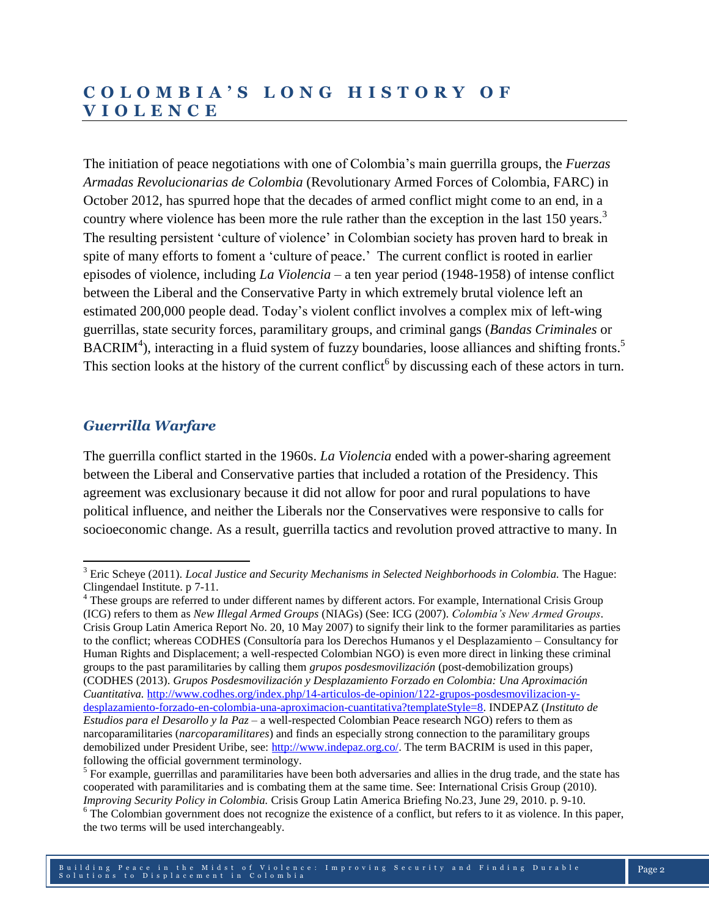# COLOMBIA'S LONG HISTORY OF VIOLENCE

The initiation of peace negotiations with one of Colombia's main guerrilla groups, the *Fuerzas Armadas Revolucionarias de Colombia* (Revolutionary Armed Forces of Colombia, FARC) in October 2012, has spurred hope that the decades of armed conflict might come to an end, in a country where violence has been more the rule rather than the exception in the last 150 years.[3] The resulting persistent 'culture of violence' in Colombian society has proven hard to break in spite of many efforts to foment a 'culture of peace.' The current conflict is rooted in earlier episodes of violence, including *La Violencia* – a ten year period (1948-1958) of intense conflict between the Liberal and the Conservative Party in which extremely brutal violence left an estimated 200,000 people dead. Today's violent conflict involves a complex mix of left-wing guerrillas, state security forces, paramilitary groups, and criminal gangs (*Bandas Criminales* or BACRIM[4]), interacting in a fluid system of fuzzy boundaries, loose alliances and shifting fronts.[5] This section looks at the history of the current conflict[6] by discussing each of these actors in turn.

## *Guerrilla Warfare*

The guerrilla conflict started in the 1960s. *La Violencia* ended with a power-sharing agreement between the Liberal and Conservative parties that included a rotation of the Presidency. This agreement was exclusionary because it did not allow for poor and rural populations to have political influence, and neither the Liberals nor the Conservatives were responsive to calls for socioeconomic change. As a result, guerrilla tactics and revolution proved attractive to many. In

---

[3] Eric Scheye (2011). *Local Justice and Security Mechanisms in Selected Neighborhoods in Colombia.* The Hague: Clingendael Institute. p 7-11.

[4] These groups are referred to under different names by different actors. For example, International Crisis Group (ICG) refers to them as *New Illegal Armed Groups* (NIAGs) (See: ICG (2007). *Colombia's New Armed Groups*. Crisis Group Latin America Report No. 20, 10 May 2007) to signify their link to the former paramilitaries as parties to the conflict; whereas CODHES (Consultoría para los Derechos Humanos y el Desplazamiento – Consultancy for Human Rights and Displacement; a well-respected Colombian NGO) is even more direct in linking these criminal groups to the past paramilitaries by calling them *grupos posdesmovilización* (post-demobilization groups) (CODHES (2013). *Grupos Posdesmovilización y Desplazamiento Forzado en Colombia: Una Aproximación Cuantitativa.* http://www.codhes.org/index.php/14-articulos-de-opinion/122-grupos-posdesmovilizacion-y-desplazamiento-forzado-en-colombia-una-aproximacion-cuantitativa?templateStyle=8. INDEPAZ (*Instituto de Estudios para el Desarollo y la Paz* – a well-respected Colombian Peace research NGO) refers to them as narcoparamilitaries (*narcoparamilitares*) and finds an especially strong connection to the paramilitary groups demobilized under President Uribe, see: http://www.indepaz.org.co/. The term BACRIM is used in this paper, following the official government terminology.

[5] For example, guerrillas and paramilitaries have been both adversaries and allies in the drug trade, and the state has cooperated with paramilitaries and is combating them at the same time. See: International Crisis Group (2010). *Improving Security Policy in Colombia.* Crisis Group Latin America Briefing No.23, June 29, 2010. p. 9-10.

[6] The Colombian government does not recognize the existence of a conflict, but refers to it as violence. In this paper, the two terms will be used interchangeably.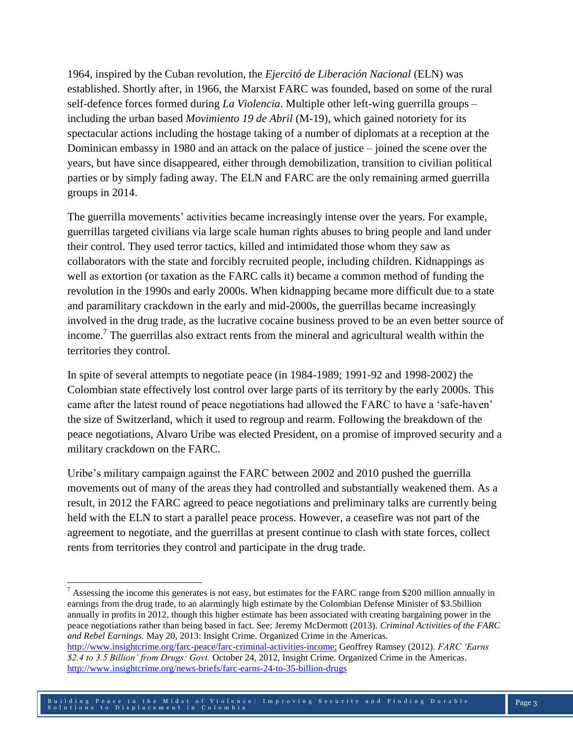1964, inspired by the Cuban revolution, the *Ejercitó de Liberación Nacional* (ELN) was established. Shortly after, in 1966, the Marxist FARC was founded, based on some of the rural self-defence forces formed during *La Violencia*. Multiple other left-wing guerrilla groups – including the urban based *Movimiento 19 de Abril* (M-19), which gained notoriety for its spectacular actions including the hostage taking of a number of diplomats at a reception at the Dominican embassy in 1980 and an attack on the palace of justice – joined the scene over the years, but have since disappeared, either through demobilization, transition to civilian political parties or by simply fading away. The ELN and FARC are the only remaining armed guerrilla groups in 2014.

The guerrilla movements' activities became increasingly intense over the years. For example, guerrillas targeted civilians via large scale human rights abuses to bring people and land under their control. They used terror tactics, killed and intimidated those whom they saw as collaborators with the state and forcibly recruited people, including children. Kidnappings as well as extortion (or taxation as the FARC calls it) became a common method of funding the revolution in the 1990s and early 2000s. When kidnapping became more difficult due to a state and paramilitary crackdown in the early and mid-2000s, the guerrillas became increasingly involved in the drug trade, as the lucrative cocaine business proved to be an even better source of income.[7] The guerrillas also extract rents from the mineral and agricultural wealth within the territories they control.

In spite of several attempts to negotiate peace (in 1984-1989; 1991-92 and 1998-2002) the Colombian state effectively lost control over large parts of its territory by the early 2000s. This came after the latest round of peace negotiations had allowed the FARC to have a 'safe-haven' the size of Switzerland, which it used to regroup and rearm. Following the breakdown of the peace negotiations, Alvaro Uribe was elected President, on a promise of improved security and a military crackdown on the FARC.

Uribe's military campaign against the FARC between 2002 and 2010 pushed the guerrilla movements out of many of the areas they had controlled and substantially weakened them. As a result, in 2012 the FARC agreed to peace negotiations and preliminary talks are currently being held with the ELN to start a parallel peace process. However, a ceasefire was not part of the agreement to negotiate, and the guerrillas at present continue to clash with state forces, collect rents from territories they control and participate in the drug trade.

---

[7] Assessing the income this generates is not easy, but estimates for the FARC range from \$200 million annually in earnings from the drug trade, to an alarmingly high estimate by the Colombian Defense Minister of \$3.5billion annually in profits in 2012, though this higher estimate has been associated with creating bargaining power in the peace negotiations rather than being based in fact. See: Jeremy McDermott (2013). *Criminal Activities of the FARC and Rebel Earnings.* May 20, 2013: Insight Crime. Organized Crime in the Americas. http://www.insightcrime.org/farc-peace/farc-criminal-activities-income; Geoffrey Ramsey (2012). *FARC 'Earns \$2.4 to 3.5 Billion' from Drugs: Govt.* October 24, 2012, Insight Crime. Organized Crime in the Americas. http://www.insightcrime.org/news-briefs/farc-earns-24-to-35-billion-drugs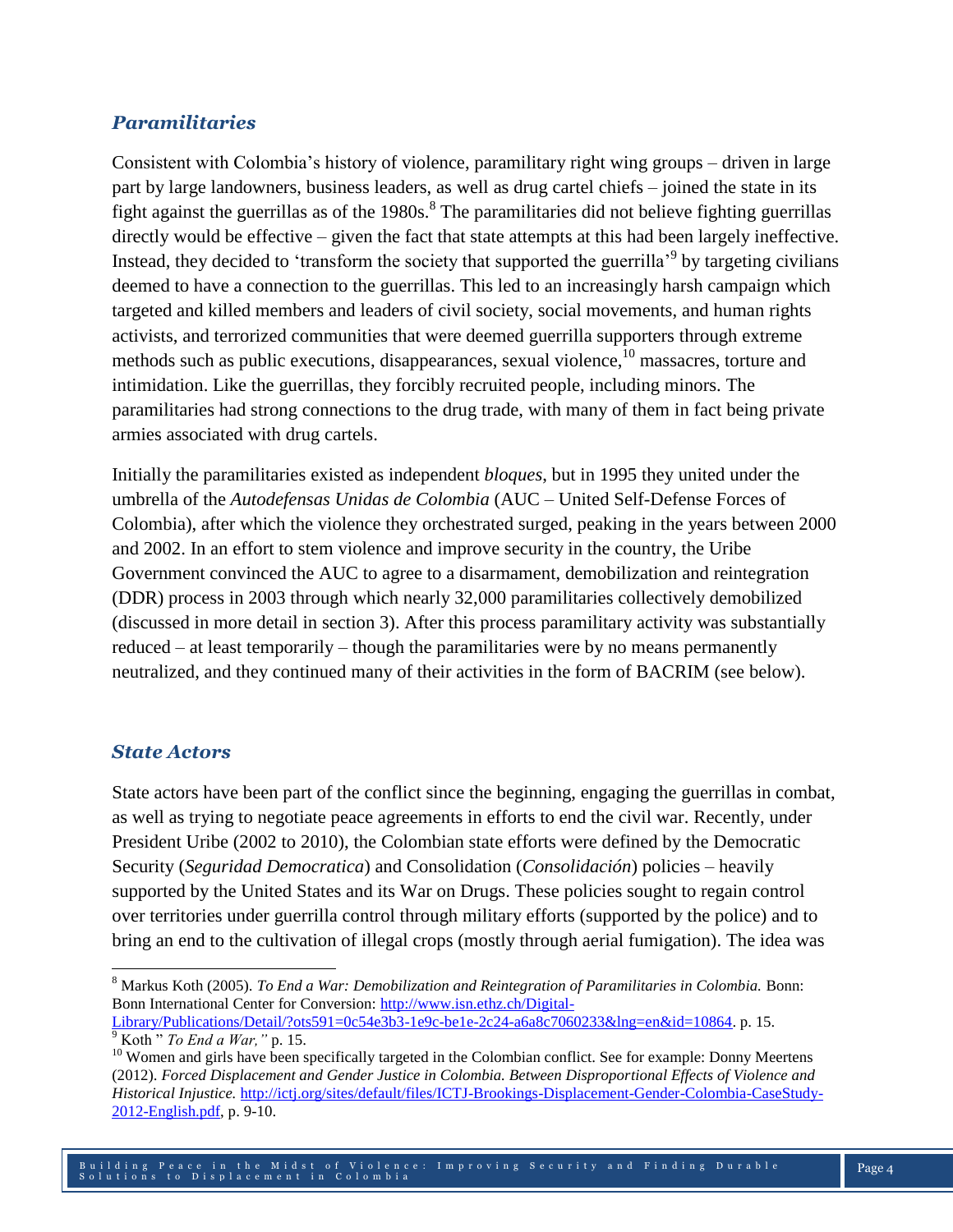### *Paramilitaries*

Consistent with Colombia's history of violence, paramilitary right wing groups – driven in large part by large landowners, business leaders, as well as drug cartel chiefs – joined the state in its fight against the guerrillas as of the 1980s.[8] The paramilitaries did not believe fighting guerrillas directly would be effective – given the fact that state attempts at this had been largely ineffective. Instead, they decided to 'transform the society that supported the guerrilla'[9] by targeting civilians deemed to have a connection to the guerrillas. This led to an increasingly harsh campaign which targeted and killed members and leaders of civil society, social movements, and human rights activists, and terrorized communities that were deemed guerrilla supporters through extreme methods such as public executions, disappearances, sexual violence,[10] massacres, torture and intimidation. Like the guerrillas, they forcibly recruited people, including minors. The paramilitaries had strong connections to the drug trade, with many of them in fact being private armies associated with drug cartels.

Initially the paramilitaries existed as independent *bloques*, but in 1995 they united under the umbrella of the *Autodefensas Unidas de Colombia* (AUC – United Self-Defense Forces of Colombia), after which the violence they orchestrated surged, peaking in the years between 2000 and 2002. In an effort to stem violence and improve security in the country, the Uribe Government convinced the AUC to agree to a disarmament, demobilization and reintegration (DDR) process in 2003 through which nearly 32,000 paramilitaries collectively demobilized (discussed in more detail in section 3). After this process paramilitary activity was substantially reduced – at least temporarily – though the paramilitaries were by no means permanently neutralized, and they continued many of their activities in the form of BACRIM (see below).

### *State Actors*

State actors have been part of the conflict since the beginning, engaging the guerrillas in combat, as well as trying to negotiate peace agreements in efforts to end the civil war. Recently, under President Uribe (2002 to 2010), the Colombian state efforts were defined by the Democratic Security (*Seguridad Democratica*) and Consolidation (*Consolidación*) policies – heavily supported by the United States and its War on Drugs. These policies sought to regain control over territories under guerrilla control through military efforts (supported by the police) and to bring an end to the cultivation of illegal crops (mostly through aerial fumigation). The idea was

---

[8] Markus Koth (2005). *To End a War: Demobilization and Reintegration of Paramilitaries in Colombia.* Bonn: Bonn International Center for Conversion: http://www.isn.ethz.ch/Digital-Library/Publications/Detail/?ots591=0c54e3b3-1e9c-be1e-2c24-a6a8c7060233&lng=en&id=10864. p. 15.

[9] Koth " *To End a War,"* p. 15.

[10] Women and girls have been specifically targeted in the Colombian conflict. See for example: Donny Meertens (2012). *Forced Displacement and Gender Justice in Colombia. Between Disproportional Effects of Violence and Historical Injustice.* http://ictj.org/sites/default/files/ICTJ-Brookings-Displacement-Gender-Colombia-CaseStudy-2012-English.pdf, p. 9-10.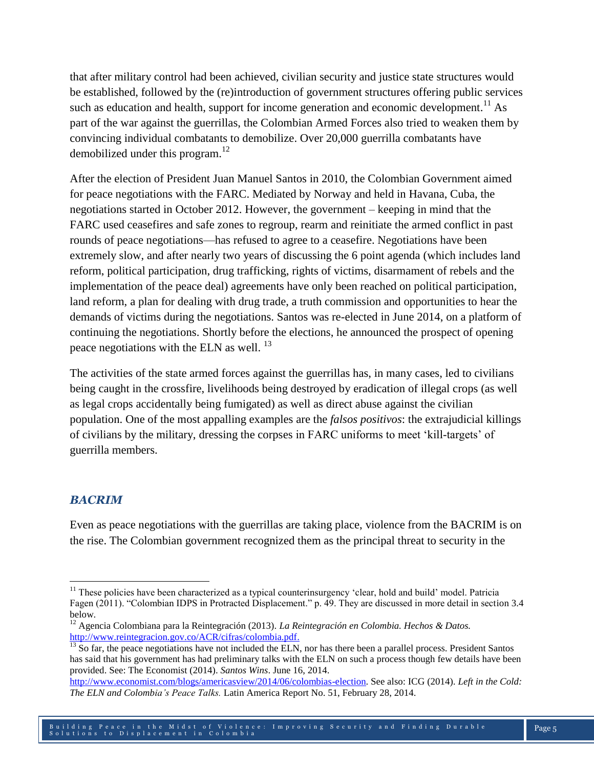that after military control had been achieved, civilian security and justice state structures would be established, followed by the (re)introduction of government structures offering public services such as education and health, support for income generation and economic development.[11] As part of the war against the guerrillas, the Colombian Armed Forces also tried to weaken them by convincing individual combatants to demobilize. Over 20,000 guerrilla combatants have demobilized under this program.[12]

After the election of President Juan Manuel Santos in 2010, the Colombian Government aimed for peace negotiations with the FARC. Mediated by Norway and held in Havana, Cuba, the negotiations started in October 2012. However, the government – keeping in mind that the FARC used ceasefires and safe zones to regroup, rearm and reinitiate the armed conflict in past rounds of peace negotiations—has refused to agree to a ceasefire. Negotiations have been extremely slow, and after nearly two years of discussing the 6 point agenda (which includes land reform, political participation, drug trafficking, rights of victims, disarmament of rebels and the implementation of the peace deal) agreements have only been reached on political participation, land reform, a plan for dealing with drug trade, a truth commission and opportunities to hear the demands of victims during the negotiations. Santos was re-elected in June 2014, on a platform of continuing the negotiations. Shortly before the elections, he announced the prospect of opening peace negotiations with the ELN as well. [13]

The activities of the state armed forces against the guerrillas has, in many cases, led to civilians being caught in the crossfire, livelihoods being destroyed by eradication of illegal crops (as well as legal crops accidentally being fumigated) as well as direct abuse against the civilian population. One of the most appalling examples are the *falsos positivos*: the extrajudicial killings of civilians by the military, dressing the corpses in FARC uniforms to meet 'kill-targets' of guerrilla members.

### *BACRIM*

Even as peace negotiations with the guerrillas are taking place, violence from the BACRIM is on the rise. The Colombian government recognized them as the principal threat to security in the

---

[11] These policies have been characterized as a typical counterinsurgency 'clear, hold and build' model. Patricia Fagen (2011). "Colombian IDPS in Protracted Displacement." p. 49. They are discussed in more detail in section 3.4 below.

[12] Agencia Colombiana para la Reintegración (2013). *La Reintegración en Colombia. Hechos & Datos.* http://www.reintegracion.gov.co/ACR/cifras/colombia.pdf.

[13] So far, the peace negotiations have not included the ELN, nor has there been a parallel process. President Santos has said that his government has had preliminary talks with the ELN on such a process though few details have been provided. See: The Economist (2014). *Santos Wins*. June 16, 2014. http://www.economist.com/blogs/americasview/2014/06/colombias-election. See also: ICG (2014). *Left in the Cold: The ELN and Colombia's Peace Talks.* Latin America Report No. 51, February 28, 2014.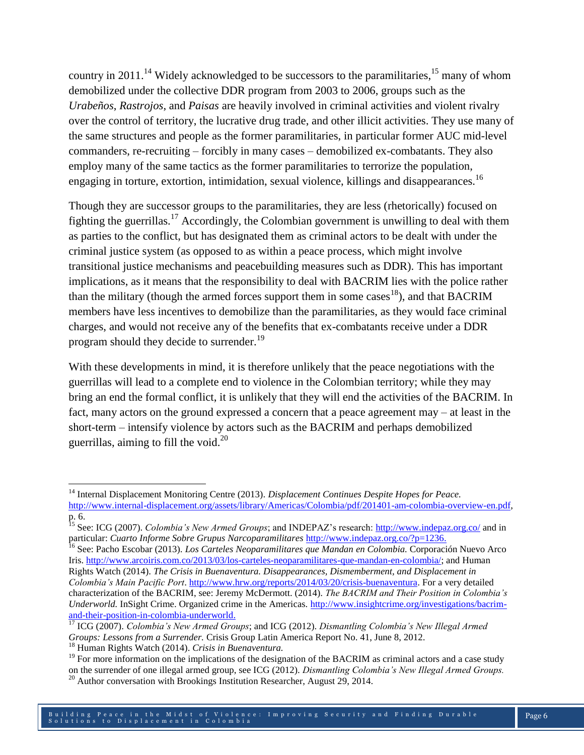country in 2011.[14] Widely acknowledged to be successors to the paramilitaries,[15] many of whom demobilized under the collective DDR program from 2003 to 2006, groups such as the *Urabeños*, *Rastrojos*, and *Paisas* are heavily involved in criminal activities and violent rivalry over the control of territory, the lucrative drug trade, and other illicit activities. They use many of the same structures and people as the former paramilitaries, in particular former AUC mid-level commanders, re-recruiting – forcibly in many cases – demobilized ex-combatants. They also employ many of the same tactics as the former paramilitaries to terrorize the population, engaging in torture, extortion, intimidation, sexual violence, killings and disappearances.[16]

Though they are successor groups to the paramilitaries, they are less (rhetorically) focused on fighting the guerrillas.[17] Accordingly, the Colombian government is unwilling to deal with them as parties to the conflict, but has designated them as criminal actors to be dealt with under the criminal justice system (as opposed to as within a peace process, which might involve transitional justice mechanisms and peacebuilding measures such as DDR). This has important implications, as it means that the responsibility to deal with BACRIM lies with the police rather than the military (though the armed forces support them in some cases[18]), and that BACRIM members have less incentives to demobilize than the paramilitaries, as they would face criminal charges, and would not receive any of the benefits that ex-combatants receive under a DDR program should they decide to surrender.[19]

With these developments in mind, it is therefore unlikely that the peace negotiations with the guerrillas will lead to a complete end to violence in the Colombian territory; while they may bring an end the formal conflict, it is unlikely that they will end the activities of the BACRIM. In fact, many actors on the ground expressed a concern that a peace agreement may – at least in the short-term – intensify violence by actors such as the BACRIM and perhaps demobilized guerrillas, aiming to fill the void.[20]

---

[14] Internal Displacement Monitoring Centre (2013). *Displacement Continues Despite Hopes for Peace.* http://www.internal-displacement.org/assets/library/Americas/Colombia/pdf/201401-am-colombia-overview-en.pdf, p. 6.

[15] See: ICG (2007). *Colombia's New Armed Groups*; and INDEPAZ's research: http://www.indepaz.org.co/ and in particular: *Cuarto Informe Sobre Grupus Narcoparamilitares* http://www.indepaz.org.co/?p=1236.

[16] See: Pacho Escobar (2013). *Los Carteles Neoparamilitares que Mandan en Colombia.* Corporación Nuevo Arco Iris. http://www.arcoiris.com.co/2013/03/los-carteles-neoparamilitares-que-mandan-en-colombia/; and Human Rights Watch (2014). *The Crisis in Buenaventura. Disappearances, Dismemberment, and Displacement in Colombia's Main Pacific Port*. http://www.hrw.org/reports/2014/03/20/crisis-buenaventura. For a very detailed characterization of the BACRIM, see: Jeremy McDermott. (2014). *The BACRIM and Their Position in Colombia's Underworld.* InSight Crime. Organized crime in the Americas. http://www.insightcrime.org/investigations/bacrim-and-their-position-in-colombia-underworld.

[17] ICG (2007). *Colombia's New Armed Groups*; and ICG (2012). *Dismantling Colombia's New Illegal Armed Groups: Lessons from a Surrender.* Crisis Group Latin America Report No. 41, June 8, 2012.

[18] Human Rights Watch (2014). *Crisis in Buenaventura.*

[19] For more information on the implications of the designation of the BACRIM as criminal actors and a case study on the surrender of one illegal armed group, see ICG (2012). *Dismantling Colombia's New Illegal Armed Groups.*

[20] Author conversation with Brookings Institution Researcher, August 29, 2014.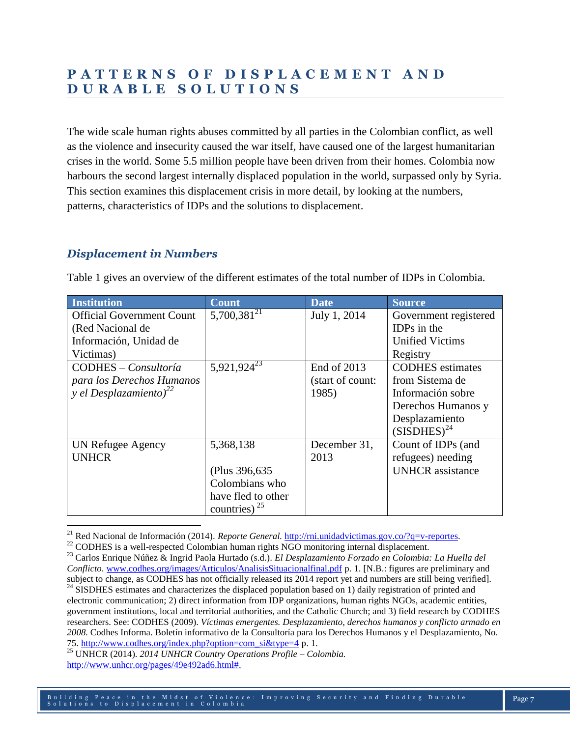# PATTERNS OF DISPLACEMENT AND DURABLE SOLUTIONS

The wide scale human rights abuses committed by all parties in the Colombian conflict, as well as the violence and insecurity caused the war itself, have caused one of the largest humanitarian crises in the world. Some 5.5 million people have been driven from their homes. Colombia now harbours the second largest internally displaced population in the world, surpassed only by Syria. This section examines this displacement crisis in more detail, by looking at the numbers, patterns, characteristics of IDPs and the solutions to displacement.

## *Displacement in Numbers*

Table 1 gives an overview of the different estimates of the total number of IDPs in Colombia.

| Institution | Count | Date | Source |
|---|---|---|---|
| Official Government Count (Red Nacional de Información, Unidad de Victimas) | 5,700,381[21] | July 1, 2014 | Government registered IDPs in the Unified Victims Registry |
| CODHES – *Consultoría para los Derechos Humanos y el Desplazamiento)*[22] | 5,921,924[23] | End of 2013 (start of count: 1985) | CODHES estimates from Sistema de Información sobre Derechos Humanos y Desplazamiento (SISDHES)[24] |
| UN Refugee Agency UNHCR | 5,368,138<br><br>(Plus 396,635 Colombians who have fled to other countries) [25] | December 31, 2013 | Count of IDPs (and refugees) needing UNHCR assistance |

---

[21] Red Nacional de Información (2014). *Reporte General.* http://rni.unidadvictimas.gov.co/?q=v-reportes.

[22] CODHES is a well-respected Colombian human rights NGO monitoring internal displacement.

[23] Carlos Enrique Núñez & Ingrid Paola Hurtado (s.d.). *El Desplazamiento Forzado en Colombia: La Huella del Conflicto*. www.codhes.org/images/Articulos/AnalisisSituacionalfinal.pdf p. 1. [N.B.: figures are preliminary and subject to change, as CODHES has not officially released its 2014 report yet and numbers are still being verified].

[24] SISDHES estimates and characterizes the displaced population based on 1) daily registration of printed and electronic communication; 2) direct information from IDP organizations, human rights NGOs, academic entities, government institutions, local and territorial authorities, and the Catholic Church; and 3) field research by CODHES researchers. See: CODHES (2009). *Víctimas emergentes. Desplazamiento, derechos humanos y conflicto armado en 2008.* Codhes Informa. Boletín informativo de la Consultoría para los Derechos Humanos y el Desplazamiento, No. 75. http://www.codhes.org/index.php?option=com_si&type=4 p. 1.

[25] UNHCR (2014). *2014 UNHCR Country Operations Profile – Colombia.* http://www.unhcr.org/pages/49e492ad6.html#.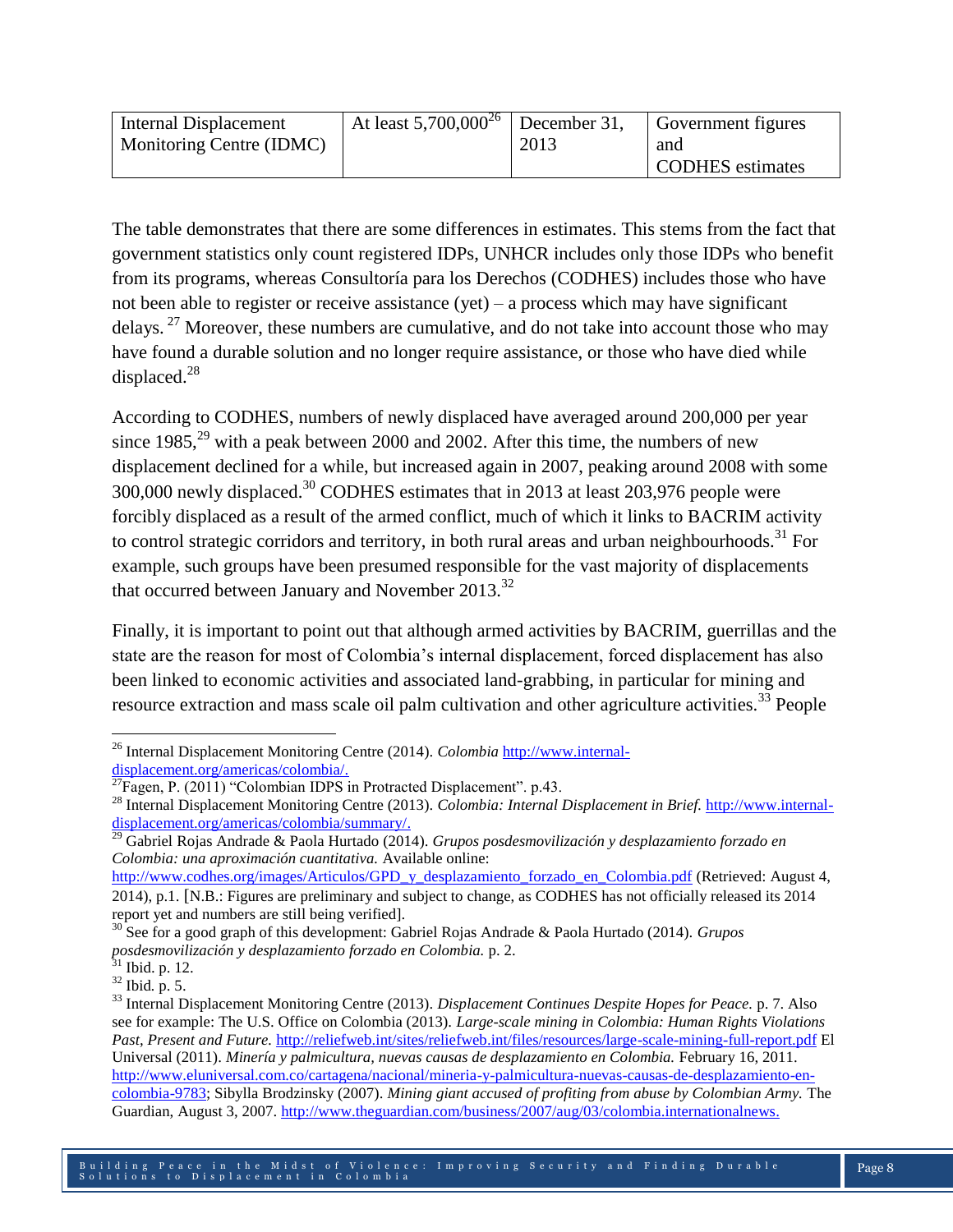| Internal Displacement Monitoring Centre (IDMC) | At least 5,700,000[26] | December 31, 2013 | Government figures and CODHES estimates |
|---|---|---|---|

The table demonstrates that there are some differences in estimates. This stems from the fact that government statistics only count registered IDPs, UNHCR includes only those IDPs who benefit from its programs, whereas Consultoría para los Derechos (CODHES) includes those who have not been able to register or receive assistance (yet) – a process which may have significant delays. [27] Moreover, these numbers are cumulative, and do not take into account those who may have found a durable solution and no longer require assistance, or those who have died while displaced.[28]

According to CODHES, numbers of newly displaced have averaged around 200,000 per year since 1985,[29] with a peak between 2000 and 2002. After this time, the numbers of new displacement declined for a while, but increased again in 2007, peaking around 2008 with some 300,000 newly displaced.[30] CODHES estimates that in 2013 at least 203,976 people were forcibly displaced as a result of the armed conflict, much of which it links to BACRIM activity to control strategic corridors and territory, in both rural areas and urban neighbourhoods.[31] For example, such groups have been presumed responsible for the vast majority of displacements that occurred between January and November 2013.[32]

Finally, it is important to point out that although armed activities by BACRIM, guerrillas and the state are the reason for most of Colombia's internal displacement, forced displacement has also been linked to economic activities and associated land-grabbing, in particular for mining and resource extraction and mass scale oil palm cultivation and other agriculture activities.[33] People

---

[26] Internal Displacement Monitoring Centre (2014). *Colombia* http://www.internal-displacement.org/americas/colombia/.

[27] Fagen, P. (2011) "Colombian IDPS in Protracted Displacement". p.43.

[28] Internal Displacement Monitoring Centre (2013). *Colombia: Internal Displacement in Brief.* http://www.internal-displacement.org/americas/colombia/summary/.

[29] Gabriel Rojas Andrade & Paola Hurtado (2014). *Grupos posdesmovilización y desplazamiento forzado en Colombia: una aproximación cuantitativa.* Available online: http://www.codhes.org/images/Articulos/GPD_y_desplazamiento_forzado_en_Colombia.pdf (Retrieved: August 4, 2014), p.1. [N.B.: Figures are preliminary and subject to change, as CODHES has not officially released its 2014 report yet and numbers are still being verified].

[30] See for a good graph of this development: Gabriel Rojas Andrade & Paola Hurtado (2014). *Grupos posdesmovilización y desplazamiento forzado en Colombia.* p. 2.

[31] Ibid. p. 12.

[32] Ibid. p. 5.

[33] Internal Displacement Monitoring Centre (2013). *Displacement Continues Despite Hopes for Peace.* p. 7. Also see for example: The U.S. Office on Colombia (2013). *Large-scale mining in Colombia: Human Rights Violations Past, Present and Future.* http://reliefweb.int/sites/reliefweb.int/files/resources/large-scale-mining-full-report.pdf El Universal (2011). *Minería y palmicultura, nuevas causas de desplazamiento en Colombia.* February 16, 2011. http://www.eluniversal.com.co/cartagena/nacional/mineria-y-palmicultura-nuevas-causas-de-desplazamiento-en-colombia-9783; Sibylla Brodzinsky (2007). *Mining giant accused of profiting from abuse by Colombian Army.* The Guardian, August 3, 2007. http://www.theguardian.com/business/2007/aug/03/colombia.internationalnews.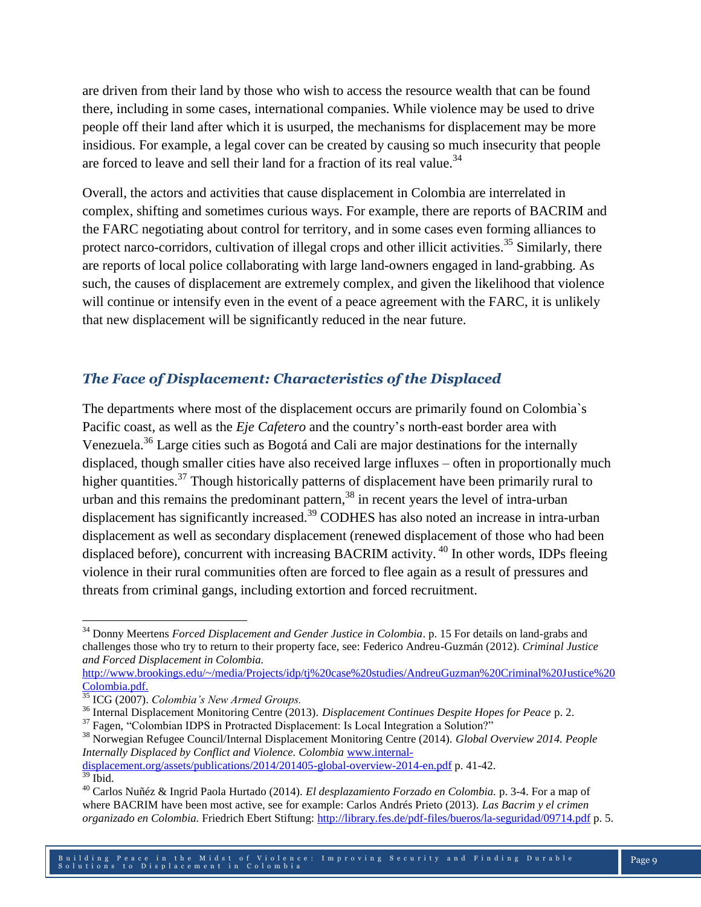are driven from their land by those who wish to access the resource wealth that can be found there, including in some cases, international companies. While violence may be used to drive people off their land after which it is usurped, the mechanisms for displacement may be more insidious. For example, a legal cover can be created by causing so much insecurity that people are forced to leave and sell their land for a fraction of its real value.[34]

Overall, the actors and activities that cause displacement in Colombia are interrelated in complex, shifting and sometimes curious ways. For example, there are reports of BACRIM and the FARC negotiating about control for territory, and in some cases even forming alliances to protect narco-corridors, cultivation of illegal crops and other illicit activities.[35] Similarly, there are reports of local police collaborating with large land-owners engaged in land-grabbing. As such, the causes of displacement are extremely complex, and given the likelihood that violence will continue or intensify even in the event of a peace agreement with the FARC, it is unlikely that new displacement will be significantly reduced in the near future.

## *The Face of Displacement: Characteristics of the Displaced*

The departments where most of the displacement occurs are primarily found on Colombia`s Pacific coast, as well as the *Eje Cafetero* and the country's north-east border area with Venezuela.[36] Large cities such as Bogotá and Cali are major destinations for the internally displaced, though smaller cities have also received large influxes – often in proportionally much higher quantities.[37] Though historically patterns of displacement have been primarily rural to urban and this remains the predominant pattern,[38] in recent years the level of intra-urban displacement has significantly increased.[39] CODHES has also noted an increase in intra-urban displacement as well as secondary displacement (renewed displacement of those who had been displaced before), concurrent with increasing BACRIM activity.[40] In other words, IDPs fleeing violence in their rural communities often are forced to flee again as a result of pressures and threats from criminal gangs, including extortion and forced recruitment.

---

[34] Donny Meertens *Forced Displacement and Gender Justice in Colombia*. p. 15 For details on land-grabs and challenges those who try to return to their property face, see: Federico Andreu-Guzmán (2012). *Criminal Justice and Forced Displacement in Colombia.* http://www.brookings.edu/~/media/Projects/idp/tj%20case%20studies/AndreuGuzman%20Criminal%20Justice%20Colombia.pdf.

[35] ICG (2007). *Colombia's New Armed Groups.*

[36] Internal Displacement Monitoring Centre (2013). *Displacement Continues Despite Hopes for Peace* p. 2.

[37] Fagen, "Colombian IDPS in Protracted Displacement: Is Local Integration a Solution?"

[38] Norwegian Refugee Council/Internal Displacement Monitoring Centre (2014). *Global Overview 2014. People Internally Displaced by Conflict and Violence. Colombia* www.internal-displacement.org/assets/publications/2014/201405-global-overview-2014-en.pdf p. 41-42.

[39] Ibid.

[40] Carlos Nuñéz & Ingrid Paola Hurtado (2014). *El desplazamiento Forzado en Colombia.* p. 3-4. For a map of where BACRIM have been most active, see for example: Carlos Andrés Prieto (2013). *Las Bacrim y el crimen organizado en Colombia.* Friedrich Ebert Stiftung: http://library.fes.de/pdf-files/bueros/la-seguridad/09714.pdf p. 5.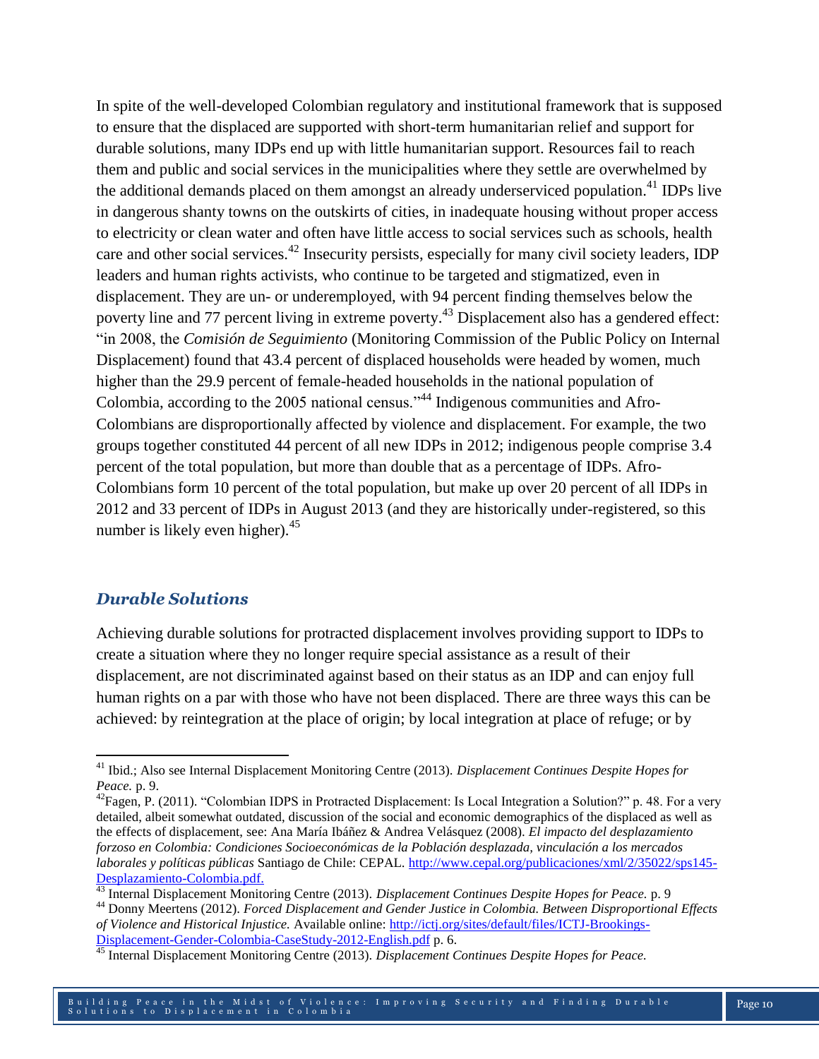In spite of the well-developed Colombian regulatory and institutional framework that is supposed to ensure that the displaced are supported with short-term humanitarian relief and support for durable solutions, many IDPs end up with little humanitarian support. Resources fail to reach them and public and social services in the municipalities where they settle are overwhelmed by the additional demands placed on them amongst an already underserviced population.[41] IDPs live in dangerous shanty towns on the outskirts of cities, in inadequate housing without proper access to electricity or clean water and often have little access to social services such as schools, health care and other social services.[42] Insecurity persists, especially for many civil society leaders, IDP leaders and human rights activists, who continue to be targeted and stigmatized, even in displacement. They are un- or underemployed, with 94 percent finding themselves below the poverty line and 77 percent living in extreme poverty.[43] Displacement also has a gendered effect: "in 2008, the *Comisión de Seguimiento* (Monitoring Commission of the Public Policy on Internal Displacement) found that 43.4 percent of displaced households were headed by women, much higher than the 29.9 percent of female-headed households in the national population of Colombia, according to the 2005 national census."[44] Indigenous communities and Afro-Colombians are disproportionally affected by violence and displacement. For example, the two groups together constituted 44 percent of all new IDPs in 2012; indigenous people comprise 3.4 percent of the total population, but more than double that as a percentage of IDPs. Afro-Colombians form 10 percent of the total population, but make up over 20 percent of all IDPs in 2012 and 33 percent of IDPs in August 2013 (and they are historically under-registered, so this number is likely even higher).[45]

## *Durable Solutions*

Achieving durable solutions for protracted displacement involves providing support to IDPs to create a situation where they no longer require special assistance as a result of their displacement, are not discriminated against based on their status as an IDP and can enjoy full human rights on a par with those who have not been displaced. There are three ways this can be achieved: by reintegration at the place of origin; by local integration at place of refuge; or by

---

[41] Ibid.; Also see Internal Displacement Monitoring Centre (2013). *Displacement Continues Despite Hopes for Peace.* p. 9.

[42] Fagen, P. (2011). "Colombian IDPS in Protracted Displacement: Is Local Integration a Solution?" p. 48. For a very detailed, albeit somewhat outdated, discussion of the social and economic demographics of the displaced as well as the effects of displacement, see: Ana María Ibáñez & Andrea Velásquez (2008). *El impacto del desplazamiento forzoso en Colombia: Condiciones Socioeconómicas de la Población desplazada, vinculación a los mercados laborales y políticas públicas* Santiago de Chile: CEPAL. http://www.cepal.org/publicaciones/xml/2/35022/sps145-Desplazamiento-Colombia.pdf.

[43] Internal Displacement Monitoring Centre (2013). *Displacement Continues Despite Hopes for Peace.* p. 9

[44] Donny Meertens (2012). *Forced Displacement and Gender Justice in Colombia. Between Disproportional Effects of Violence and Historical Injustice.* Available online: http://ictj.org/sites/default/files/ICTJ-Brookings-Displacement-Gender-Colombia-CaseStudy-2012-English.pdf p. 6.

[45] Internal Displacement Monitoring Centre (2013). *Displacement Continues Despite Hopes for Peace.*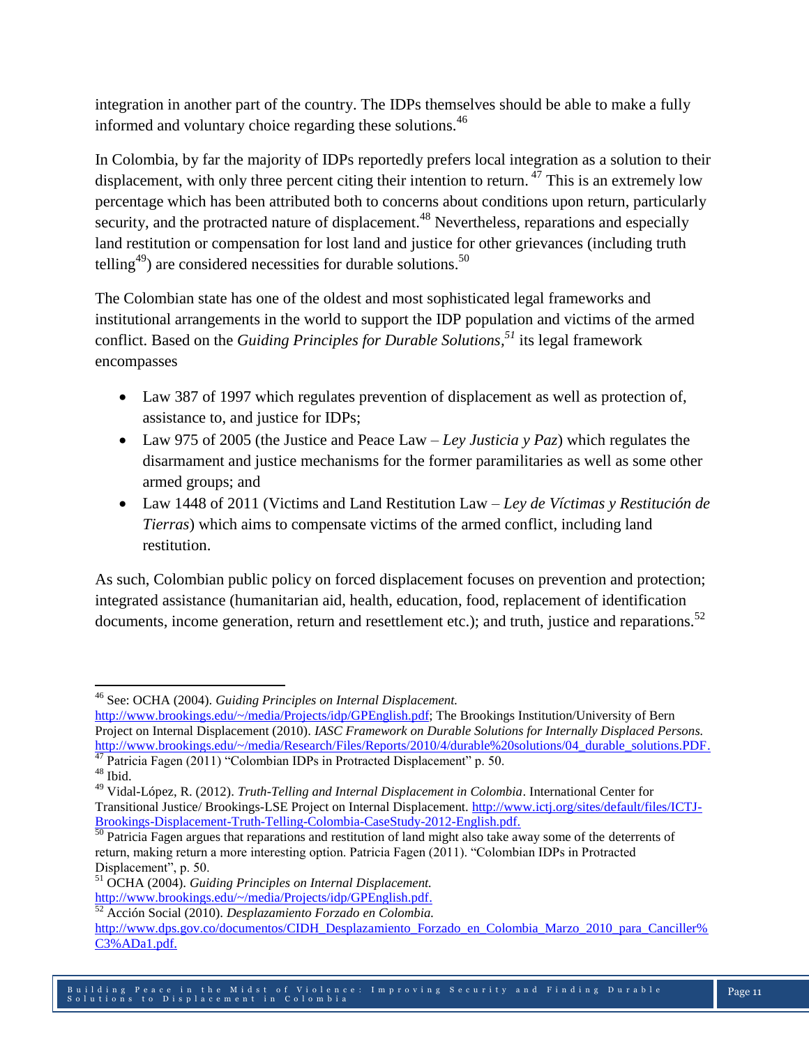integration in another part of the country. The IDPs themselves should be able to make a fully informed and voluntary choice regarding these solutions.[46]

In Colombia, by far the majority of IDPs reportedly prefers local integration as a solution to their displacement, with only three percent citing their intention to return. [47] This is an extremely low percentage which has been attributed both to concerns about conditions upon return, particularly security, and the protracted nature of displacement.[48] Nevertheless, reparations and especially land restitution or compensation for lost land and justice for other grievances (including truth telling[49]) are considered necessities for durable solutions.[50]

The Colombian state has one of the oldest and most sophisticated legal frameworks and institutional arrangements in the world to support the IDP population and victims of the armed conflict. Based on the *Guiding Principles for Durable Solutions*,[51] its legal framework encompasses

- Law 387 of 1997 which regulates prevention of displacement as well as protection of, assistance to, and justice for IDPs;
- Law 975 of 2005 (the Justice and Peace Law – *Ley Justicia y Paz*) which regulates the disarmament and justice mechanisms for the former paramilitaries as well as some other armed groups; and
- Law 1448 of 2011 (Victims and Land Restitution Law – *Ley de Víctimas y Restitución de Tierras*) which aims to compensate victims of the armed conflict, including land restitution.

As such, Colombian public policy on forced displacement focuses on prevention and protection; integrated assistance (humanitarian aid, health, education, food, replacement of identification documents, income generation, return and resettlement etc.); and truth, justice and reparations.[52]

---

[46] See: OCHA (2004). *Guiding Principles on Internal Displacement.* http://www.brookings.edu/~/media/Projects/idp/GPEnglish.pdf; The Brookings Institution/University of Bern Project on Internal Displacement (2010). *IASC Framework on Durable Solutions for Internally Displaced Persons.* http://www.brookings.edu/~/media/Research/Files/Reports/2010/4/durable%20solutions/04_durable_solutions.PDF.

[47] Patricia Fagen (2011) "Colombian IDPs in Protracted Displacement" p. 50.

[48] Ibid.

[49] Vidal-López, R. (2012). *Truth-Telling and Internal Displacement in Colombia*. International Center for Transitional Justice/ Brookings-LSE Project on Internal Displacement. http://www.ictj.org/sites/default/files/ICTJ-Brookings-Displacement-Truth-Telling-Colombia-CaseStudy-2012-English.pdf.

[50] Patricia Fagen argues that reparations and restitution of land might also take away some of the deterrents of return, making return a more interesting option. Patricia Fagen (2011). "Colombian IDPs in Protracted Displacement", p. 50.

[51] OCHA (2004). *Guiding Principles on Internal Displacement.* http://www.brookings.edu/~/media/Projects/idp/GPEnglish.pdf.

[52] Acción Social (2010). *Desplazamiento Forzado en Colombia.* http://www.dps.gov.co/documentos/CIDH_Desplazamiento_Forzado_en_Colombia_Marzo_2010_para_Canciller%C3%ADa1.pdf.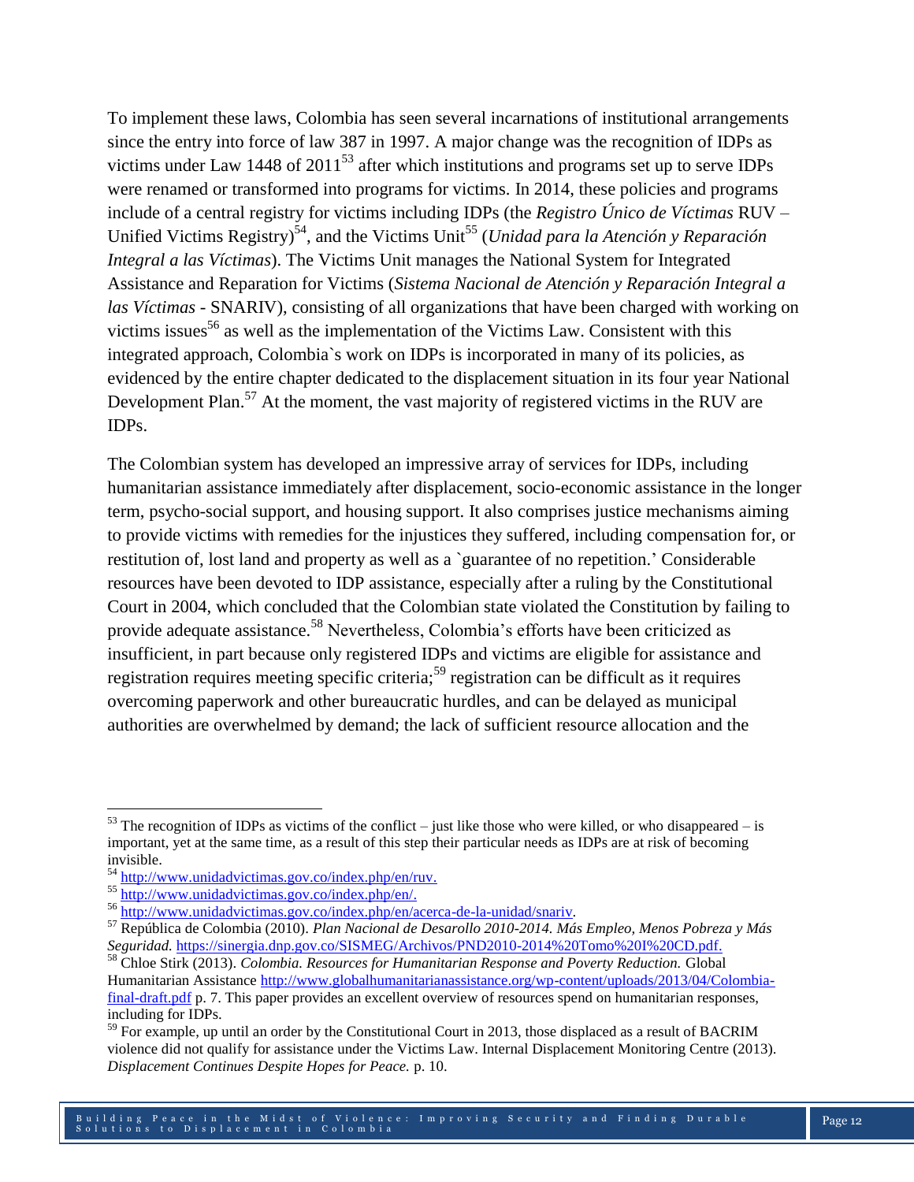To implement these laws, Colombia has seen several incarnations of institutional arrangements since the entry into force of law 387 in 1997. A major change was the recognition of IDPs as victims under Law 1448 of 2011[53] after which institutions and programs set up to serve IDPs were renamed or transformed into programs for victims. In 2014, these policies and programs include of a central registry for victims including IDPs (the *Registro Único de Víctimas* RUV – Unified Victims Registry)[54], and the Victims Unit[55] (*Unidad para la Atención y Reparación Integral a las Víctimas*). The Victims Unit manages the National System for Integrated Assistance and Reparation for Victims (*Sistema Nacional de Atención y Reparación Integral a las Víctimas* - SNARIV), consisting of all organizations that have been charged with working on victims issues[56] as well as the implementation of the Victims Law. Consistent with this integrated approach, Colombia`s work on IDPs is incorporated in many of its policies, as evidenced by the entire chapter dedicated to the displacement situation in its four year National Development Plan.[57] At the moment, the vast majority of registered victims in the RUV are IDPs.

The Colombian system has developed an impressive array of services for IDPs, including humanitarian assistance immediately after displacement, socio-economic assistance in the longer term, psycho-social support, and housing support. It also comprises justice mechanisms aiming to provide victims with remedies for the injustices they suffered, including compensation for, or restitution of, lost land and property as well as a `guarantee of no repetition.' Considerable resources have been devoted to IDP assistance, especially after a ruling by the Constitutional Court in 2004, which concluded that the Colombian state violated the Constitution by failing to provide adequate assistance.[58] Nevertheless, Colombia's efforts have been criticized as insufficient, in part because only registered IDPs and victims are eligible for assistance and registration requires meeting specific criteria;[59] registration can be difficult as it requires overcoming paperwork and other bureaucratic hurdles, and can be delayed as municipal authorities are overwhelmed by demand; the lack of sufficient resource allocation and the

---

[53] The recognition of IDPs as victims of the conflict – just like those who were killed, or who disappeared – is important, yet at the same time, as a result of this step their particular needs as IDPs are at risk of becoming invisible.

[54] http://www.unidadvictimas.gov.co/index.php/en/ruv.

[55] http://www.unidadvictimas.gov.co/index.php/en/.

[56] http://www.unidadvictimas.gov.co/index.php/en/acerca-de-la-unidad/snariv.

[57] República de Colombia (2010). *Plan Nacional de Desarollo 2010-2014. Más Empleo, Menos Pobreza y Más Seguridad.* https://sinergia.dnp.gov.co/SISMEG/Archivos/PND2010-2014%20Tomo%20I%20CD.pdf.

[58] Chloe Stirk (2013). *Colombia. Resources for Humanitarian Response and Poverty Reduction.* Global Humanitarian Assistance http://www.globalhumanitarianassistance.org/wp-content/uploads/2013/04/Colombia-final-draft.pdf p. 7. This paper provides an excellent overview of resources spend on humanitarian responses, including for IDPs.

[59] For example, up until an order by the Constitutional Court in 2013, those displaced as a result of BACRIM violence did not qualify for assistance under the Victims Law. Internal Displacement Monitoring Centre (2013). *Displacement Continues Despite Hopes for Peace.* p. 10.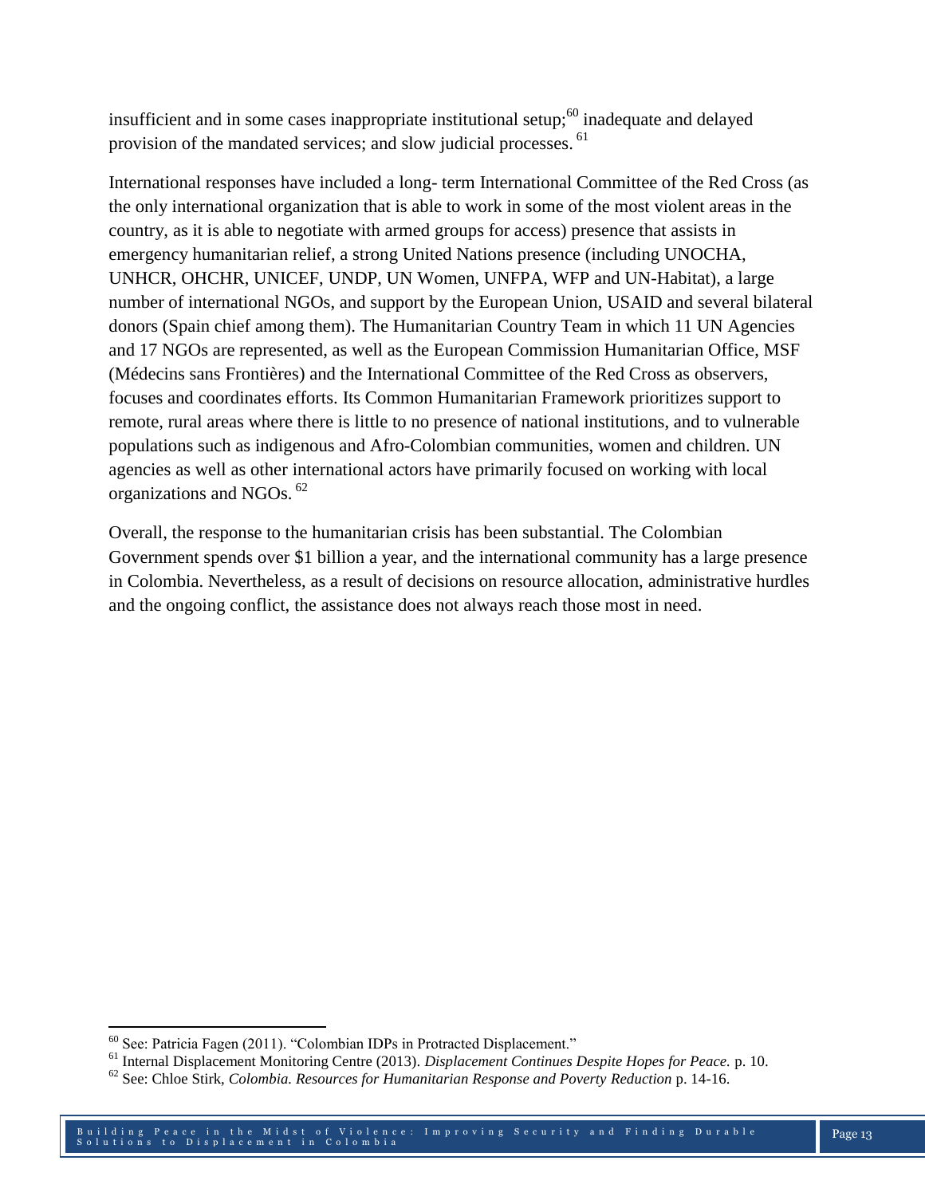insufficient and in some cases inappropriate institutional setup;[60] inadequate and delayed provision of the mandated services; and slow judicial processes. [61]

International responses have included a long- term International Committee of the Red Cross (as the only international organization that is able to work in some of the most violent areas in the country, as it is able to negotiate with armed groups for access) presence that assists in emergency humanitarian relief, a strong United Nations presence (including UNOCHA, UNHCR, OHCHR, UNICEF, UNDP, UN Women, UNFPA, WFP and UN-Habitat), a large number of international NGOs, and support by the European Union, USAID and several bilateral donors (Spain chief among them). The Humanitarian Country Team in which 11 UN Agencies and 17 NGOs are represented, as well as the European Commission Humanitarian Office, MSF (Médecins sans Frontières) and the International Committee of the Red Cross as observers, focuses and coordinates efforts. Its Common Humanitarian Framework prioritizes support to remote, rural areas where there is little to no presence of national institutions, and to vulnerable populations such as indigenous and Afro-Colombian communities, women and children. UN agencies as well as other international actors have primarily focused on working with local organizations and NGOs. [62]

Overall, the response to the humanitarian crisis has been substantial. The Colombian Government spends over $1 billion a year, and the international community has a large presence in Colombia. Nevertheless, as a result of decisions on resource allocation, administrative hurdles and the ongoing conflict, the assistance does not always reach those most in need.

---

[60] See: Patricia Fagen (2011). "Colombian IDPs in Protracted Displacement."

[61] Internal Displacement Monitoring Centre (2013). *Displacement Continues Despite Hopes for Peace.* p. 10.

[62] See: Chloe Stirk, *Colombia. Resources for Humanitarian Response and Poverty Reduction* p. 14-16.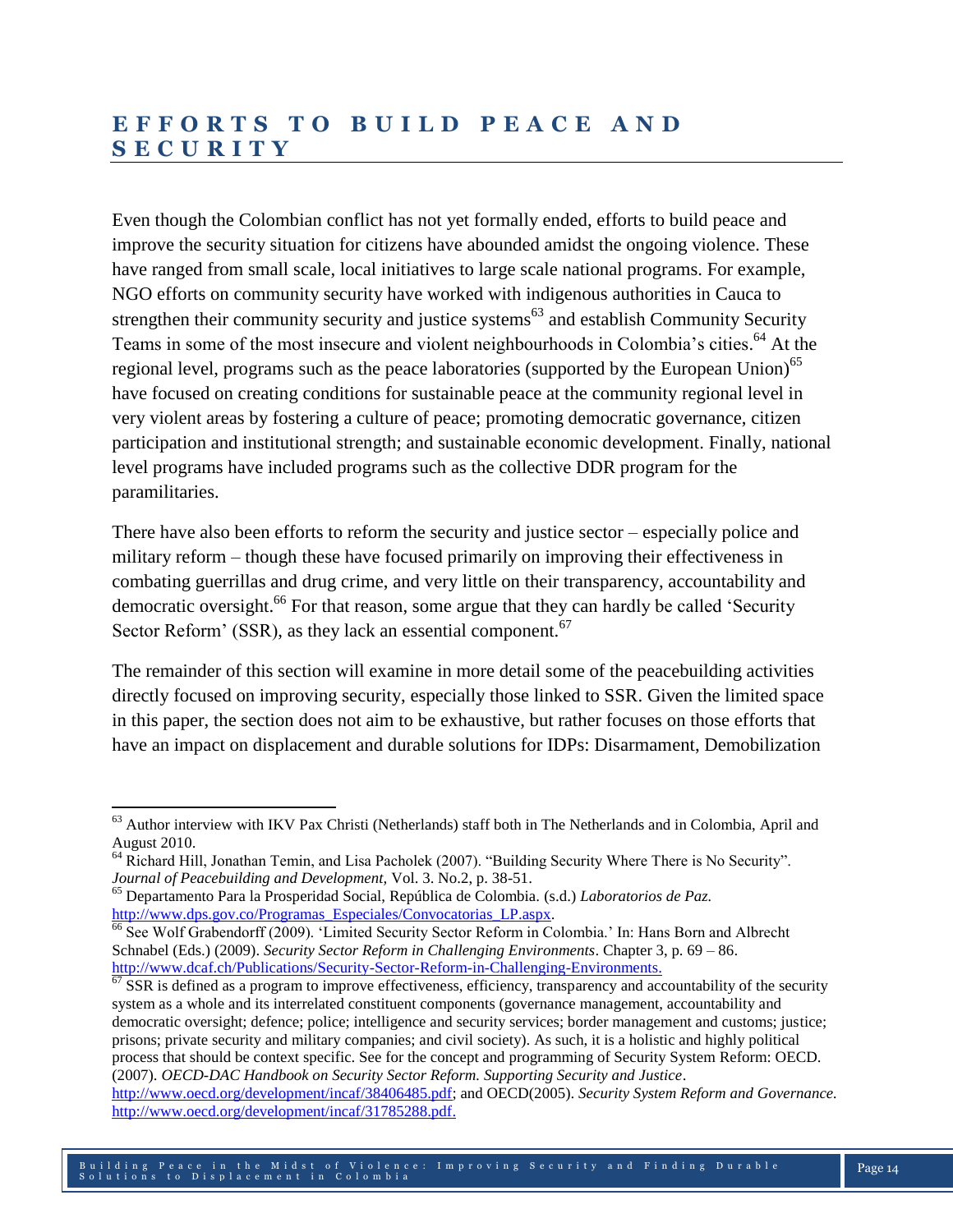## EFFORTS TO BUILD PEACE AND SECURITY

Even though the Colombian conflict has not yet formally ended, efforts to build peace and improve the security situation for citizens have abounded amidst the ongoing violence. These have ranged from small scale, local initiatives to large scale national programs. For example, NGO efforts on community security have worked with indigenous authorities in Cauca to strengthen their community security and justice systems[63] and establish Community Security Teams in some of the most insecure and violent neighbourhoods in Colombia's cities.[64] At the regional level, programs such as the peace laboratories (supported by the European Union)[65] have focused on creating conditions for sustainable peace at the community regional level in very violent areas by fostering a culture of peace; promoting democratic governance, citizen participation and institutional strength; and sustainable economic development. Finally, national level programs have included programs such as the collective DDR program for the paramilitaries.

There have also been efforts to reform the security and justice sector – especially police and military reform – though these have focused primarily on improving their effectiveness in combating guerrillas and drug crime, and very little on their transparency, accountability and democratic oversight.[66] For that reason, some argue that they can hardly be called 'Security Sector Reform' (SSR), as they lack an essential component.[67]

The remainder of this section will examine in more detail some of the peacebuilding activities directly focused on improving security, especially those linked to SSR. Given the limited space in this paper, the section does not aim to be exhaustive, but rather focuses on those efforts that have an impact on displacement and durable solutions for IDPs: Disarmament, Demobilization

---

[63] Author interview with IKV Pax Christi (Netherlands) staff both in The Netherlands and in Colombia, April and August 2010.

[64] Richard Hill, Jonathan Temin, and Lisa Pacholek (2007). "Building Security Where There is No Security". *Journal of Peacebuilding and Development,* Vol. 3. No.2, p. 38-51.

[65] Departamento Para la Prosperidad Social, República de Colombia. (s.d.) *Laboratorios de Paz.* http://www.dps.gov.co/Programas_Especiales/Convocatorias_LP.aspx.

[66] See Wolf Grabendorff (2009). 'Limited Security Sector Reform in Colombia.' In: Hans Born and Albrecht Schnabel (Eds.) (2009). *Security Sector Reform in Challenging Environments*. Chapter 3, p. 69 – 86. http://www.dcaf.ch/Publications/Security-Sector-Reform-in-Challenging-Environments.

[67] SSR is defined as a program to improve effectiveness, efficiency, transparency and accountability of the security system as a whole and its interrelated constituent components (governance management, accountability and democratic oversight; defence; police; intelligence and security services; border management and customs; justice; prisons; private security and military companies; and civil society). As such, it is a holistic and highly political process that should be context specific. See for the concept and programming of Security System Reform: OECD. (2007). *OECD-DAC Handbook on Security Sector Reform. Supporting Security and Justice*. http://www.oecd.org/development/incaf/38406485.pdf; and OECD(2005). *Security System Reform and Governance.* http://www.oecd.org/development/incaf/31785288.pdf.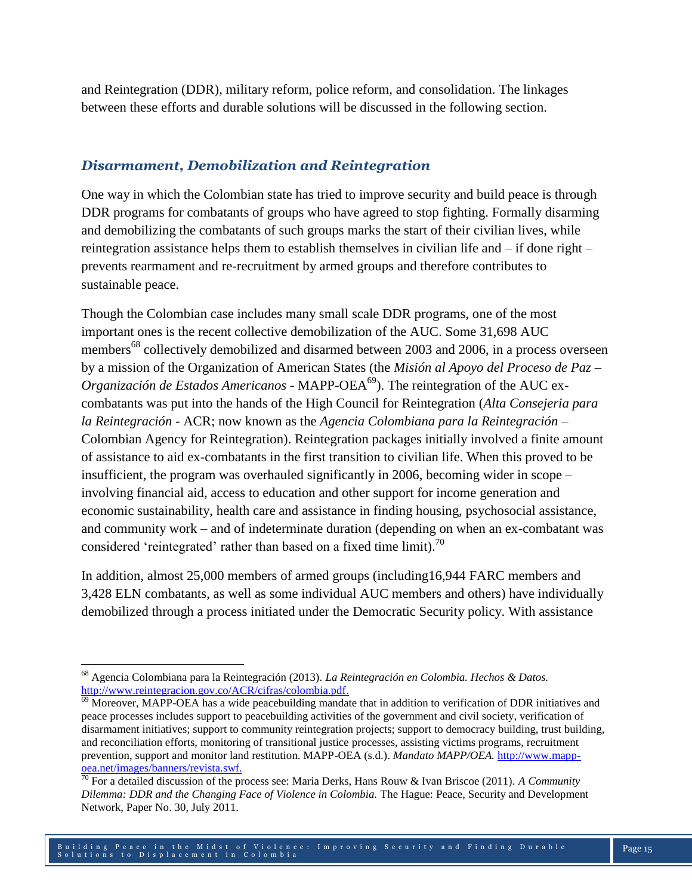and Reintegration (DDR), military reform, police reform, and consolidation. The linkages between these efforts and durable solutions will be discussed in the following section.

### *Disarmament, Demobilization and Reintegration*

One way in which the Colombian state has tried to improve security and build peace is through DDR programs for combatants of groups who have agreed to stop fighting. Formally disarming and demobilizing the combatants of such groups marks the start of their civilian lives, while reintegration assistance helps them to establish themselves in civilian life and – if done right – prevents rearmament and re-recruitment by armed groups and therefore contributes to sustainable peace.

Though the Colombian case includes many small scale DDR programs, one of the most important ones is the recent collective demobilization of the AUC. Some 31,698 AUC members[68] collectively demobilized and disarmed between 2003 and 2006, in a process overseen by a mission of the Organization of American States (the *Misión al Apoyo del Proceso de Paz – Organización de Estados Americanos* - MAPP-OEA[69]). The reintegration of the AUC ex-combatants was put into the hands of the High Council for Reintegration (*Alta Consejeria para la Reintegración* - ACR; now known as the *Agencia Colombiana para la Reintegración* – Colombian Agency for Reintegration). Reintegration packages initially involved a finite amount of assistance to aid ex-combatants in the first transition to civilian life. When this proved to be insufficient, the program was overhauled significantly in 2006, becoming wider in scope – involving financial aid, access to education and other support for income generation and economic sustainability, health care and assistance in finding housing, psychosocial assistance, and community work – and of indeterminate duration (depending on when an ex-combatant was considered 'reintegrated' rather than based on a fixed time limit).[70]

In addition, almost 25,000 members of armed groups (including16,944 FARC members and 3,428 ELN combatants, as well as some individual AUC members and others) have individually demobilized through a process initiated under the Democratic Security policy. With assistance

---

[68] Agencia Colombiana para la Reintegración (2013). *La Reintegración en Colombia. Hechos & Datos.* http://www.reintegracion.gov.co/ACR/cifras/colombia.pdf.

[69] Moreover, MAPP-OEA has a wide peacebuilding mandate that in addition to verification of DDR initiatives and peace processes includes support to peacebuilding activities of the government and civil society, verification of disarmament initiatives; support to community reintegration projects; support to democracy building, trust building, and reconciliation efforts, monitoring of transitional justice processes, assisting victims programs, recruitment prevention, support and monitor land restitution. MAPP-OEA (s.d.). *Mandato MAPP/OEA.* http://www.mapp-oea.net/images/banners/revista.swf.

[70] For a detailed discussion of the process see: Maria Derks, Hans Rouw & Ivan Briscoe (2011). *A Community Dilemma: DDR and the Changing Face of Violence in Colombia.* The Hague: Peace, Security and Development Network, Paper No. 30, July 2011.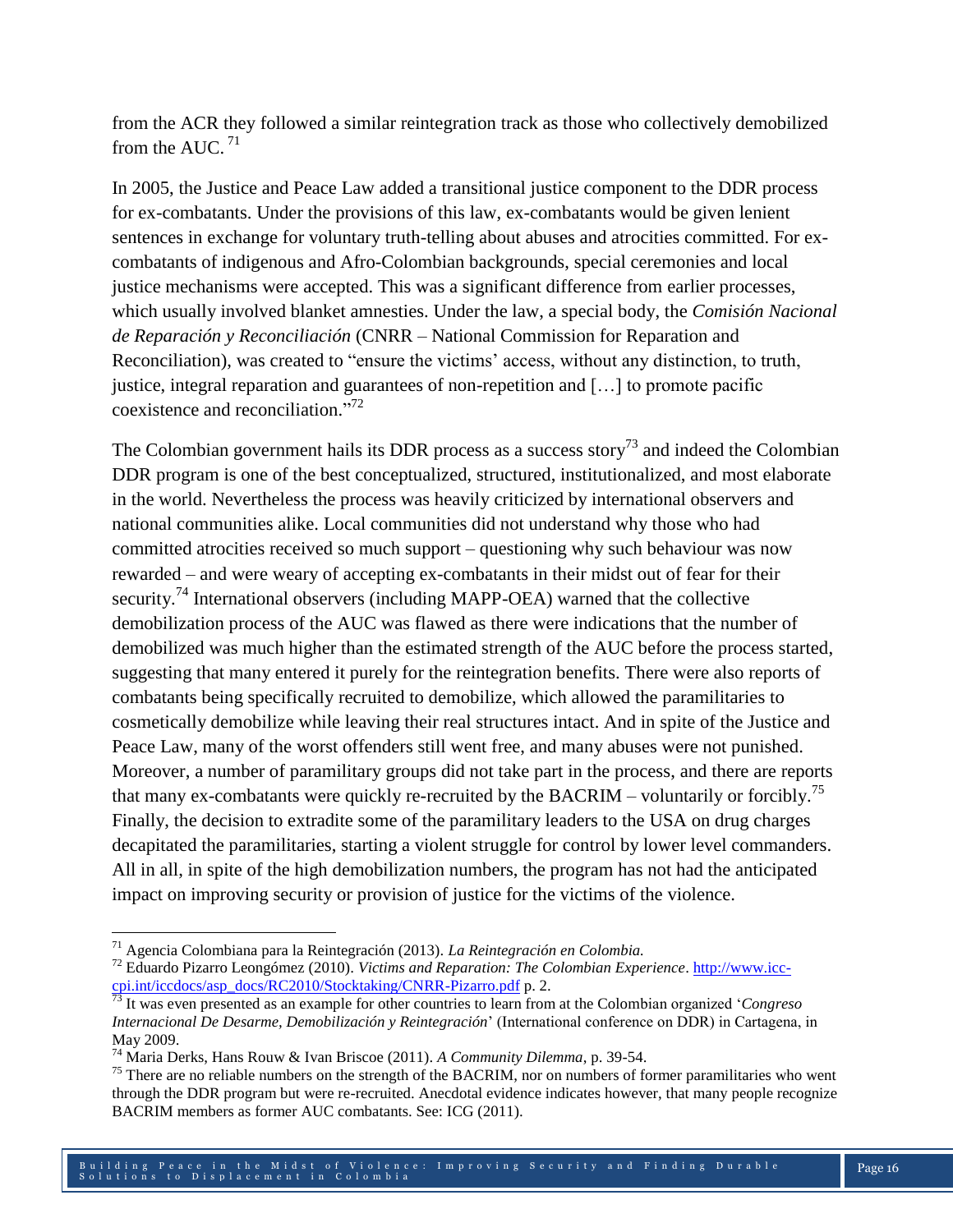from the ACR they followed a similar reintegration track as those who collectively demobilized from the AUC.[71]

In 2005, the Justice and Peace Law added a transitional justice component to the DDR process for ex-combatants. Under the provisions of this law, ex-combatants would be given lenient sentences in exchange for voluntary truth-telling about abuses and atrocities committed. For ex-combatants of indigenous and Afro-Colombian backgrounds, special ceremonies and local justice mechanisms were accepted. This was a significant difference from earlier processes, which usually involved blanket amnesties. Under the law, a special body, the *Comisión Nacional de Reparación y Reconciliación* (CNRR – National Commission for Reparation and Reconciliation), was created to "ensure the victims' access, without any distinction, to truth, justice, integral reparation and guarantees of non-repetition and […] to promote pacific coexistence and reconciliation."[72]

The Colombian government hails its DDR process as a success story[73] and indeed the Colombian DDR program is one of the best conceptualized, structured, institutionalized, and most elaborate in the world. Nevertheless the process was heavily criticized by international observers and national communities alike. Local communities did not understand why those who had committed atrocities received so much support – questioning why such behaviour was now rewarded – and were weary of accepting ex-combatants in their midst out of fear for their security.[74] International observers (including MAPP-OEA) warned that the collective demobilization process of the AUC was flawed as there were indications that the number of demobilized was much higher than the estimated strength of the AUC before the process started, suggesting that many entered it purely for the reintegration benefits. There were also reports of combatants being specifically recruited to demobilize, which allowed the paramilitaries to cosmetically demobilize while leaving their real structures intact. And in spite of the Justice and Peace Law, many of the worst offenders still went free, and many abuses were not punished. Moreover, a number of paramilitary groups did not take part in the process, and there are reports that many ex-combatants were quickly re-recruited by the BACRIM – voluntarily or forcibly.[75] Finally, the decision to extradite some of the paramilitary leaders to the USA on drug charges decapitated the paramilitaries, starting a violent struggle for control by lower level commanders. All in all, in spite of the high demobilization numbers, the program has not had the anticipated impact on improving security or provision of justice for the victims of the violence.

---

[71] Agencia Colombiana para la Reintegración (2013). *La Reintegración en Colombia.*

[72] Eduardo Pizarro Leongómez (2010). *Victims and Reparation: The Colombian Experience*. http://www.icc-cpi.int/iccdocs/asp_docs/RC2010/Stocktaking/CNRR-Pizarro.pdf p. 2.

[73] It was even presented as an example for other countries to learn from at the Colombian organized '*Congreso Internacional De Desarme, Demobilización y Reintegración*' (International conference on DDR) in Cartagena, in May 2009.

[74] Maria Derks, Hans Rouw & Ivan Briscoe (2011). *A Community Dilemma*, p. 39-54.

[75] There are no reliable numbers on the strength of the BACRIM, nor on numbers of former paramilitaries who went through the DDR program but were re-recruited. Anecdotal evidence indicates however, that many people recognize BACRIM members as former AUC combatants. See: ICG (2011).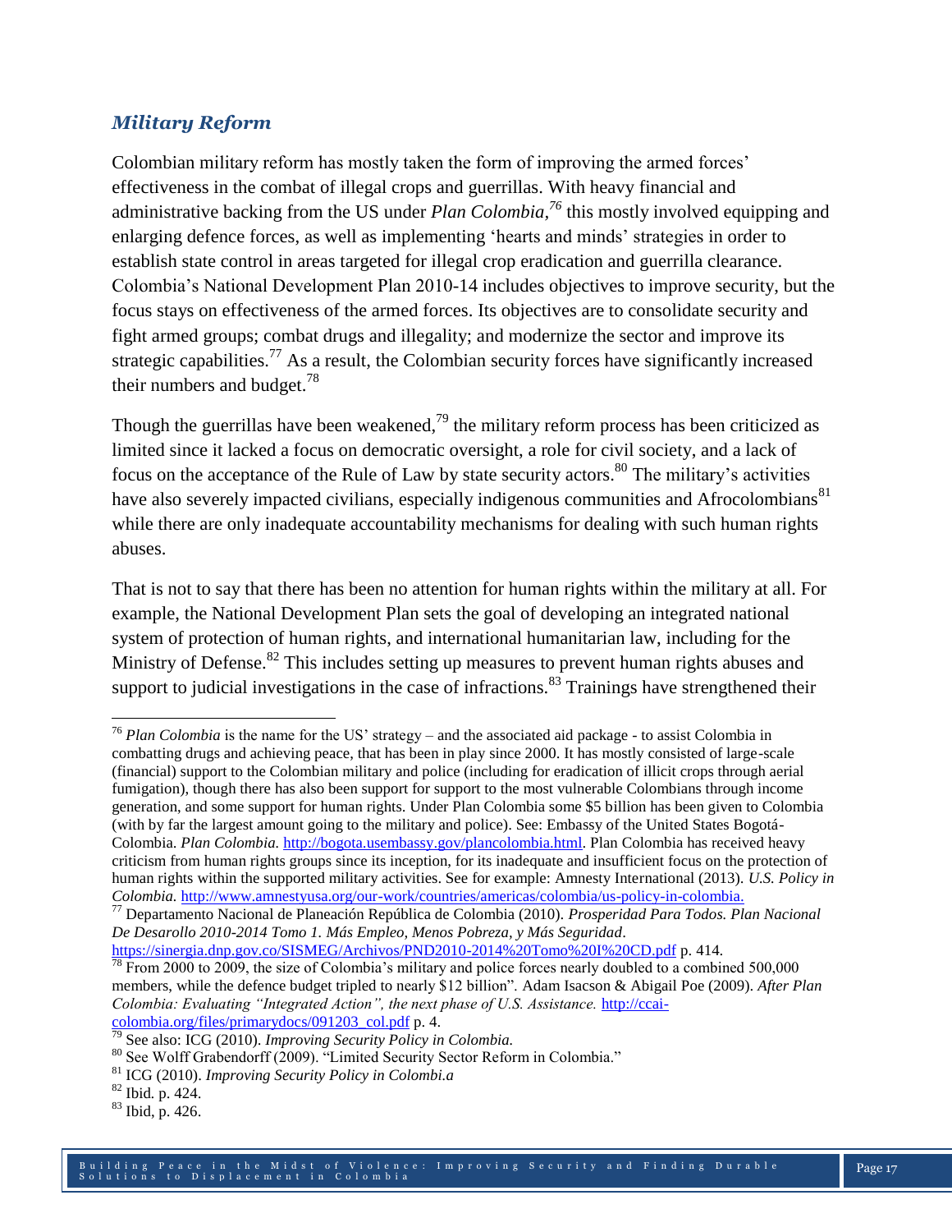### *Military Reform*

Colombian military reform has mostly taken the form of improving the armed forces' effectiveness in the combat of illegal crops and guerrillas. With heavy financial and administrative backing from the US under *Plan Colombia*,[76] this mostly involved equipping and enlarging defence forces, as well as implementing 'hearts and minds' strategies in order to establish state control in areas targeted for illegal crop eradication and guerrilla clearance. Colombia's National Development Plan 2010-14 includes objectives to improve security, but the focus stays on effectiveness of the armed forces. Its objectives are to consolidate security and fight armed groups; combat drugs and illegality; and modernize the sector and improve its strategic capabilities.[77] As a result, the Colombian security forces have significantly increased their numbers and budget.[78]

Though the guerrillas have been weakened,[79] the military reform process has been criticized as limited since it lacked a focus on democratic oversight, a role for civil society, and a lack of focus on the acceptance of the Rule of Law by state security actors.[80] The military's activities have also severely impacted civilians, especially indigenous communities and Afrocolombians[81] while there are only inadequate accountability mechanisms for dealing with such human rights abuses.

That is not to say that there has been no attention for human rights within the military at all. For example, the National Development Plan sets the goal of developing an integrated national system of protection of human rights, and international humanitarian law, including for the Ministry of Defense.[82] This includes setting up measures to prevent human rights abuses and support to judicial investigations in the case of infractions.[83] Trainings have strengthened their

---

[76] *Plan Colombia* is the name for the US' strategy – and the associated aid package - to assist Colombia in combatting drugs and achieving peace, that has been in play since 2000. It has mostly consisted of large-scale (financial) support to the Colombian military and police (including for eradication of illicit crops through aerial fumigation), though there has also been support for support to the most vulnerable Colombians through income generation, and some support for human rights. Under Plan Colombia some $5 billion has been given to Colombia (with by far the largest amount going to the military and police). See: Embassy of the United States Bogotá-Colombia. *Plan Colombia.* http://bogota.usembassy.gov/plancolombia.html. Plan Colombia has received heavy criticism from human rights groups since its inception, for its inadequate and insufficient focus on the protection of human rights within the supported military activities. See for example: Amnesty International (2013). *U.S. Policy in Colombia.* http://www.amnestyusa.org/our-work/countries/americas/colombia/us-policy-in-colombia.

[77] Departamento Nacional de Planeación República de Colombia (2010). *Prosperidad Para Todos. Plan Nacional De Desarollo 2010-2014 Tomo 1. Más Empleo, Menos Pobreza, y Más Seguridad*. https://sinergia.dnp.gov.co/SISMEG/Archivos/PND2010-2014%20Tomo%20I%20CD.pdf p. 414.

[78] From 2000 to 2009, the size of Colombia's military and police forces nearly doubled to a combined 500,000 members, while the defence budget tripled to nearly $12 billion". Adam Isacson & Abigail Poe (2009). *After Plan Colombia: Evaluating "Integrated Action", the next phase of U.S. Assistance.* http://ccai-colombia.org/files/primarydocs/091203_col.pdf p. 4.

[79] See also: ICG (2010). *Improving Security Policy in Colombia.*

[80] See Wolff Grabendorff (2009). "Limited Security Sector Reform in Colombia."

[81] ICG (2010). *Improving Security Policy in Colombi.a*

[82] Ibid. p. 424.

[83] Ibid, p. 426.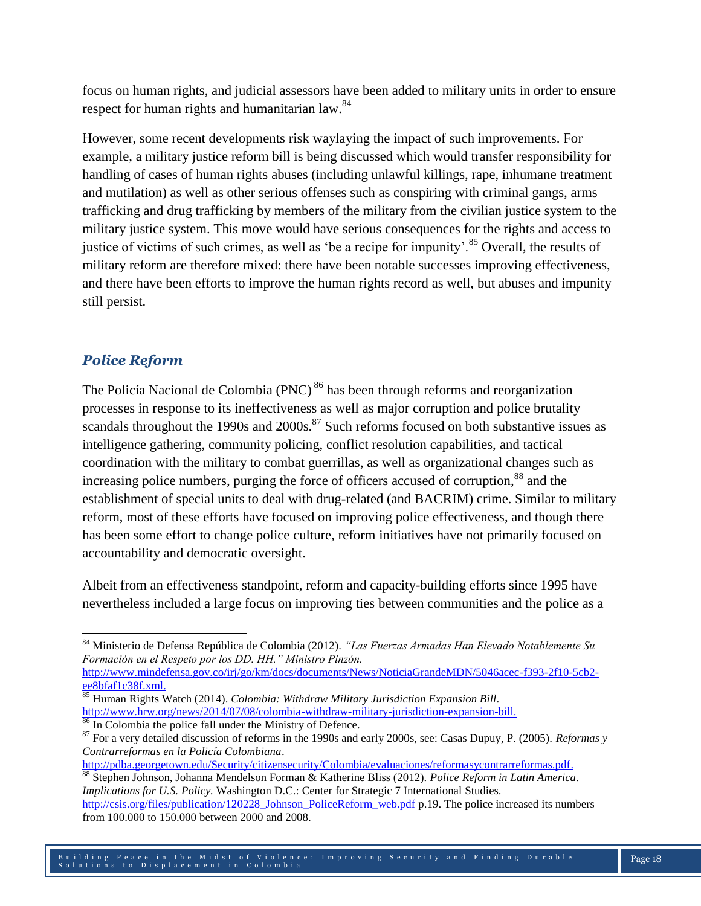focus on human rights, and judicial assessors have been added to military units in order to ensure respect for human rights and humanitarian law.[84]

However, some recent developments risk waylaying the impact of such improvements. For example, a military justice reform bill is being discussed which would transfer responsibility for handling of cases of human rights abuses (including unlawful killings, rape, inhumane treatment and mutilation) as well as other serious offenses such as conspiring with criminal gangs, arms trafficking and drug trafficking by members of the military from the civilian justice system to the military justice system. This move would have serious consequences for the rights and access to justice of victims of such crimes, as well as 'be a recipe for impunity'.[85] Overall, the results of military reform are therefore mixed: there have been notable successes improving effectiveness, and there have been efforts to improve the human rights record as well, but abuses and impunity still persist.

### *Police Reform*

The Policía Nacional de Colombia (PNC)[86] has been through reforms and reorganization processes in response to its ineffectiveness as well as major corruption and police brutality scandals throughout the 1990s and 2000s.[87] Such reforms focused on both substantive issues as intelligence gathering, community policing, conflict resolution capabilities, and tactical coordination with the military to combat guerrillas, as well as organizational changes such as increasing police numbers, purging the force of officers accused of corruption,[88] and the establishment of special units to deal with drug-related (and BACRIM) crime. Similar to military reform, most of these efforts have focused on improving police effectiveness, and though there has been some effort to change police culture, reform initiatives have not primarily focused on accountability and democratic oversight.

Albeit from an effectiveness standpoint, reform and capacity-building efforts since 1995 have nevertheless included a large focus on improving ties between communities and the police as a

---

[84] Ministerio de Defensa República de Colombia (2012). *"Las Fuerzas Armadas Han Elevado Notablemente Su Formación en el Respeto por los DD. HH." Ministro Pinzón.* http://www.mindefensa.gov.co/irj/go/km/docs/documents/News/NoticiaGrandeMDN/5046acec-f393-2f10-5cb2-ee8bfaf1c38f.xml.

[85] Human Rights Watch (2014). *Colombia: Withdraw Military Jurisdiction Expansion Bill*. http://www.hrw.org/news/2014/07/08/colombia-withdraw-military-jurisdiction-expansion-bill.

[86] In Colombia the police fall under the Ministry of Defence.

[87] For a very detailed discussion of reforms in the 1990s and early 2000s, see: Casas Dupuy, P. (2005). *Reformas y Contrarreformas en la Policía Colombiana*. http://pdba.georgetown.edu/Security/citizensecurity/Colombia/evaluaciones/reformasycontrarreformas.pdf.

[88] Stephen Johnson, Johanna Mendelson Forman & Katherine Bliss (2012). *Police Reform in Latin America. Implications for U.S. Policy.* Washington D.C.: Center for Strategic 7 International Studies. http://csis.org/files/publication/120228_Johnson_PoliceReform_web.pdf p.19. The police increased its numbers from 100.000 to 150.000 between 2000 and 2008.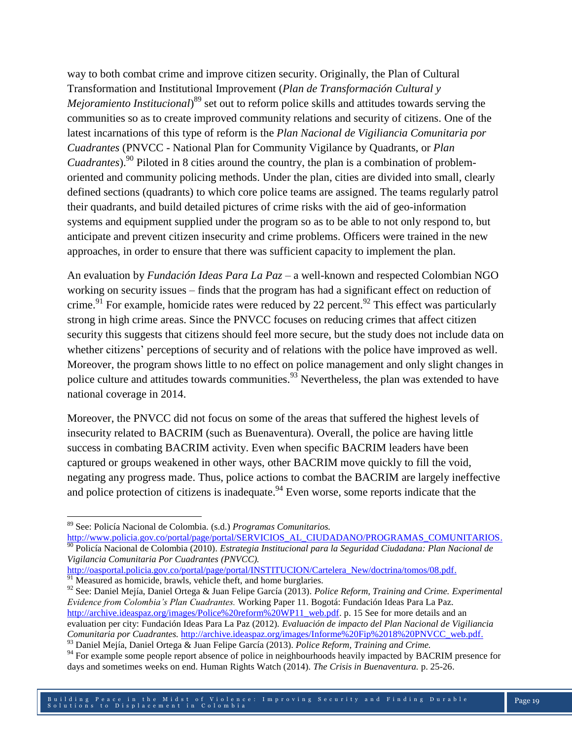way to both combat crime and improve citizen security. Originally, the Plan of Cultural Transformation and Institutional Improvement (*Plan de Transformación Cultural y Mejoramiento Institucional*)[89] set out to reform police skills and attitudes towards serving the communities so as to create improved community relations and security of citizens. One of the latest incarnations of this type of reform is the *Plan Nacional de Vigiliancia Comunitaria por Cuadrantes* (PNVCC - National Plan for Community Vigilance by Quadrants, or *Plan Cuadrantes*).[90] Piloted in 8 cities around the country, the plan is a combination of problem-oriented and community policing methods. Under the plan, cities are divided into small, clearly defined sections (quadrants) to which core police teams are assigned. The teams regularly patrol their quadrants, and build detailed pictures of crime risks with the aid of geo-information systems and equipment supplied under the program so as to be able to not only respond to, but anticipate and prevent citizen insecurity and crime problems. Officers were trained in the new approaches, in order to ensure that there was sufficient capacity to implement the plan.

An evaluation by *Fundación Ideas Para La Paz* – a well-known and respected Colombian NGO working on security issues – finds that the program has had a significant effect on reduction of crime.[91] For example, homicide rates were reduced by 22 percent.[92] This effect was particularly strong in high crime areas. Since the PNVCC focuses on reducing crimes that affect citizen security this suggests that citizens should feel more secure, but the study does not include data on whether citizens' perceptions of security and of relations with the police have improved as well. Moreover, the program shows little to no effect on police management and only slight changes in police culture and attitudes towards communities.[93] Nevertheless, the plan was extended to have national coverage in 2014.

Moreover, the PNVCC did not focus on some of the areas that suffered the highest levels of insecurity related to BACRIM (such as Buenaventura). Overall, the police are having little success in combating BACRIM activity. Even when specific BACRIM leaders have been captured or groups weakened in other ways, other BACRIM move quickly to fill the void, negating any progress made. Thus, police actions to combat the BACRIM are largely ineffective and police protection of citizens is inadequate.[94] Even worse, some reports indicate that the

---

[89] See: Policía Nacional de Colombia. (s.d.) *Programas Comunitarios.* http://www.policia.gov.co/portal/page/portal/SERVICIOS_AL_CIUDADANO/PROGRAMAS_COMUNITARIOS.

[90] Policía Nacional de Colombia (2010). *Estrategia Institucional para la Seguridad Ciudadana: Plan Nacional de Vigilancia Comunitaria Por Cuadrantes (PNVCC).* http://oasportal.policia.gov.co/portal/page/portal/INSTITUCION/Cartelera_New/doctrina/tomos/08.pdf.

[91] Measured as homicide, brawls, vehicle theft, and home burglaries.

[92] See: Daniel Mejía, Daniel Ortega & Juan Felipe García (2013). *Police Reform, Training and Crime. Experimental Evidence from Colombia's Plan Cuadrantes.* Working Paper 11. Bogotá: Fundación Ideas Para La Paz. http://archive.ideaspaz.org/images/Police%20reform%20WP11_web.pdf. p. 15 See for more details and an evaluation per city: Fundación Ideas Para La Paz (2012). *Evaluación de impacto del Plan Nacional de Vigiliancia Comunitaria por Cuadrantes.* http://archive.ideaspaz.org/images/Informe%20Fip%2018%20PNVCC_web.pdf.

[93] Daniel Mejía, Daniel Ortega & Juan Felipe García (2013). *Police Reform, Training and Crime.*

[94] For example some people report absence of police in neighbourhoods heavily impacted by BACRIM presence for days and sometimes weeks on end. Human Rights Watch (2014). *The Crisis in Buenaventura.* p. 25-26.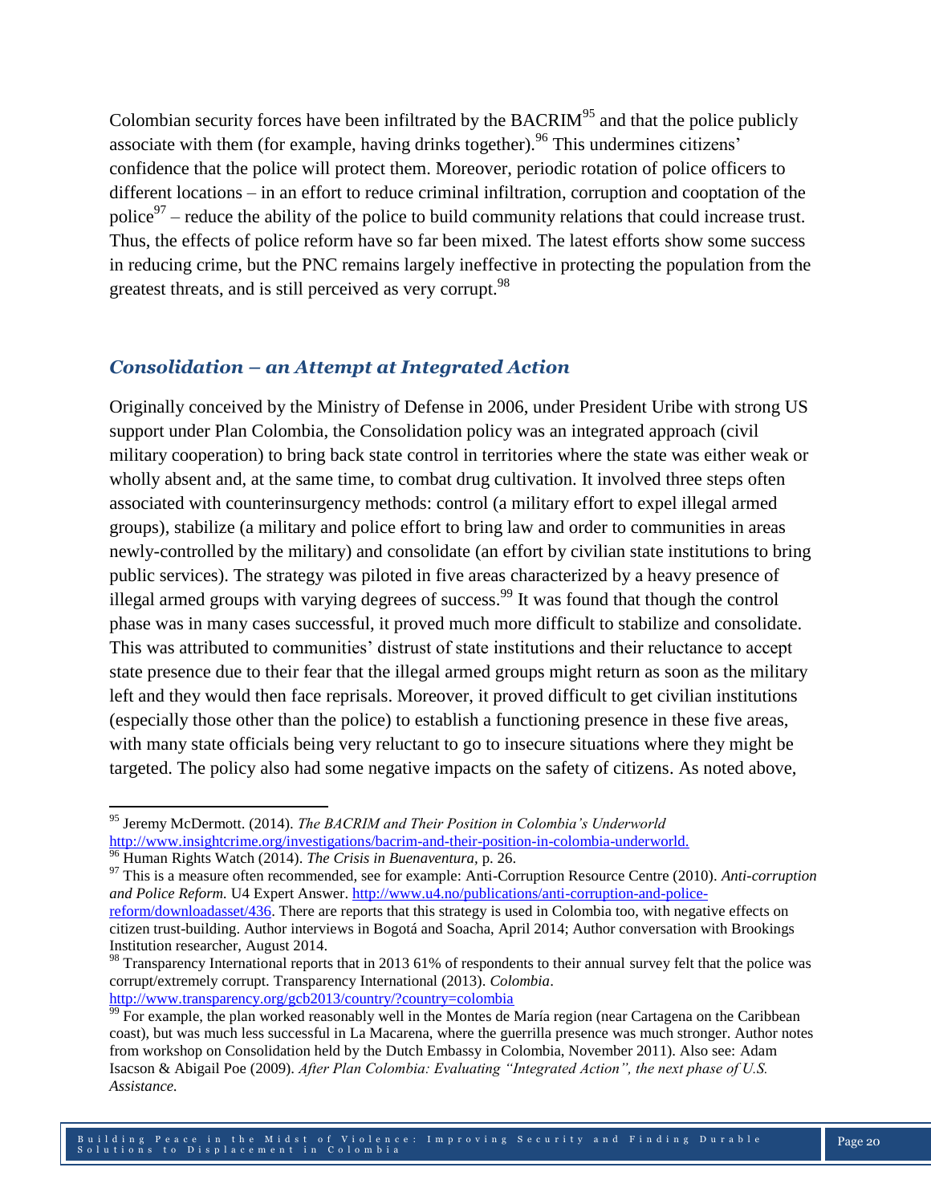Colombian security forces have been infiltrated by the BACRIM[95] and that the police publicly associate with them (for example, having drinks together).[96] This undermines citizens' confidence that the police will protect them. Moreover, periodic rotation of police officers to different locations – in an effort to reduce criminal infiltration, corruption and cooptation of the police[97] – reduce the ability of the police to build community relations that could increase trust. Thus, the effects of police reform have so far been mixed. The latest efforts show some success in reducing crime, but the PNC remains largely ineffective in protecting the population from the greatest threats, and is still perceived as very corrupt.[98]

### *Consolidation – an Attempt at Integrated Action*

Originally conceived by the Ministry of Defense in 2006, under President Uribe with strong US support under Plan Colombia, the Consolidation policy was an integrated approach (civil military cooperation) to bring back state control in territories where the state was either weak or wholly absent and, at the same time, to combat drug cultivation. It involved three steps often associated with counterinsurgency methods: control (a military effort to expel illegal armed groups), stabilize (a military and police effort to bring law and order to communities in areas newly-controlled by the military) and consolidate (an effort by civilian state institutions to bring public services). The strategy was piloted in five areas characterized by a heavy presence of illegal armed groups with varying degrees of success.[99] It was found that though the control phase was in many cases successful, it proved much more difficult to stabilize and consolidate. This was attributed to communities' distrust of state institutions and their reluctance to accept state presence due to their fear that the illegal armed groups might return as soon as the military left and they would then face reprisals. Moreover, it proved difficult to get civilian institutions (especially those other than the police) to establish a functioning presence in these five areas, with many state officials being very reluctant to go to insecure situations where they might be targeted. The policy also had some negative impacts on the safety of citizens. As noted above,

---

[95] Jeremy McDermott. (2014). *The BACRIM and Their Position in Colombia's Underworld* http://www.insightcrime.org/investigations/bacrim-and-their-position-in-colombia-underworld.

[96] Human Rights Watch (2014). *The Crisis in Buenaventura,* p. 26.

[97] This is a measure often recommended, see for example: Anti-Corruption Resource Centre (2010). *Anti-corruption and Police Reform.* U4 Expert Answer. http://www.u4.no/publications/anti-corruption-and-police-reform/downloadasset/436. There are reports that this strategy is used in Colombia too, with negative effects on citizen trust-building. Author interviews in Bogotá and Soacha, April 2014; Author conversation with Brookings Institution researcher, August 2014.

[98] Transparency International reports that in 2013 61% of respondents to their annual survey felt that the police was corrupt/extremely corrupt. Transparency International (2013). *Colombia*. http://www.transparency.org/gcb2013/country/?country=colombia

[99] For example, the plan worked reasonably well in the Montes de María region (near Cartagena on the Caribbean coast), but was much less successful in La Macarena, where the guerrilla presence was much stronger. Author notes from workshop on Consolidation held by the Dutch Embassy in Colombia, November 2011). Also see: Adam Isacson & Abigail Poe (2009). *After Plan Colombia: Evaluating "Integrated Action", the next phase of U.S. Assistance.*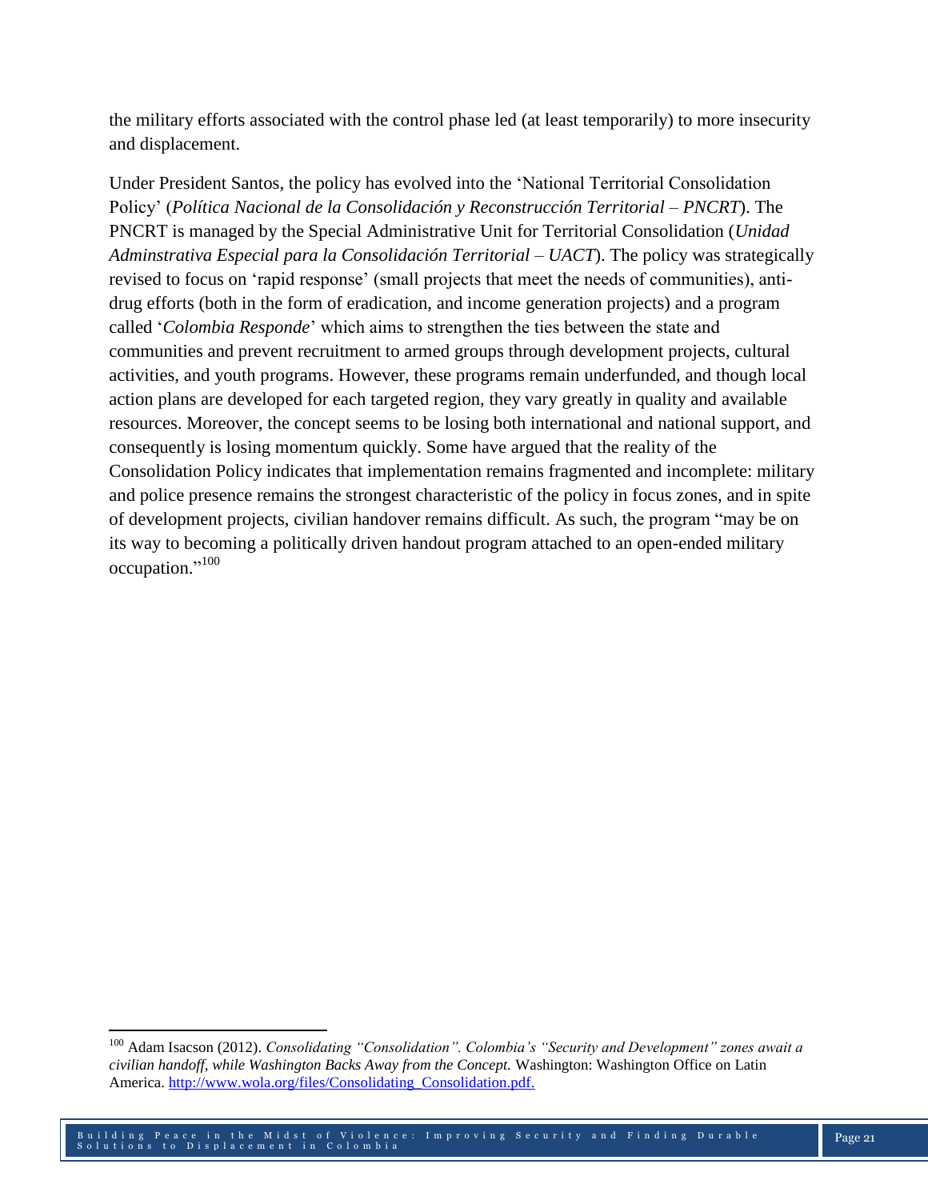the military efforts associated with the control phase led (at least temporarily) to more insecurity and displacement.

Under President Santos, the policy has evolved into the 'National Territorial Consolidation Policy' (*Política Nacional de la Consolidación y Reconstrucción Territorial – PNCRT*). The PNCRT is managed by the Special Administrative Unit for Territorial Consolidation (*Unidad Adminstrativa Especial para la Consolidación Territorial – UACT*). The policy was strategically revised to focus on 'rapid response' (small projects that meet the needs of communities), anti-drug efforts (both in the form of eradication, and income generation projects) and a program called '*Colombia Responde*' which aims to strengthen the ties between the state and communities and prevent recruitment to armed groups through development projects, cultural activities, and youth programs. However, these programs remain underfunded, and though local action plans are developed for each targeted region, they vary greatly in quality and available resources. Moreover, the concept seems to be losing both international and national support, and consequently is losing momentum quickly. Some have argued that the reality of the Consolidation Policy indicates that implementation remains fragmented and incomplete: military and police presence remains the strongest characteristic of the policy in focus zones, and in spite of development projects, civilian handover remains difficult. As such, the program "may be on its way to becoming a politically driven handout program attached to an open-ended military occupation."[100]

---

[100] Adam Isacson (2012). *Consolidating "Consolidation". Colombia's "Security and Development" zones await a civilian handoff, while Washington Backs Away from the Concept.* Washington: Washington Office on Latin America. http://www.wola.org/files/Consolidating_Consolidation.pdf.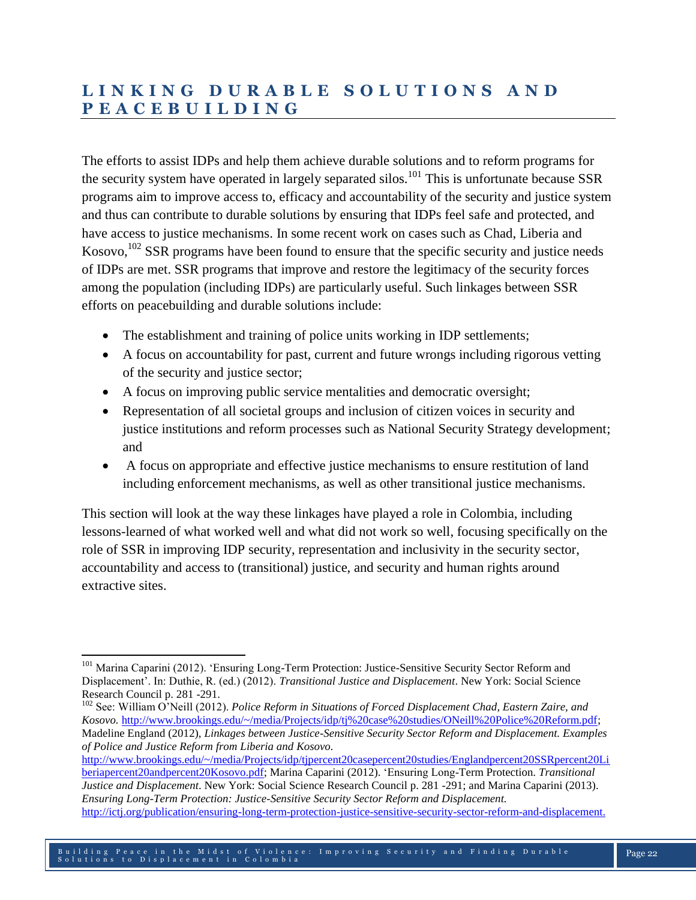## LINKING DURABLE SOLUTIONS AND PEACEBUILDING

The efforts to assist IDPs and help them achieve durable solutions and to reform programs for the security system have operated in largely separated silos.[101] This is unfortunate because SSR programs aim to improve access to, efficacy and accountability of the security and justice system and thus can contribute to durable solutions by ensuring that IDPs feel safe and protected, and have access to justice mechanisms. In some recent work on cases such as Chad, Liberia and Kosovo,[102] SSR programs have been found to ensure that the specific security and justice needs of IDPs are met. SSR programs that improve and restore the legitimacy of the security forces among the population (including IDPs) are particularly useful. Such linkages between SSR efforts on peacebuilding and durable solutions include:

- The establishment and training of police units working in IDP settlements;
- A focus on accountability for past, current and future wrongs including rigorous vetting of the security and justice sector;
- A focus on improving public service mentalities and democratic oversight;
- Representation of all societal groups and inclusion of citizen voices in security and justice institutions and reform processes such as National Security Strategy development; and
- A focus on appropriate and effective justice mechanisms to ensure restitution of land including enforcement mechanisms, as well as other transitional justice mechanisms.

This section will look at the way these linkages have played a role in Colombia, including lessons-learned of what worked well and what did not work so well, focusing specifically on the role of SSR in improving IDP security, representation and inclusivity in the security sector, accountability and access to (transitional) justice, and security and human rights around extractive sites.

---

[101] Marina Caparini (2012). 'Ensuring Long-Term Protection: Justice-Sensitive Security Sector Reform and Displacement'. In: Duthie, R. (ed.) (2012). *Transitional Justice and Displacement*. New York: Social Science Research Council p. 281 -291.

[102] See: William O'Neill (2012). *Police Reform in Situations of Forced Displacement Chad, Eastern Zaire, and Kosovo.* http://www.brookings.edu/~/media/Projects/idp/tj%20case%20studies/ONeill%20Police%20Reform.pdf; Madeline England (2012), *Linkages between Justice-Sensitive Security Sector Reform and Displacement. Examples of Police and Justice Reform from Liberia and Kosovo.* http://www.brookings.edu/~/media/Projects/idp/tjpercent20casepercent20studies/Englandpercent20SSRpercent20Liberiapercent20andpercent20Kosovo.pdf; Marina Caparini (2012). 'Ensuring Long-Term Protection. *Transitional Justice and Displacement*. New York: Social Science Research Council p. 281 -291; and Marina Caparini (2013). *Ensuring Long-Term Protection: Justice-Sensitive Security Sector Reform and Displacement.* http://ictj.org/publication/ensuring-long-term-protection-justice-sensitive-security-sector-reform-and-displacement.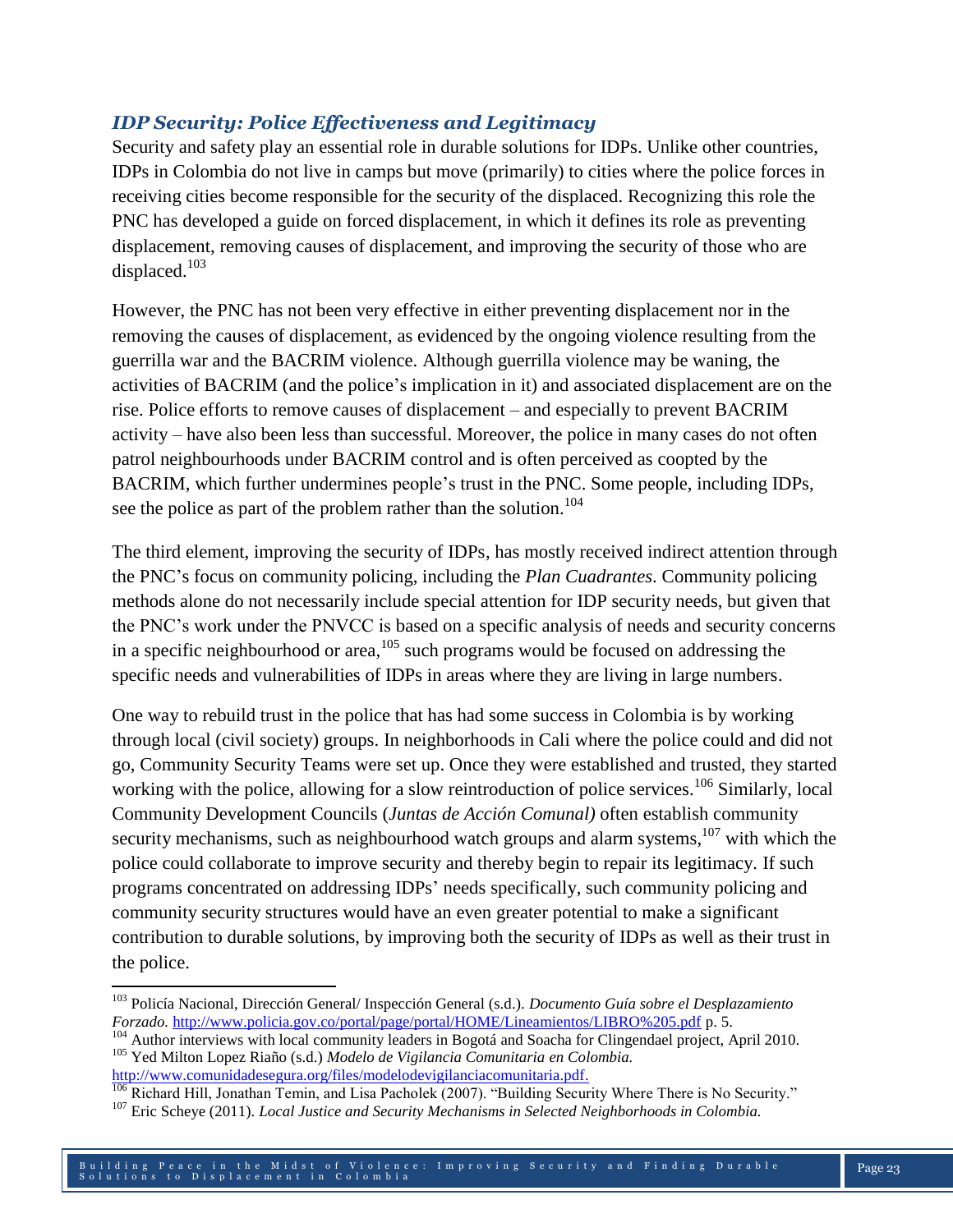### *IDP Security: Police Effectiveness and Legitimacy*

Security and safety play an essential role in durable solutions for IDPs. Unlike other countries, IDPs in Colombia do not live in camps but move (primarily) to cities where the police forces in receiving cities become responsible for the security of the displaced. Recognizing this role the PNC has developed a guide on forced displacement, in which it defines its role as preventing displacement, removing causes of displacement, and improving the security of those who are displaced.[103]

However, the PNC has not been very effective in either preventing displacement nor in the removing the causes of displacement, as evidenced by the ongoing violence resulting from the guerrilla war and the BACRIM violence. Although guerrilla violence may be waning, the activities of BACRIM (and the police's implication in it) and associated displacement are on the rise. Police efforts to remove causes of displacement – and especially to prevent BACRIM activity – have also been less than successful. Moreover, the police in many cases do not often patrol neighbourhoods under BACRIM control and is often perceived as coopted by the BACRIM, which further undermines people's trust in the PNC. Some people, including IDPs, see the police as part of the problem rather than the solution.[104]

The third element, improving the security of IDPs, has mostly received indirect attention through the PNC's focus on community policing, including the *Plan Cuadrantes*. Community policing methods alone do not necessarily include special attention for IDP security needs, but given that the PNC's work under the PNVCC is based on a specific analysis of needs and security concerns in a specific neighbourhood or area,[105] such programs would be focused on addressing the specific needs and vulnerabilities of IDPs in areas where they are living in large numbers.

One way to rebuild trust in the police that has had some success in Colombia is by working through local (civil society) groups. In neighborhoods in Cali where the police could and did not go, Community Security Teams were set up. Once they were established and trusted, they started working with the police, allowing for a slow reintroduction of police services.[106] Similarly, local Community Development Councils (*Juntas de Acción Comunal)* often establish community security mechanisms, such as neighbourhood watch groups and alarm systems,[107] with which the police could collaborate to improve security and thereby begin to repair its legitimacy. If such programs concentrated on addressing IDPs' needs specifically, such community policing and community security structures would have an even greater potential to make a significant contribution to durable solutions, by improving both the security of IDPs as well as their trust in the police.

---

[103] Policía Nacional, Dirección General/ Inspección General (s.d.). *Documento Guía sobre el Desplazamiento Forzado.* http://www.policia.gov.co/portal/page/portal/HOME/Lineamientos/LIBRO%205.pdf p. 5.

[104] Author interviews with local community leaders in Bogotá and Soacha for Clingendael project, April 2010.

[105] Yed Milton Lopez Riaño (s.d.) *Modelo de Vigilancia Comunitaria en Colombia.* http://www.comunidadesegura.org/files/modelodevigilanciacomunitaria.pdf.

[106] Richard Hill, Jonathan Temin, and Lisa Pacholek (2007). "Building Security Where There is No Security."

[107] Eric Scheye (2011). *Local Justice and Security Mechanisms in Selected Neighborhoods in Colombia.*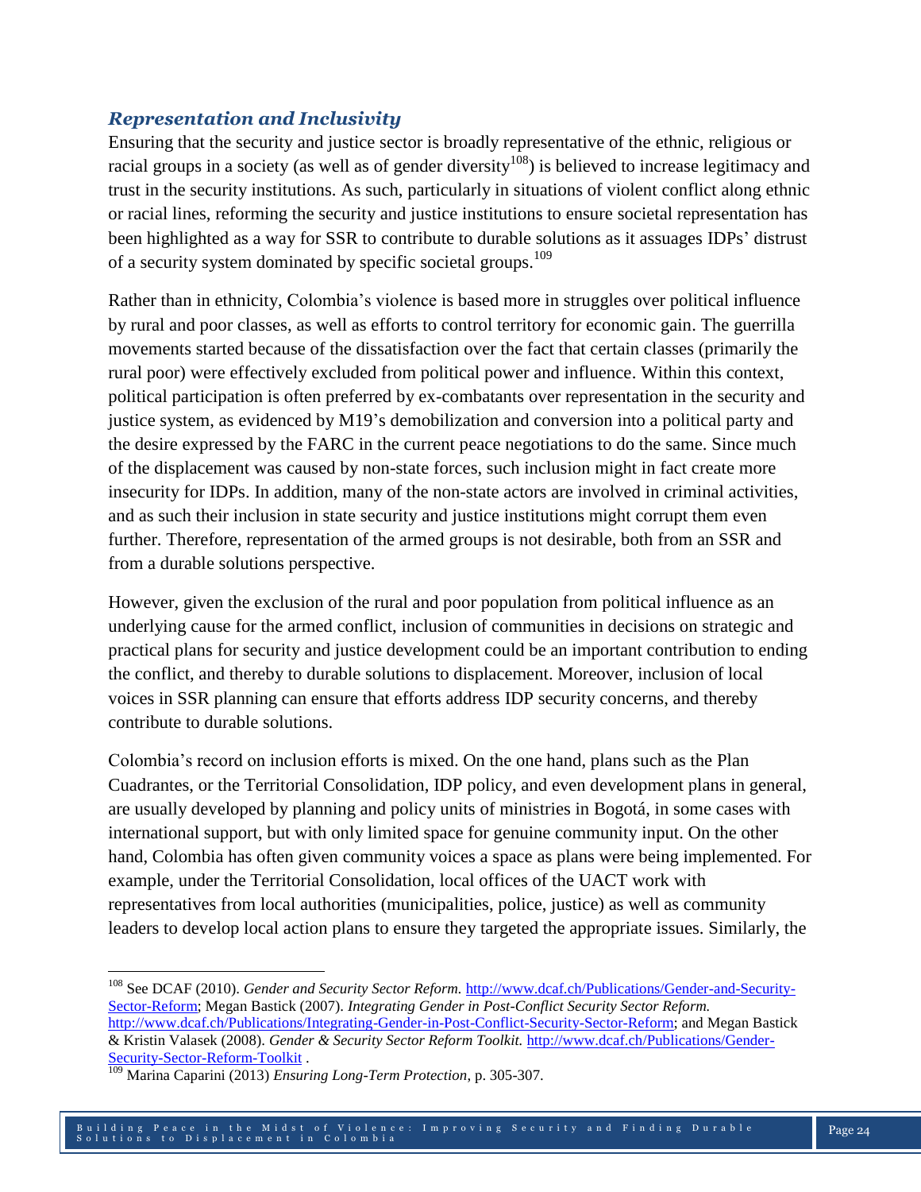### *Representation and Inclusivity*

Ensuring that the security and justice sector is broadly representative of the ethnic, religious or racial groups in a society (as well as of gender diversity[108]) is believed to increase legitimacy and trust in the security institutions. As such, particularly in situations of violent conflict along ethnic or racial lines, reforming the security and justice institutions to ensure societal representation has been highlighted as a way for SSR to contribute to durable solutions as it assuages IDPs' distrust of a security system dominated by specific societal groups.[109]

Rather than in ethnicity, Colombia's violence is based more in struggles over political influence by rural and poor classes, as well as efforts to control territory for economic gain. The guerrilla movements started because of the dissatisfaction over the fact that certain classes (primarily the rural poor) were effectively excluded from political power and influence. Within this context, political participation is often preferred by ex-combatants over representation in the security and justice system, as evidenced by M19's demobilization and conversion into a political party and the desire expressed by the FARC in the current peace negotiations to do the same. Since much of the displacement was caused by non-state forces, such inclusion might in fact create more insecurity for IDPs. In addition, many of the non-state actors are involved in criminal activities, and as such their inclusion in state security and justice institutions might corrupt them even further. Therefore, representation of the armed groups is not desirable, both from an SSR and from a durable solutions perspective.

However, given the exclusion of the rural and poor population from political influence as an underlying cause for the armed conflict, inclusion of communities in decisions on strategic and practical plans for security and justice development could be an important contribution to ending the conflict, and thereby to durable solutions to displacement. Moreover, inclusion of local voices in SSR planning can ensure that efforts address IDP security concerns, and thereby contribute to durable solutions.

Colombia's record on inclusion efforts is mixed. On the one hand, plans such as the Plan Cuadrantes, or the Territorial Consolidation, IDP policy, and even development plans in general, are usually developed by planning and policy units of ministries in Bogotá, in some cases with international support, but with only limited space for genuine community input. On the other hand, Colombia has often given community voices a space as plans were being implemented. For example, under the Territorial Consolidation, local offices of the UACT work with representatives from local authorities (municipalities, police, justice) as well as community leaders to develop local action plans to ensure they targeted the appropriate issues. Similarly, the

---

[108] See DCAF (2010). *Gender and Security Sector Reform.* http://www.dcaf.ch/Publications/Gender-and-Security-Sector-Reform; Megan Bastick (2007). *Integrating Gender in Post-Conflict Security Sector Reform.* http://www.dcaf.ch/Publications/Integrating-Gender-in-Post-Conflict-Security-Sector-Reform; and Megan Bastick & Kristin Valasek (2008). *Gender & Security Sector Reform Toolkit.* http://www.dcaf.ch/Publications/Gender-Security-Sector-Reform-Toolkit .

[109] Marina Caparini (2013) *Ensuring Long-Term Protection*, p. 305-307.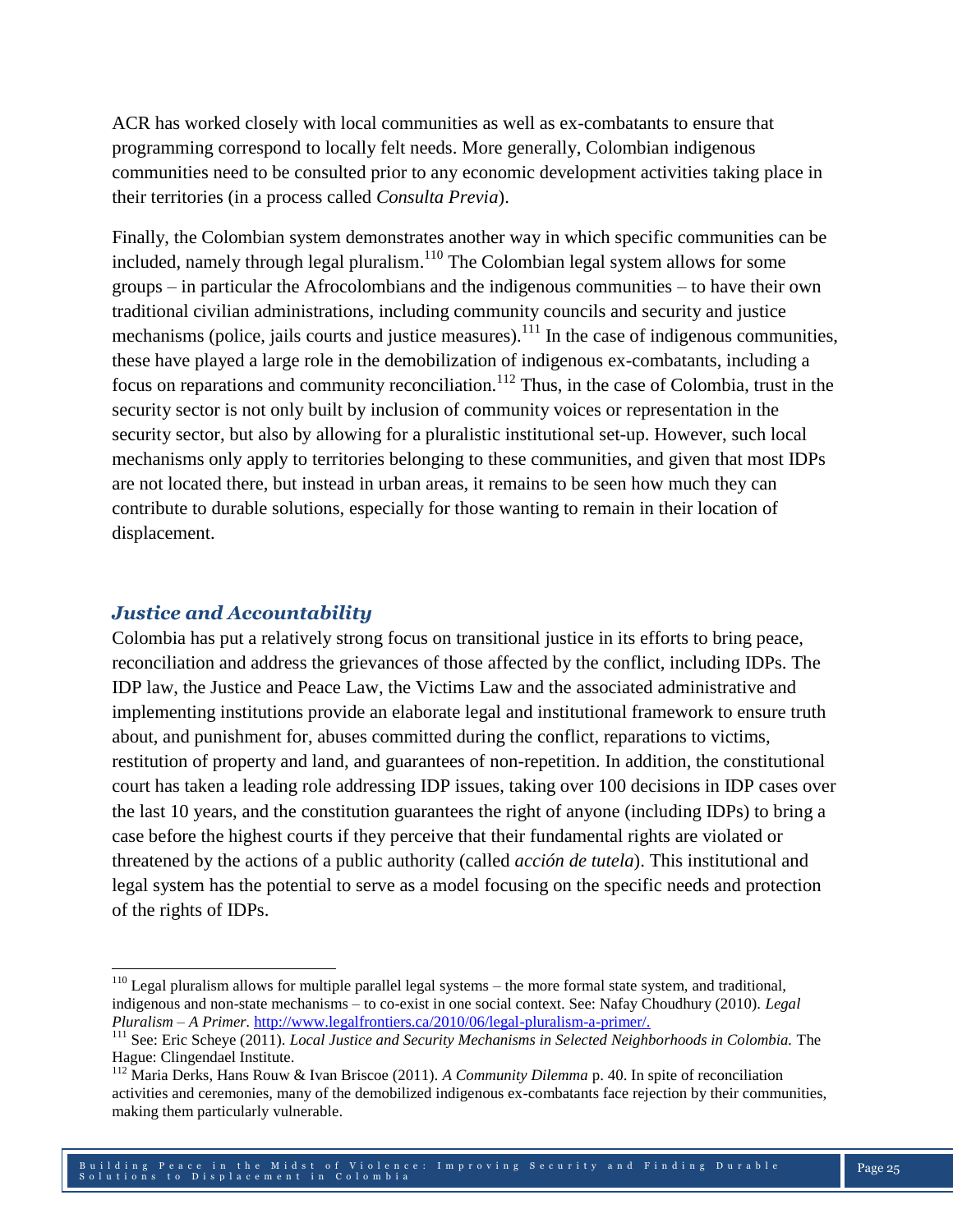ACR has worked closely with local communities as well as ex-combatants to ensure that programming correspond to locally felt needs. More generally, Colombian indigenous communities need to be consulted prior to any economic development activities taking place in their territories (in a process called *Consulta Previa*).

Finally, the Colombian system demonstrates another way in which specific communities can be included, namely through legal pluralism.[110] The Colombian legal system allows for some groups – in particular the Afrocolombians and the indigenous communities – to have their own traditional civilian administrations, including community councils and security and justice mechanisms (police, jails courts and justice measures).[111] In the case of indigenous communities, these have played a large role in the demobilization of indigenous ex-combatants, including a focus on reparations and community reconciliation.[112] Thus, in the case of Colombia, trust in the security sector is not only built by inclusion of community voices or representation in the security sector, but also by allowing for a pluralistic institutional set-up. However, such local mechanisms only apply to territories belonging to these communities, and given that most IDPs are not located there, but instead in urban areas, it remains to be seen how much they can contribute to durable solutions, especially for those wanting to remain in their location of displacement.

### *Justice and Accountability*

Colombia has put a relatively strong focus on transitional justice in its efforts to bring peace, reconciliation and address the grievances of those affected by the conflict, including IDPs. The IDP law, the Justice and Peace Law, the Victims Law and the associated administrative and implementing institutions provide an elaborate legal and institutional framework to ensure truth about, and punishment for, abuses committed during the conflict, reparations to victims, restitution of property and land, and guarantees of non-repetition. In addition, the constitutional court has taken a leading role addressing IDP issues, taking over 100 decisions in IDP cases over the last 10 years, and the constitution guarantees the right of anyone (including IDPs) to bring a case before the highest courts if they perceive that their fundamental rights are violated or threatened by the actions of a public authority (called *acción de tutela*). This institutional and legal system has the potential to serve as a model focusing on the specific needs and protection of the rights of IDPs.

---

[110] Legal pluralism allows for multiple parallel legal systems – the more formal state system, and traditional, indigenous and non-state mechanisms – to co-exist in one social context. See: Nafay Choudhury (2010). *Legal Pluralism – A Primer*. http://www.legalfrontiers.ca/2010/06/legal-pluralism-a-primer/.

[111] See: Eric Scheye (2011). *Local Justice and Security Mechanisms in Selected Neighborhoods in Colombia.* The Hague: Clingendael Institute.

[112] Maria Derks, Hans Rouw & Ivan Briscoe (2011). *A Community Dilemma* p. 40. In spite of reconciliation activities and ceremonies, many of the demobilized indigenous ex-combatants face rejection by their communities, making them particularly vulnerable.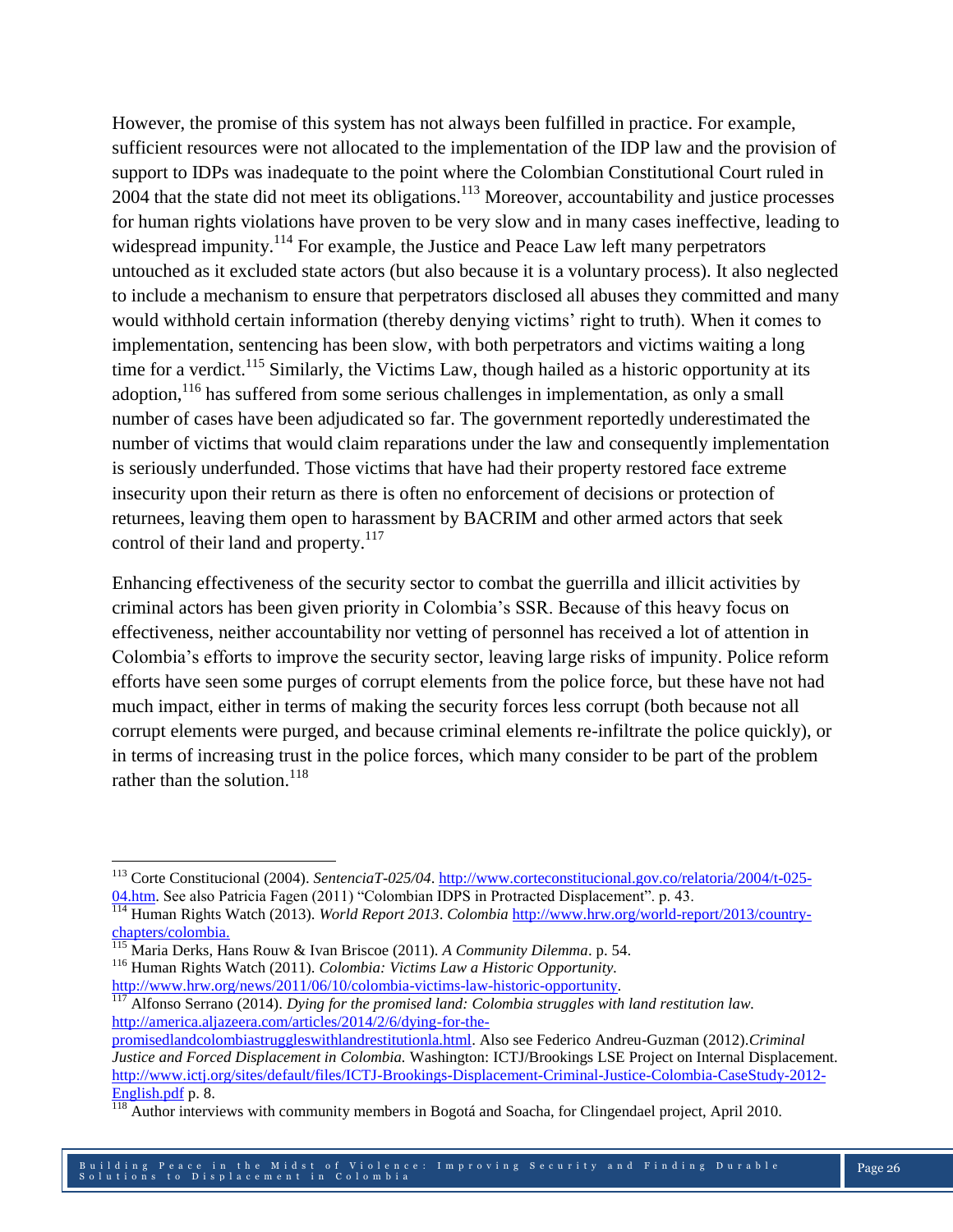However, the promise of this system has not always been fulfilled in practice. For example, sufficient resources were not allocated to the implementation of the IDP law and the provision of support to IDPs was inadequate to the point where the Colombian Constitutional Court ruled in 2004 that the state did not meet its obligations.[113] Moreover, accountability and justice processes for human rights violations have proven to be very slow and in many cases ineffective, leading to widespread impunity.[114] For example, the Justice and Peace Law left many perpetrators untouched as it excluded state actors (but also because it is a voluntary process). It also neglected to include a mechanism to ensure that perpetrators disclosed all abuses they committed and many would withhold certain information (thereby denying victims' right to truth). When it comes to implementation, sentencing has been slow, with both perpetrators and victims waiting a long time for a verdict.[115] Similarly, the Victims Law, though hailed as a historic opportunity at its adoption,[116] has suffered from some serious challenges in implementation, as only a small number of cases have been adjudicated so far. The government reportedly underestimated the number of victims that would claim reparations under the law and consequently implementation is seriously underfunded. Those victims that have had their property restored face extreme insecurity upon their return as there is often no enforcement of decisions or protection of returnees, leaving them open to harassment by BACRIM and other armed actors that seek control of their land and property.[117]

Enhancing effectiveness of the security sector to combat the guerrilla and illicit activities by criminal actors has been given priority in Colombia's SSR. Because of this heavy focus on effectiveness, neither accountability nor vetting of personnel has received a lot of attention in Colombia's efforts to improve the security sector, leaving large risks of impunity. Police reform efforts have seen some purges of corrupt elements from the police force, but these have not had much impact, either in terms of making the security forces less corrupt (both because not all corrupt elements were purged, and because criminal elements re-infiltrate the police quickly), or in terms of increasing trust in the police forces, which many consider to be part of the problem rather than the solution.[118]

---

[113] Corte Constitucional (2004). *SentenciaT-025/04*. http://www.corteconstitucional.gov.co/relatoria/2004/t-025-04.htm. See also Patricia Fagen (2011) "Colombian IDPS in Protracted Displacement". p. 43.

[114] Human Rights Watch (2013). *World Report 2013*. *Colombia* http://www.hrw.org/world-report/2013/country-chapters/colombia.

[115] Maria Derks, Hans Rouw & Ivan Briscoe (2011). *A Community Dilemma*. p. 54.

[116] Human Rights Watch (2011). *Colombia: Victims Law a Historic Opportunity.* http://www.hrw.org/news/2011/06/10/colombia-victims-law-historic-opportunity.

[117] Alfonso Serrano (2014). *Dying for the promised land: Colombia struggles with land restitution law.* http://america.aljazeera.com/articles/2014/2/6/dying-for-the-promisedlandcolombiastruggleswithlandrestitutionla.html. Also see Federico Andreu-Guzman (2012).*Criminal Justice and Forced Displacement in Colombia.* Washington: ICTJ/Brookings LSE Project on Internal Displacement. http://www.ictj.org/sites/default/files/ICTJ-Brookings-Displacement-Criminal-Justice-Colombia-CaseStudy-2012-English.pdf p. 8.

[118] Author interviews with community members in Bogotá and Soacha, for Clingendael project, April 2010.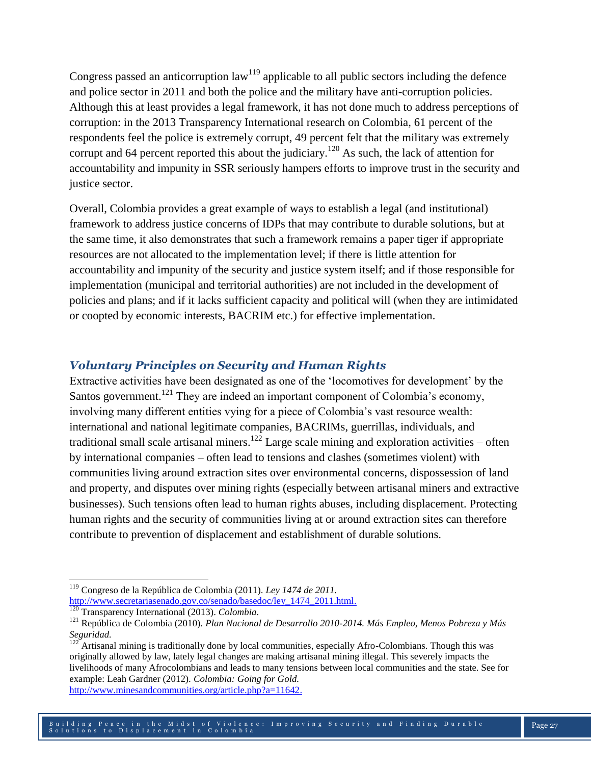Congress passed an anticorruption law[119] applicable to all public sectors including the defence and police sector in 2011 and both the police and the military have anti-corruption policies. Although this at least provides a legal framework, it has not done much to address perceptions of corruption: in the 2013 Transparency International research on Colombia, 61 percent of the respondents feel the police is extremely corrupt, 49 percent felt that the military was extremely corrupt and 64 percent reported this about the judiciary.[120] As such, the lack of attention for accountability and impunity in SSR seriously hampers efforts to improve trust in the security and justice sector.

Overall, Colombia provides a great example of ways to establish a legal (and institutional) framework to address justice concerns of IDPs that may contribute to durable solutions, but at the same time, it also demonstrates that such a framework remains a paper tiger if appropriate resources are not allocated to the implementation level; if there is little attention for accountability and impunity of the security and justice system itself; and if those responsible for implementation (municipal and territorial authorities) are not included in the development of policies and plans; and if it lacks sufficient capacity and political will (when they are intimidated or coopted by economic interests, BACRIM etc.) for effective implementation.

### *Voluntary Principles on Security and Human Rights*

Extractive activities have been designated as one of the 'locomotives for development' by the Santos government.[121] They are indeed an important component of Colombia's economy, involving many different entities vying for a piece of Colombia's vast resource wealth: international and national legitimate companies, BACRIMs, guerrillas, individuals, and traditional small scale artisanal miners.[122] Large scale mining and exploration activities – often by international companies – often lead to tensions and clashes (sometimes violent) with communities living around extraction sites over environmental concerns, dispossession of land and property, and disputes over mining rights (especially between artisanal miners and extractive businesses). Such tensions often lead to human rights abuses, including displacement. Protecting human rights and the security of communities living at or around extraction sites can therefore contribute to prevention of displacement and establishment of durable solutions.

---

[119] Congreso de la República de Colombia (2011). *Ley 1474 de 2011.* http://www.secretariasenado.gov.co/senado/basedoc/ley_1474_2011.html.

[120] Transparency International (2013). *Colombia*.

[121] República de Colombia (2010). *Plan Nacional de Desarrollo 2010-2014. Más Empleo, Menos Pobreza y Más Seguridad.*

[122] Artisanal mining is traditionally done by local communities, especially Afro-Colombians. Though this was originally allowed by law, lately legal changes are making artisanal mining illegal. This severely impacts the livelihoods of many Afrocolombians and leads to many tensions between local communities and the state. See for example: Leah Gardner (2012). *Colombia: Going for Gold.* http://www.minesandcommunities.org/article.php?a=11642.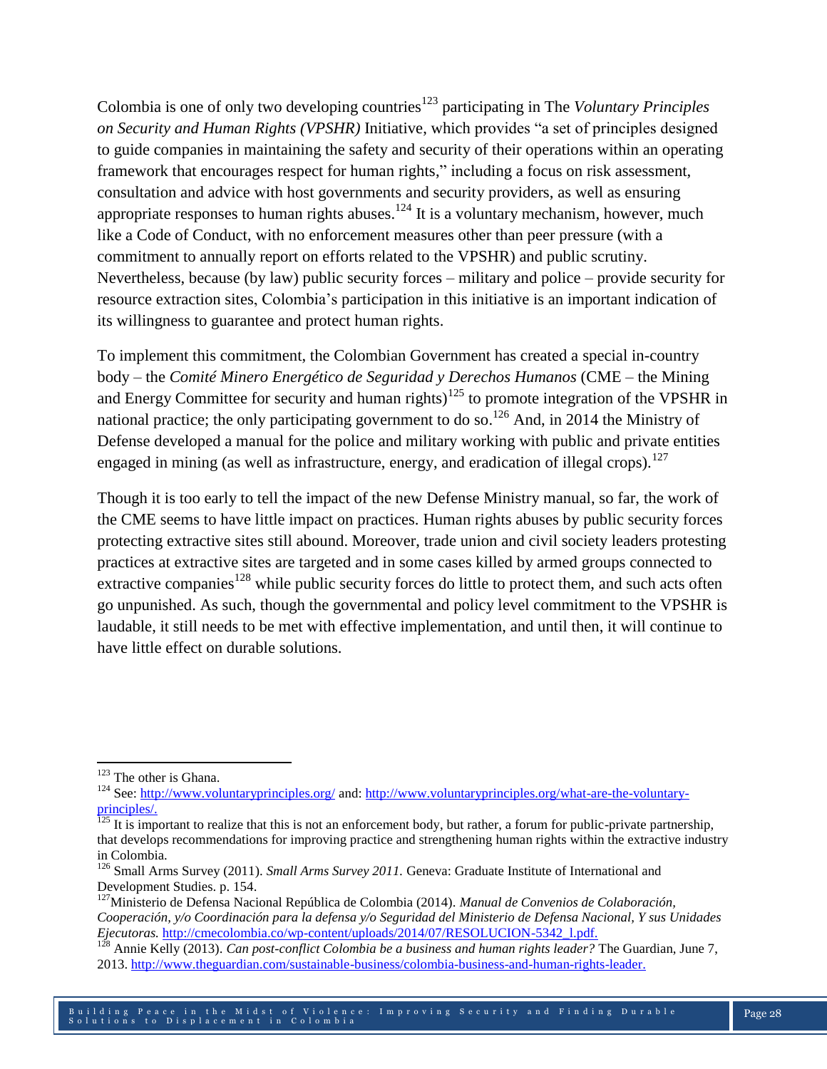Colombia is one of only two developing countries[123] participating in The *Voluntary Principles on Security and Human Rights (VPSHR)* Initiative, which provides "a set of principles designed to guide companies in maintaining the safety and security of their operations within an operating framework that encourages respect for human rights," including a focus on risk assessment, consultation and advice with host governments and security providers, as well as ensuring appropriate responses to human rights abuses.[124] It is a voluntary mechanism, however, much like a Code of Conduct, with no enforcement measures other than peer pressure (with a commitment to annually report on efforts related to the VPSHR) and public scrutiny. Nevertheless, because (by law) public security forces – military and police – provide security for resource extraction sites, Colombia's participation in this initiative is an important indication of its willingness to guarantee and protect human rights.

To implement this commitment, the Colombian Government has created a special in-country body – the *Comité Minero Energético de Seguridad y Derechos Humanos* (CME – the Mining and Energy Committee for security and human rights)[125] to promote integration of the VPSHR in national practice; the only participating government to do so.[126] And, in 2014 the Ministry of Defense developed a manual for the police and military working with public and private entities engaged in mining (as well as infrastructure, energy, and eradication of illegal crops).[127]

Though it is too early to tell the impact of the new Defense Ministry manual, so far, the work of the CME seems to have little impact on practices. Human rights abuses by public security forces protecting extractive sites still abound. Moreover, trade union and civil society leaders protesting practices at extractive sites are targeted and in some cases killed by armed groups connected to extractive companies[128] while public security forces do little to protect them, and such acts often go unpunished. As such, though the governmental and policy level commitment to the VPSHR is laudable, it still needs to be met with effective implementation, and until then, it will continue to have little effect on durable solutions.

---

[123] The other is Ghana.

[124] See: http://www.voluntaryprinciples.org/ and: http://www.voluntaryprinciples.org/what-are-the-voluntary-principles/.

[125] It is important to realize that this is not an enforcement body, but rather, a forum for public-private partnership, that develops recommendations for improving practice and strengthening human rights within the extractive industry in Colombia.

[126] Small Arms Survey (2011). *Small Arms Survey 2011.* Geneva: Graduate Institute of International and Development Studies. p. 154.

[127] Ministerio de Defensa Nacional República de Colombia (2014). *Manual de Convenios de Colaboración, Cooperación, y/o Coordinación para la defensa y/o Seguridad del Ministerio de Defensa Nacional, Y sus Unidades Ejecutoras.* http://cmecolombia.co/wp-content/uploads/2014/07/RESOLUCION-5342_l.pdf.

[128] Annie Kelly (2013). *Can post-conflict Colombia be a business and human rights leader?* The Guardian, June 7, 2013. http://www.theguardian.com/sustainable-business/colombia-business-and-human-rights-leader.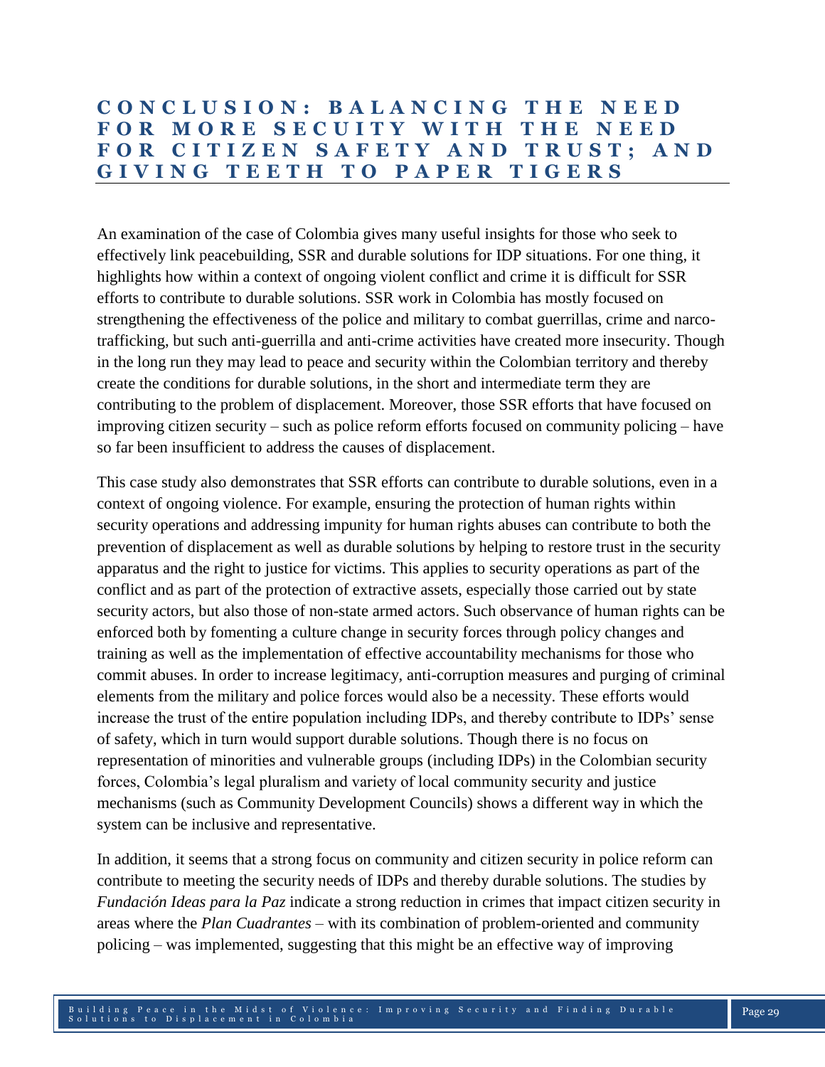# CONCLUSION: BALANCING THE NEED FOR MORE SECUITY WITH THE NEED FOR CITIZEN SAFETY AND TRUST; AND GIVING TEETH TO PAPER TIGERS

An examination of the case of Colombia gives many useful insights for those who seek to effectively link peacebuilding, SSR and durable solutions for IDP situations. For one thing, it highlights how within a context of ongoing violent conflict and crime it is difficult for SSR efforts to contribute to durable solutions. SSR work in Colombia has mostly focused on strengthening the effectiveness of the police and military to combat guerrillas, crime and narco-trafficking, but such anti-guerrilla and anti-crime activities have created more insecurity. Though in the long run they may lead to peace and security within the Colombian territory and thereby create the conditions for durable solutions, in the short and intermediate term they are contributing to the problem of displacement. Moreover, those SSR efforts that have focused on improving citizen security – such as police reform efforts focused on community policing – have so far been insufficient to address the causes of displacement.

This case study also demonstrates that SSR efforts can contribute to durable solutions, even in a context of ongoing violence. For example, ensuring the protection of human rights within security operations and addressing impunity for human rights abuses can contribute to both the prevention of displacement as well as durable solutions by helping to restore trust in the security apparatus and the right to justice for victims. This applies to security operations as part of the conflict and as part of the protection of extractive assets, especially those carried out by state security actors, but also those of non-state armed actors. Such observance of human rights can be enforced both by fomenting a culture change in security forces through policy changes and training as well as the implementation of effective accountability mechanisms for those who commit abuses. In order to increase legitimacy, anti-corruption measures and purging of criminal elements from the military and police forces would also be a necessity. These efforts would increase the trust of the entire population including IDPs, and thereby contribute to IDPs' sense of safety, which in turn would support durable solutions. Though there is no focus on representation of minorities and vulnerable groups (including IDPs) in the Colombian security forces, Colombia's legal pluralism and variety of local community security and justice mechanisms (such as Community Development Councils) shows a different way in which the system can be inclusive and representative.

In addition, it seems that a strong focus on community and citizen security in police reform can contribute to meeting the security needs of IDPs and thereby durable solutions. The studies by *Fundación Ideas para la Paz* indicate a strong reduction in crimes that impact citizen security in areas where the *Plan Cuadrantes* – with its combination of problem-oriented and community policing – was implemented, suggesting that this might be an effective way of improving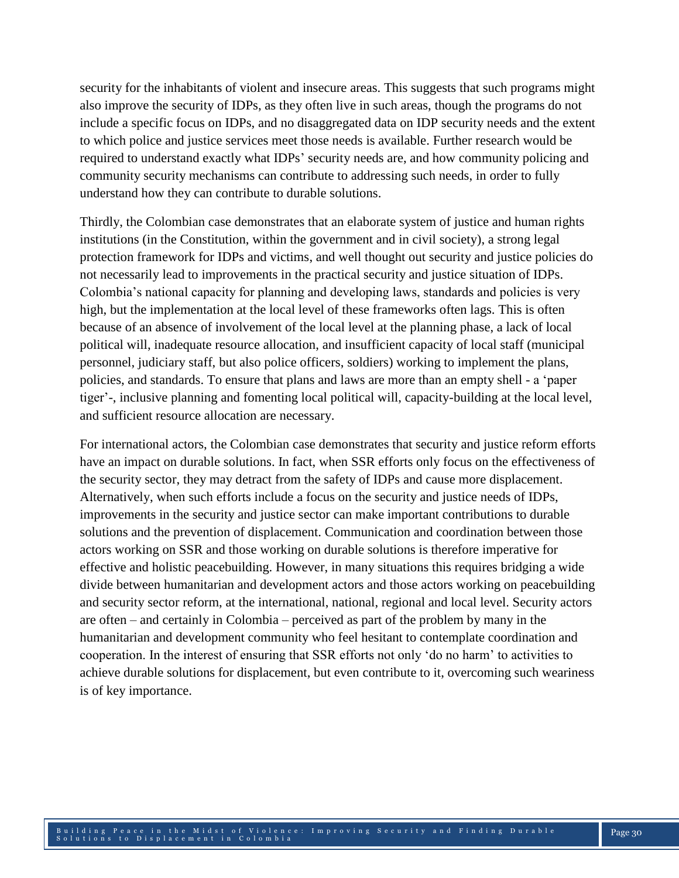security for the inhabitants of violent and insecure areas. This suggests that such programs might also improve the security of IDPs, as they often live in such areas, though the programs do not include a specific focus on IDPs, and no disaggregated data on IDP security needs and the extent to which police and justice services meet those needs is available. Further research would be required to understand exactly what IDPs' security needs are, and how community policing and community security mechanisms can contribute to addressing such needs, in order to fully understand how they can contribute to durable solutions.

Thirdly, the Colombian case demonstrates that an elaborate system of justice and human rights institutions (in the Constitution, within the government and in civil society), a strong legal protection framework for IDPs and victims, and well thought out security and justice policies do not necessarily lead to improvements in the practical security and justice situation of IDPs. Colombia's national capacity for planning and developing laws, standards and policies is very high, but the implementation at the local level of these frameworks often lags. This is often because of an absence of involvement of the local level at the planning phase, a lack of local political will, inadequate resource allocation, and insufficient capacity of local staff (municipal personnel, judiciary staff, but also police officers, soldiers) working to implement the plans, policies, and standards. To ensure that plans and laws are more than an empty shell - a 'paper tiger'-, inclusive planning and fomenting local political will, capacity-building at the local level, and sufficient resource allocation are necessary.

For international actors, the Colombian case demonstrates that security and justice reform efforts have an impact on durable solutions. In fact, when SSR efforts only focus on the effectiveness of the security sector, they may detract from the safety of IDPs and cause more displacement. Alternatively, when such efforts include a focus on the security and justice needs of IDPs, improvements in the security and justice sector can make important contributions to durable solutions and the prevention of displacement. Communication and coordination between those actors working on SSR and those working on durable solutions is therefore imperative for effective and holistic peacebuilding. However, in many situations this requires bridging a wide divide between humanitarian and development actors and those actors working on peacebuilding and security sector reform, at the international, national, regional and local level. Security actors are often – and certainly in Colombia – perceived as part of the problem by many in the humanitarian and development community who feel hesitant to contemplate coordination and cooperation. In the interest of ensuring that SSR efforts not only 'do no harm' to activities to achieve durable solutions for displacement, but even contribute to it, overcoming such weariness is of key importance.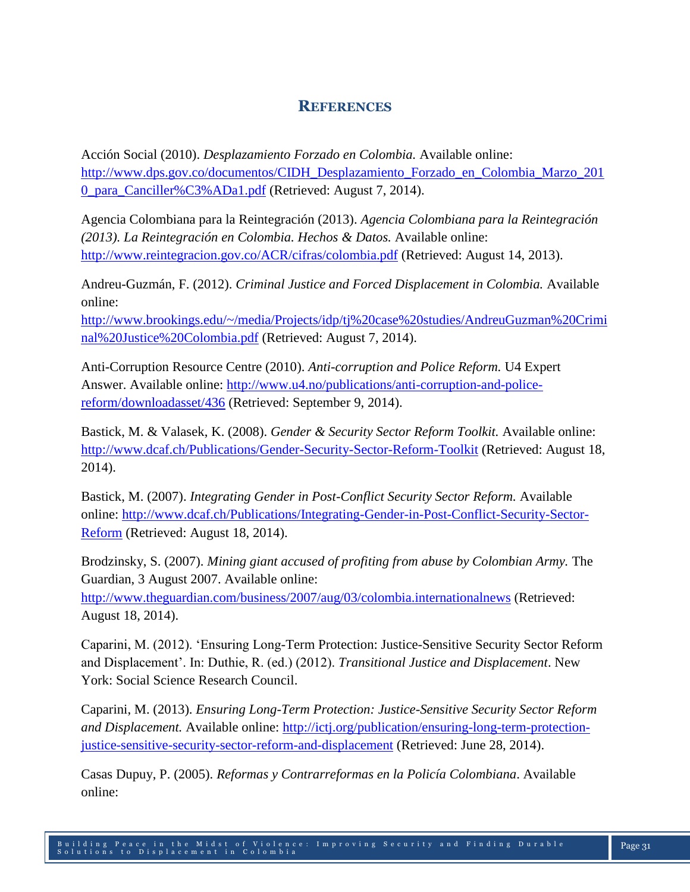## REFERENCES

Acción Social (2010). *Desplazamiento Forzado en Colombia.* Available online: http://www.dps.gov.co/documentos/CIDH_Desplazamiento_Forzado_en_Colombia_Marzo_2010_para_Canciller%C3%ADa1.pdf (Retrieved: August 7, 2014).

Agencia Colombiana para la Reintegración (2013). *Agencia Colombiana para la Reintegración (2013). La Reintegración en Colombia. Hechos & Datos.* Available online: http://www.reintegracion.gov.co/ACR/cifras/colombia.pdf (Retrieved: August 14, 2013).

Andreu-Guzmán, F. (2012). *Criminal Justice and Forced Displacement in Colombia.* Available online: http://www.brookings.edu/~/media/Projects/idp/tj%20case%20studies/AndreuGuzman%20Criminal%20Justice%20Colombia.pdf (Retrieved: August 7, 2014).

Anti-Corruption Resource Centre (2010). *Anti-corruption and Police Reform.* U4 Expert Answer. Available online: http://www.u4.no/publications/anti-corruption-and-police-reform/downloadasset/436 (Retrieved: September 9, 2014).

Bastick, M. & Valasek, K. (2008). *Gender & Security Sector Reform Toolkit.* Available online: http://www.dcaf.ch/Publications/Gender-Security-Sector-Reform-Toolkit (Retrieved: August 18, 2014).

Bastick, M. (2007). *Integrating Gender in Post-Conflict Security Sector Reform.* Available online: http://www.dcaf.ch/Publications/Integrating-Gender-in-Post-Conflict-Security-Sector-Reform (Retrieved: August 18, 2014).

Brodzinsky, S. (2007). *Mining giant accused of profiting from abuse by Colombian Army.* The Guardian, 3 August 2007. Available online: http://www.theguardian.com/business/2007/aug/03/colombia.internationalnews (Retrieved: August 18, 2014).

Caparini, M. (2012). 'Ensuring Long-Term Protection: Justice-Sensitive Security Sector Reform and Displacement'. In: Duthie, R. (ed.) (2012). *Transitional Justice and Displacement*. New York: Social Science Research Council.

Caparini, M. (2013). *Ensuring Long-Term Protection: Justice-Sensitive Security Sector Reform and Displacement.* Available online: http://ictj.org/publication/ensuring-long-term-protection-justice-sensitive-security-sector-reform-and-displacement (Retrieved: June 28, 2014).

Casas Dupuy, P. (2005). *Reformas y Contrarreformas en la Policía Colombiana*. Available online: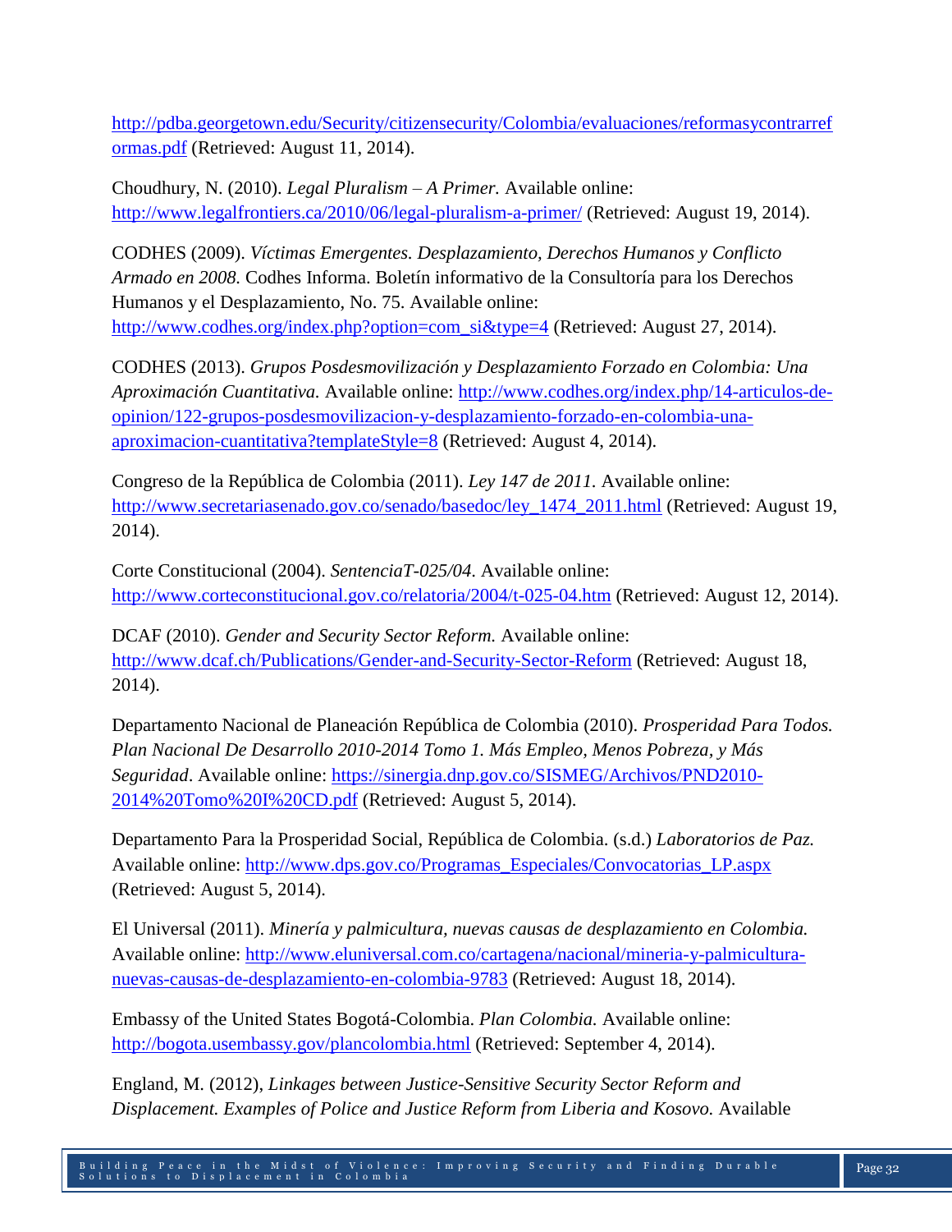http://pdba.georgetown.edu/Security/citizensecurity/Colombia/evaluaciones/reformasycontrarreformas.pdf (Retrieved: August 11, 2014).

Choudhury, N. (2010). *Legal Pluralism – A Primer.* Available online: http://www.legalfrontiers.ca/2010/06/legal-pluralism-a-primer/ (Retrieved: August 19, 2014).

CODHES (2009). *Víctimas Emergentes. Desplazamiento, Derechos Humanos y Conflicto Armado en 2008.* Codhes Informa. Boletín informativo de la Consultoría para los Derechos Humanos y el Desplazamiento, No. 75. Available online: http://www.codhes.org/index.php?option=com_si&type=4 (Retrieved: August 27, 2014).

CODHES (2013). *Grupos Posdesmovilización y Desplazamiento Forzado en Colombia: Una Aproximación Cuantitativa.* Available online: http://www.codhes.org/index.php/14-articulos-de-opinion/122-grupos-posdesmovilizacion-y-desplazamiento-forzado-en-colombia-una-aproximacion-cuantitativa?templateStyle=8 (Retrieved: August 4, 2014).

Congreso de la República de Colombia (2011). *Ley 147 de 2011.* Available online: http://www.secretariasenado.gov.co/senado/basedoc/ley_1474_2011.html (Retrieved: August 19, 2014).

Corte Constitucional (2004). *SentenciaT-025/04*. Available online: http://www.corteconstitucional.gov.co/relatoria/2004/t-025-04.htm (Retrieved: August 12, 2014).

DCAF (2010). *Gender and Security Sector Reform.* Available online: http://www.dcaf.ch/Publications/Gender-and-Security-Sector-Reform (Retrieved: August 18, 2014).

Departamento Nacional de Planeación República de Colombia (2010). *Prosperidad Para Todos. Plan Nacional De Desarrollo 2010-2014 Tomo 1. Más Empleo, Menos Pobreza, y Más Seguridad*. Available online: https://sinergia.dnp.gov.co/SISMEG/Archivos/PND2010-2014%20Tomo%20I%20CD.pdf (Retrieved: August 5, 2014).

Departamento Para la Prosperidad Social, República de Colombia. (s.d.) *Laboratorios de Paz.* Available online: http://www.dps.gov.co/Programas_Especiales/Convocatorias_LP.aspx (Retrieved: August 5, 2014).

El Universal (2011). *Minería y palmicultura, nuevas causas de desplazamiento en Colombia.* Available online: http://www.eluniversal.com.co/cartagena/nacional/mineria-y-palmicultura-nuevas-causas-de-desplazamiento-en-colombia-9783 (Retrieved: August 18, 2014).

Embassy of the United States Bogotá-Colombia. *Plan Colombia.* Available online: http://bogota.usembassy.gov/plancolombia.html (Retrieved: September 4, 2014).

England, M. (2012), *Linkages between Justice-Sensitive Security Sector Reform and Displacement. Examples of Police and Justice Reform from Liberia and Kosovo.* Available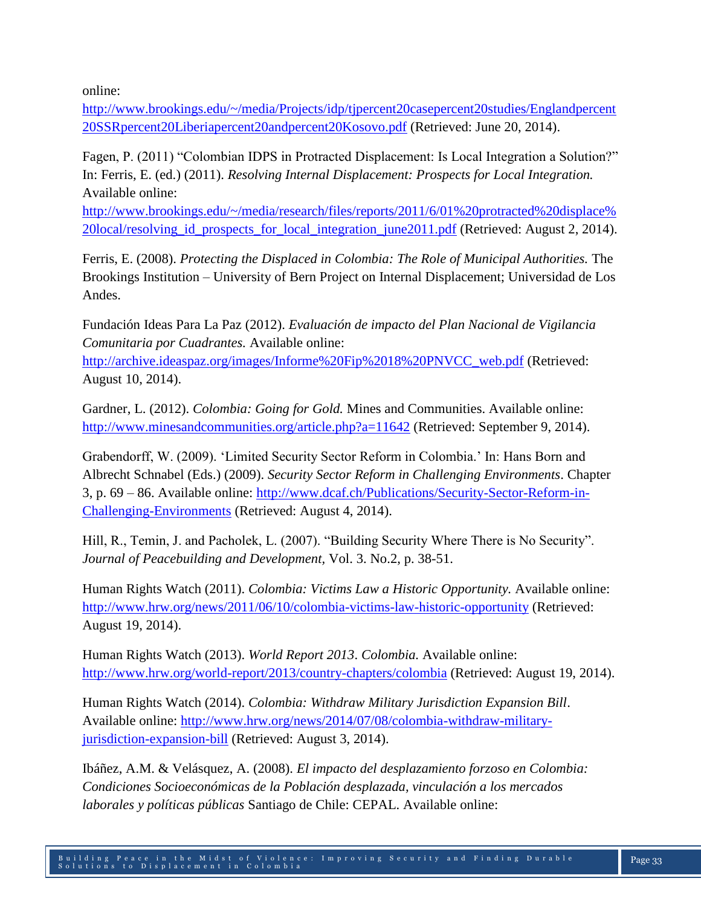online: http://www.brookings.edu/~/media/Projects/idp/tjpercent20casepercent20studies/Englandpercent20SSRpercent20Liberiapercent20andpercent20Kosovo.pdf (Retrieved: June 20, 2014).

Fagen, P. (2011) "Colombian IDPS in Protracted Displacement: Is Local Integration a Solution?" In: Ferris, E. (ed.) (2011). *Resolving Internal Displacement: Prospects for Local Integration.* Available online: http://www.brookings.edu/~/media/research/files/reports/2011/6/01%20protracted%20displace%20local/resolving_id_prospects_for_local_integration_june2011.pdf (Retrieved: August 2, 2014).

Ferris, E. (2008). *Protecting the Displaced in Colombia: The Role of Municipal Authorities.* The Brookings Institution – University of Bern Project on Internal Displacement; Universidad de Los Andes.

Fundación Ideas Para La Paz (2012). *Evaluación de impacto del Plan Nacional de Vigilancia Comunitaria por Cuadrantes.* Available online: http://archive.ideaspaz.org/images/Informe%20Fip%2018%20PNVCC_web.pdf (Retrieved: August 10, 2014).

Gardner, L. (2012). *Colombia: Going for Gold.* Mines and Communities. Available online: http://www.minesandcommunities.org/article.php?a=11642 (Retrieved: September 9, 2014).

Grabendorff, W. (2009). 'Limited Security Sector Reform in Colombia.' In: Hans Born and Albrecht Schnabel (Eds.) (2009). *Security Sector Reform in Challenging Environments*. Chapter 3, p. 69 – 86. Available online: http://www.dcaf.ch/Publications/Security-Sector-Reform-in-Challenging-Environments (Retrieved: August 4, 2014).

Hill, R., Temin, J. and Pacholek, L. (2007). "Building Security Where There is No Security". *Journal of Peacebuilding and Development,* Vol. 3. No.2, p. 38-51.

Human Rights Watch (2011). *Colombia: Victims Law a Historic Opportunity.* Available online: http://www.hrw.org/news/2011/06/10/colombia-victims-law-historic-opportunity (Retrieved: August 19, 2014).

Human Rights Watch (2013). *World Report 2013. Colombia.* Available online: http://www.hrw.org/world-report/2013/country-chapters/colombia (Retrieved: August 19, 2014).

Human Rights Watch (2014). *Colombia: Withdraw Military Jurisdiction Expansion Bill*. Available online: http://www.hrw.org/news/2014/07/08/colombia-withdraw-military-jurisdiction-expansion-bill (Retrieved: August 3, 2014).

Ibáñez, A.M. & Velásquez, A. (2008). *El impacto del desplazamiento forzoso en Colombia: Condiciones Socioeconómicas de la Población desplazada, vinculación a los mercados laborales y políticas públicas* Santiago de Chile: CEPAL. Available online: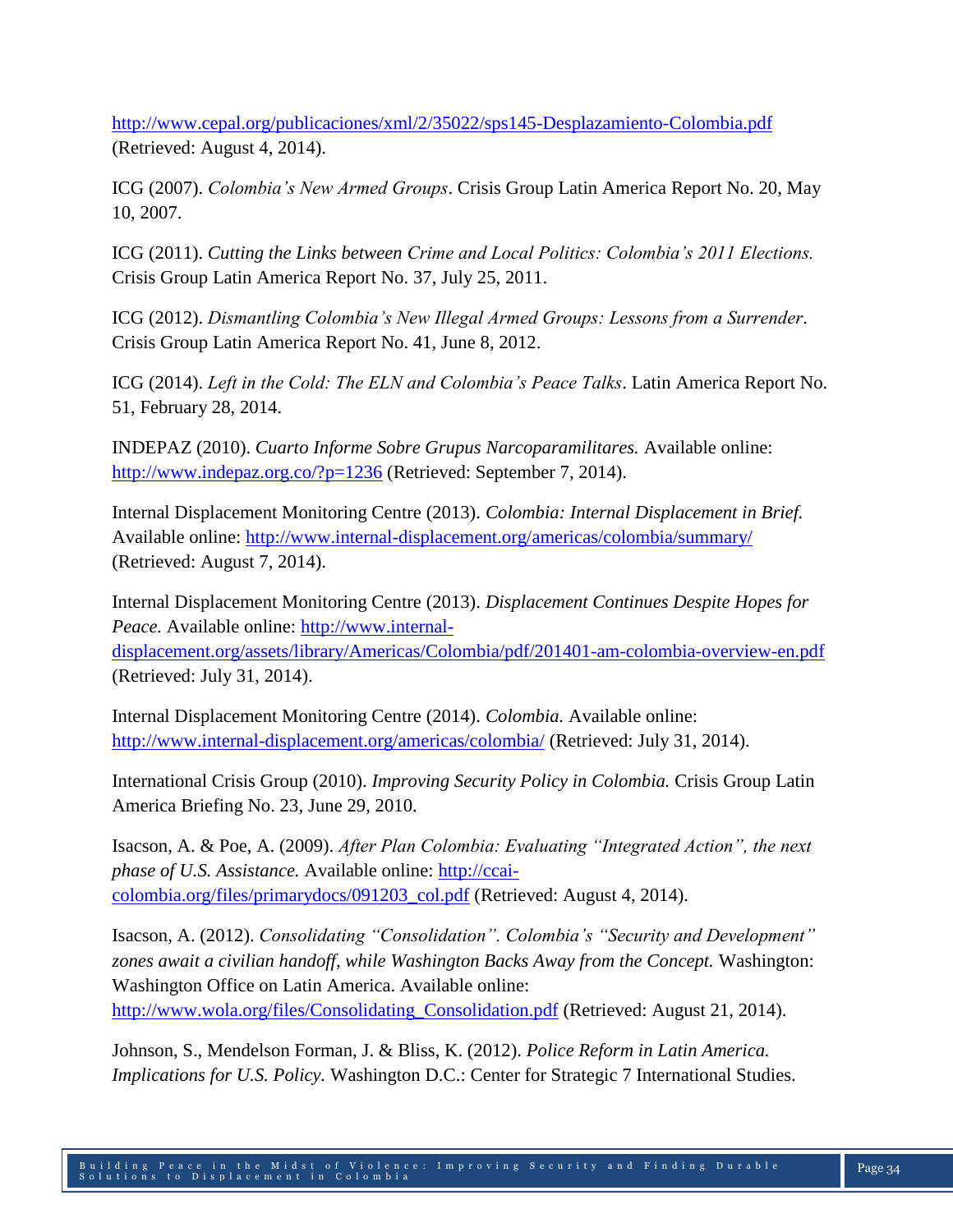http://www.cepal.org/publicaciones/xml/2/35022/sps145-Desplazamiento-Colombia.pdf (Retrieved: August 4, 2014).

ICG (2007). *Colombia's New Armed Groups*. Crisis Group Latin America Report No. 20, May 10, 2007.

ICG (2011). *Cutting the Links between Crime and Local Politics: Colombia's 2011 Elections.* Crisis Group Latin America Report No. 37, July 25, 2011.

ICG (2012). *Dismantling Colombia's New Illegal Armed Groups: Lessons from a Surrender*. Crisis Group Latin America Report No. 41, June 8, 2012.

ICG (2014). *Left in the Cold: The ELN and Colombia's Peace Talks*. Latin America Report No. 51, February 28, 2014.

INDEPAZ (2010). *Cuarto Informe Sobre Grupus Narcoparamilitares.* Available online: http://www.indepaz.org.co/?p=1236 (Retrieved: September 7, 2014).

Internal Displacement Monitoring Centre (2013). *Colombia: Internal Displacement in Brief.* Available online: http://www.internal-displacement.org/americas/colombia/summary/ (Retrieved: August 7, 2014).

Internal Displacement Monitoring Centre (2013). *Displacement Continues Despite Hopes for Peace.* Available online: http://www.internal-displacement.org/assets/library/Americas/Colombia/pdf/201401-am-colombia-overview-en.pdf (Retrieved: July 31, 2014).

Internal Displacement Monitoring Centre (2014). *Colombia.* Available online: http://www.internal-displacement.org/americas/colombia/ (Retrieved: July 31, 2014).

International Crisis Group (2010). *Improving Security Policy in Colombia.* Crisis Group Latin America Briefing No. 23, June 29, 2010.

Isacson, A. & Poe, A. (2009). *After Plan Colombia: Evaluating "Integrated Action", the next phase of U.S. Assistance.* Available online: http://ccai-colombia.org/files/primarydocs/091203_col.pdf (Retrieved: August 4, 2014).

Isacson, A. (2012). *Consolidating "Consolidation". Colombia's "Security and Development" zones await a civilian handoff, while Washington Backs Away from the Concept.* Washington: Washington Office on Latin America. Available online: http://www.wola.org/files/Consolidating_Consolidation.pdf (Retrieved: August 21, 2014).

Johnson, S., Mendelson Forman, J. & Bliss, K. (2012). *Police Reform in Latin America. Implications for U.S. Policy.* Washington D.C.: Center for Strategic 7 International Studies.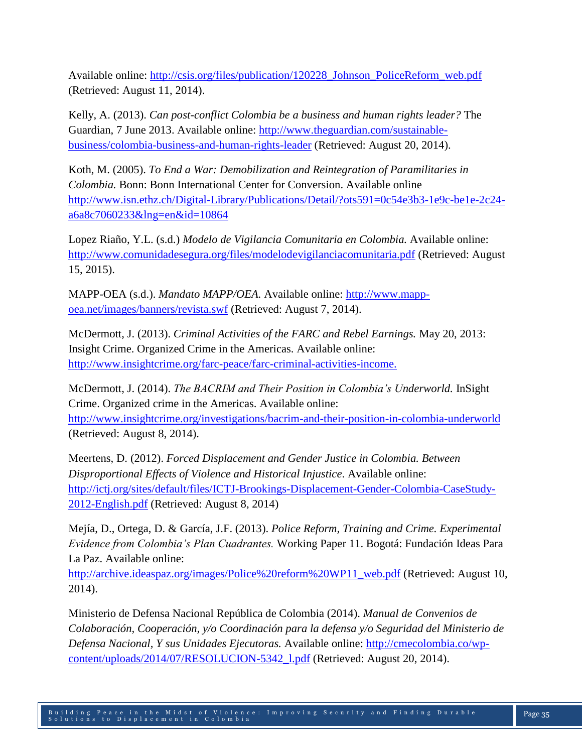Available online: http://csis.org/files/publication/120228_Johnson_PoliceReform_web.pdf (Retrieved: August 11, 2014).

Kelly, A. (2013). *Can post-conflict Colombia be a business and human rights leader?* The Guardian, 7 June 2013. Available online: http://www.theguardian.com/sustainable-business/colombia-business-and-human-rights-leader (Retrieved: August 20, 2014).

Koth, M. (2005). *To End a War: Demobilization and Reintegration of Paramilitaries in Colombia.* Bonn: Bonn International Center for Conversion. Available online http://www.isn.ethz.ch/Digital-Library/Publications/Detail/?ots591=0c54e3b3-1e9c-be1e-2c24-a6a8c7060233&lng=en&id=10864

Lopez Riaño, Y.L. (s.d.) *Modelo de Vigilancia Comunitaria en Colombia.* Available online: http://www.comunidadesegura.org/files/modelodevigilanciacomunitaria.pdf (Retrieved: August 15, 2015).

MAPP-OEA (s.d.). *Mandato MAPP/OEA.* Available online: http://www.mapp-oea.net/images/banners/revista.swf (Retrieved: August 7, 2014).

McDermott, J. (2013). *Criminal Activities of the FARC and Rebel Earnings.* May 20, 2013: Insight Crime. Organized Crime in the Americas. Available online: http://www.insightcrime.org/farc-peace/farc-criminal-activities-income.

McDermott, J. (2014). *The BACRIM and Their Position in Colombia's Underworld.* InSight Crime. Organized crime in the Americas. Available online: http://www.insightcrime.org/investigations/bacrim-and-their-position-in-colombia-underworld (Retrieved: August 8, 2014).

Meertens, D. (2012). *Forced Displacement and Gender Justice in Colombia. Between Disproportional Effects of Violence and Historical Injustice*. Available online: http://ictj.org/sites/default/files/ICTJ-Brookings-Displacement-Gender-Colombia-CaseStudy-2012-English.pdf (Retrieved: August 8, 2014)

Mejía, D., Ortega, D. & García, J.F. (2013). *Police Reform, Training and Crime. Experimental Evidence from Colombia's Plan Cuadrantes.* Working Paper 11. Bogotá: Fundación Ideas Para La Paz. Available online: http://archive.ideaspaz.org/images/Police%20reform%20WP11_web.pdf (Retrieved: August 10, 2014).

Ministerio de Defensa Nacional República de Colombia (2014). *Manual de Convenios de Colaboración, Cooperación, y/o Coordinación para la defensa y/o Seguridad del Ministerio de Defensa Nacional, Y sus Unidades Ejecutoras.* Available online: http://cmecolombia.co/wp-content/uploads/2014/07/RESOLUCION-5342_l.pdf (Retrieved: August 20, 2014).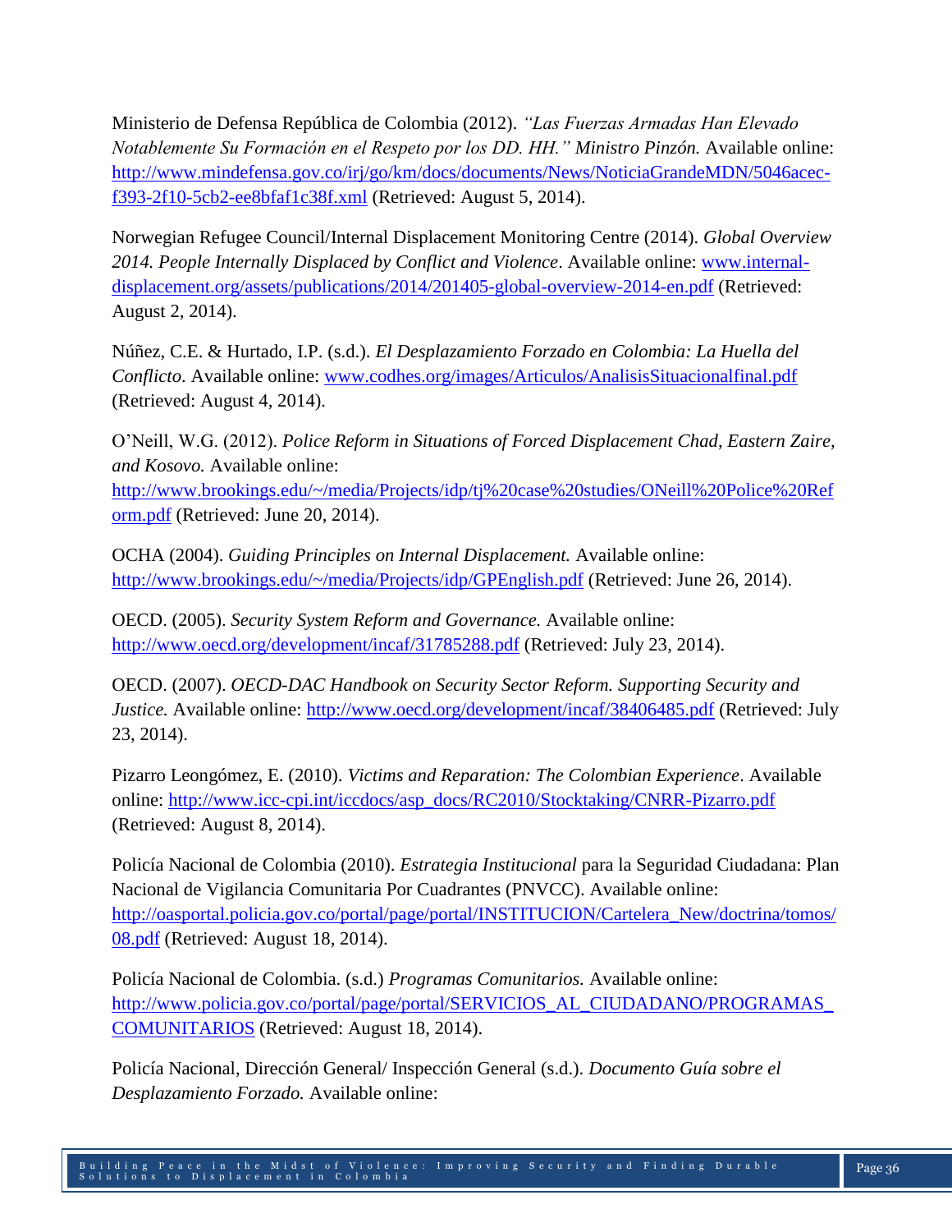Ministerio de Defensa República de Colombia (2012). *"Las Fuerzas Armadas Han Elevado Notablemente Su Formación en el Respeto por los DD. HH." Ministro Pinzón.* Available online: http://www.mindefensa.gov.co/irj/go/km/docs/documents/News/NoticiaGrandeMDN/5046acec-f393-2f10-5cb2-ee8bfaf1c38f.xml (Retrieved: August 5, 2014).

Norwegian Refugee Council/Internal Displacement Monitoring Centre (2014). *Global Overview 2014. People Internally Displaced by Conflict and Violence*. Available online: www.internal-displacement.org/assets/publications/2014/201405-global-overview-2014-en.pdf (Retrieved: August 2, 2014).

Núñez, C.E. & Hurtado, I.P. (s.d.). *El Desplazamiento Forzado en Colombia: La Huella del Conflicto*. Available online: www.codhes.org/images/Articulos/AnalisisSituacionalfinal.pdf (Retrieved: August 4, 2014).

O'Neill, W.G. (2012). *Police Reform in Situations of Forced Displacement Chad, Eastern Zaire, and Kosovo.* Available online: http://www.brookings.edu/~/media/Projects/idp/tj%20case%20studies/ONeill%20Police%20Reform.pdf (Retrieved: June 20, 2014).

OCHA (2004). *Guiding Principles on Internal Displacement.* Available online: http://www.brookings.edu/~/media/Projects/idp/GPEnglish.pdf (Retrieved: June 26, 2014).

OECD. (2005). *Security System Reform and Governance.* Available online: http://www.oecd.org/development/incaf/31785288.pdf (Retrieved: July 23, 2014).

OECD. (2007). *OECD-DAC Handbook on Security Sector Reform. Supporting Security and Justice.* Available online: http://www.oecd.org/development/incaf/38406485.pdf (Retrieved: July 23, 2014).

Pizarro Leongómez, E. (2010). *Victims and Reparation: The Colombian Experience*. Available online: http://www.icc-cpi.int/iccdocs/asp_docs/RC2010/Stocktaking/CNRR-Pizarro.pdf (Retrieved: August 8, 2014).

Policía Nacional de Colombia (2010). *Estrategia Institucional* para la Seguridad Ciudadana: Plan Nacional de Vigilancia Comunitaria Por Cuadrantes (PNVCC). Available online: http://oasportal.policia.gov.co/portal/page/portal/INSTITUCION/Cartelera_New/doctrina/tomos/08.pdf (Retrieved: August 18, 2014).

Policía Nacional de Colombia. (s.d.) *Programas Comunitarios.* Available online: http://www.policia.gov.co/portal/page/portal/SERVICIOS_AL_CIUDADANO/PROGRAMAS_COMUNITARIOS (Retrieved: August 18, 2014).

Policía Nacional, Dirección General/ Inspección General (s.d.). *Documento Guía sobre el Desplazamiento Forzado.* Available online: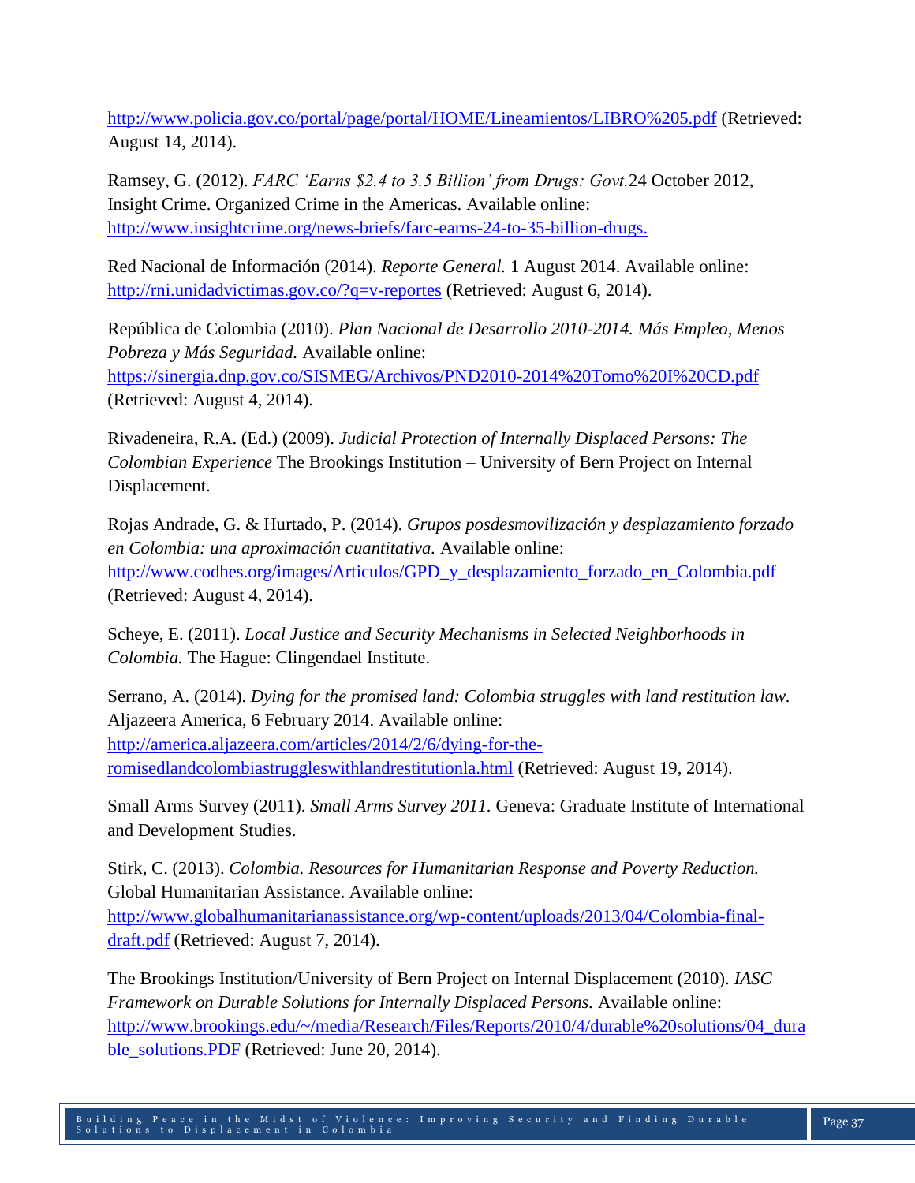http://www.policia.gov.co/portal/page/portal/HOME/Lineamientos/LIBRO%205.pdf (Retrieved: August 14, 2014).

Ramsey, G. (2012). *FARC 'Earns $2.4 to 3.5 Billion' from Drugs: Govt.* 24 October 2012, Insight Crime. Organized Crime in the Americas. Available online: http://www.insightcrime.org/news-briefs/farc-earns-24-to-35-billion-drugs.

Red Nacional de Información (2014). *Reporte General.* 1 August 2014. Available online: http://rni.unidadvictimas.gov.co/?q=v-reportes (Retrieved: August 6, 2014).

República de Colombia (2010). *Plan Nacional de Desarrollo 2010-2014. Más Empleo, Menos Pobreza y Más Seguridad.* Available online: https://sinergia.dnp.gov.co/SISMEG/Archivos/PND2010-2014%20Tomo%20I%20CD.pdf (Retrieved: August 4, 2014).

Rivadeneira, R.A. (Ed.) (2009). *Judicial Protection of Internally Displaced Persons: The Colombian Experience* The Brookings Institution – University of Bern Project on Internal Displacement.

Rojas Andrade, G. & Hurtado, P. (2014). *Grupos posdesmovilización y desplazamiento forzado en Colombia: una aproximación cuantitativa.* Available online: http://www.codhes.org/images/Articulos/GPD_y_desplazamiento_forzado_en_Colombia.pdf (Retrieved: August 4, 2014).

Scheye, E. (2011). *Local Justice and Security Mechanisms in Selected Neighborhoods in Colombia.* The Hague: Clingendael Institute.

Serrano, A. (2014). *Dying for the promised land: Colombia struggles with land restitution law.* Aljazeera America, 6 February 2014. Available online: http://america.aljazeera.com/articles/2014/2/6/dying-for-the-romisedlandcolombiastruggleswithlandrestitutionla.html (Retrieved: August 19, 2014).

Small Arms Survey (2011). *Small Arms Survey 2011.* Geneva: Graduate Institute of International and Development Studies.

Stirk, C. (2013). *Colombia. Resources for Humanitarian Response and Poverty Reduction.* Global Humanitarian Assistance. Available online: http://www.globalhumanitarianassistance.org/wp-content/uploads/2013/04/Colombia-final-draft.pdf (Retrieved: August 7, 2014).

The Brookings Institution/University of Bern Project on Internal Displacement (2010). *IASC Framework on Durable Solutions for Internally Displaced Persons.* Available online: http://www.brookings.edu/~/media/Research/Files/Reports/2010/4/durable%20solutions/04_durable_solutions.PDF (Retrieved: June 20, 2014).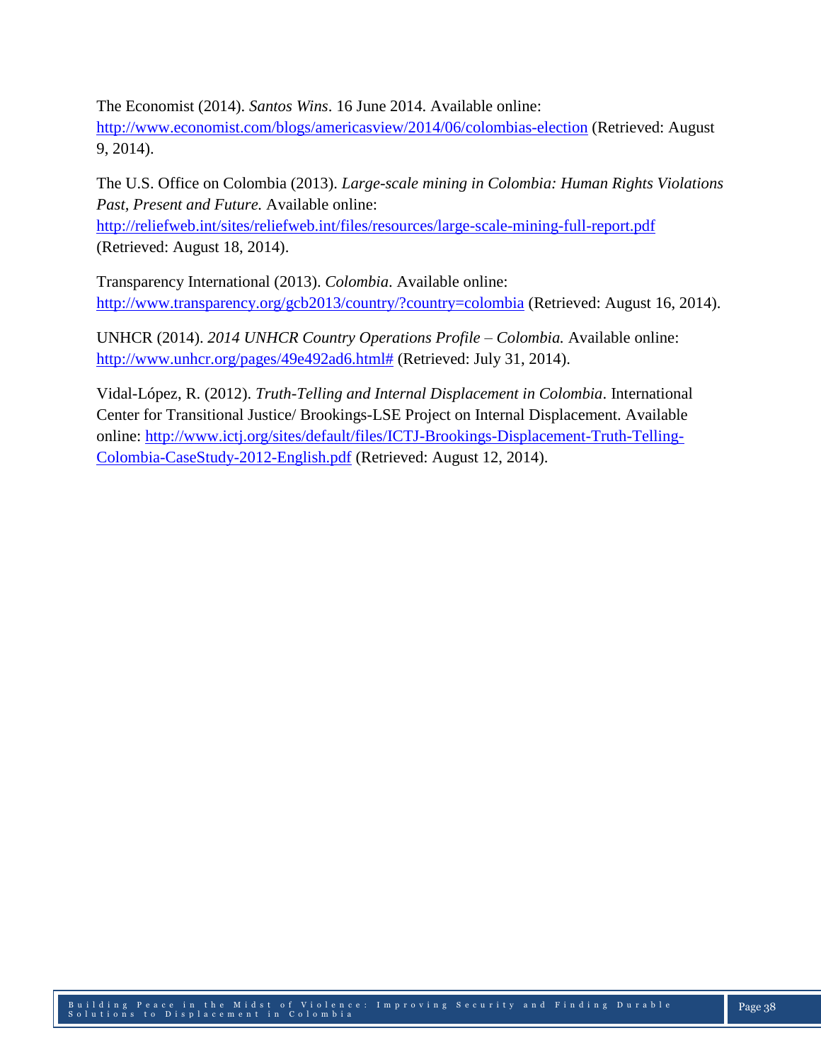The Economist (2014). *Santos Wins*. 16 June 2014. Available online: http://www.economist.com/blogs/americasview/2014/06/colombias-election (Retrieved: August 9, 2014).

The U.S. Office on Colombia (2013). *Large-scale mining in Colombia: Human Rights Violations Past, Present and Future.* Available online: http://reliefweb.int/sites/reliefweb.int/files/resources/large-scale-mining-full-report.pdf (Retrieved: August 18, 2014).

Transparency International (2013). *Colombia*. Available online: http://www.transparency.org/gcb2013/country/?country=colombia (Retrieved: August 16, 2014).

UNHCR (2014). *2014 UNHCR Country Operations Profile – Colombia.* Available online: http://www.unhcr.org/pages/49e492ad6.html# (Retrieved: July 31, 2014).

Vidal-López, R. (2012). *Truth-Telling and Internal Displacement in Colombia*. International Center for Transitional Justice/ Brookings-LSE Project on Internal Displacement. Available online: http://www.ictj.org/sites/default/files/ICTJ-Brookings-Displacement-Truth-Telling-Colombia-CaseStudy-2012-English.pdf (Retrieved: August 12, 2014).